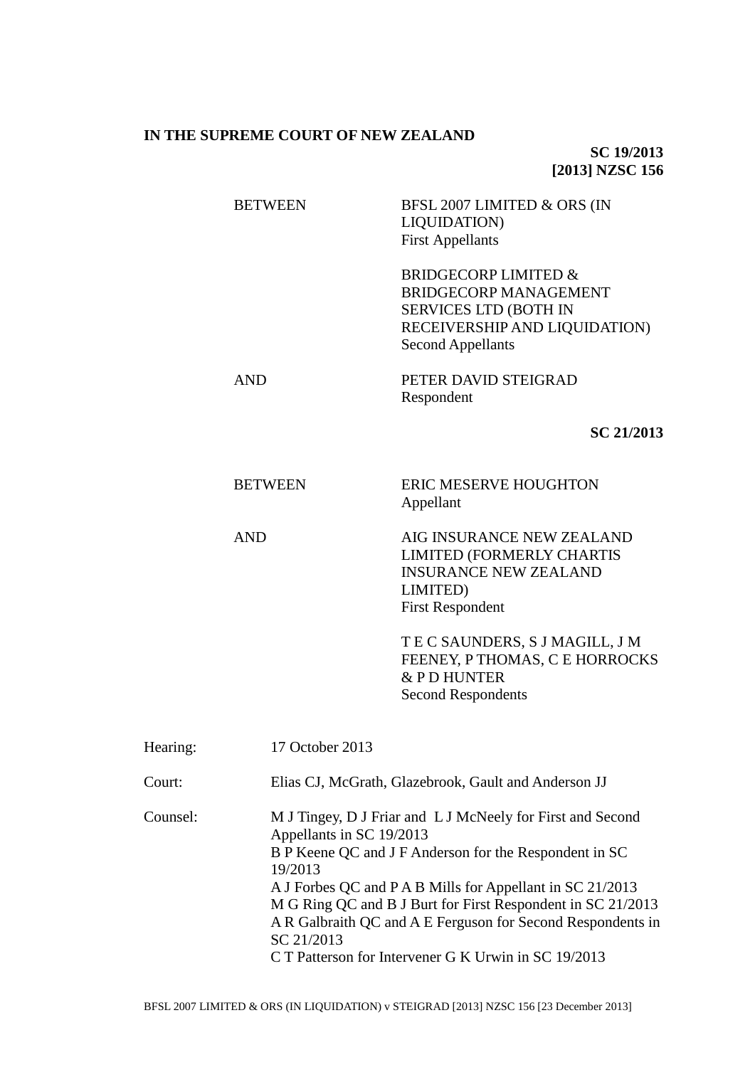**IN THE SUPREME COURT OF NEW ZEALAND**

**SC 19/2013**
**[2013] NZSC 156**

| | |
|---|---|
| BETWEEN | BFSL 2007 LIMITED & ORS (IN LIQUIDATION)<br>First Appellants |
| | BRIDGECORP LIMITED & BRIDGECORP MANAGEMENT SERVICES LTD (BOTH IN RECEIVERSHIP AND LIQUIDATION)<br>Second Appellants |
| AND | PETER DAVID STEIGRAD<br>Respondent |

**SC 21/2013**

| | |
|---|---|
| BETWEEN | ERIC MESERVE HOUGHTON<br>Appellant |
| AND | AIG INSURANCE NEW ZEALAND LIMITED (FORMERLY CHARTIS INSURANCE NEW ZEALAND LIMITED)<br>First Respondent |
| | T E C SAUNDERS, S J MAGILL, J M FEENEY, P THOMAS, C E HORROCKS & P D HUNTER<br>Second Respondents |

| | |
|---|---|
| Hearing: | 17 October 2013 |
| Court: | Elias CJ, McGrath, Glazebrook, Gault and Anderson JJ |
| Counsel: | M J Tingey, D J Friar and L J McNeely for First and Second Appellants in SC 19/2013<br>B P Keene QC and J F Anderson for the Respondent in SC 19/2013<br>A J Forbes QC and P A B Mills for Appellant in SC 21/2013<br>M G Ring QC and B J Burt for First Respondent in SC 21/2013<br>A R Galbraith QC and A E Ferguson for Second Respondents in SC 21/2013<br>C T Patterson for Intervener G K Urwin in SC 19/2013 |

BFSL 2007 LIMITED & ORS (IN LIQUIDATION) v STEIGRAD [2013] NZSC 156 [23 December 2013]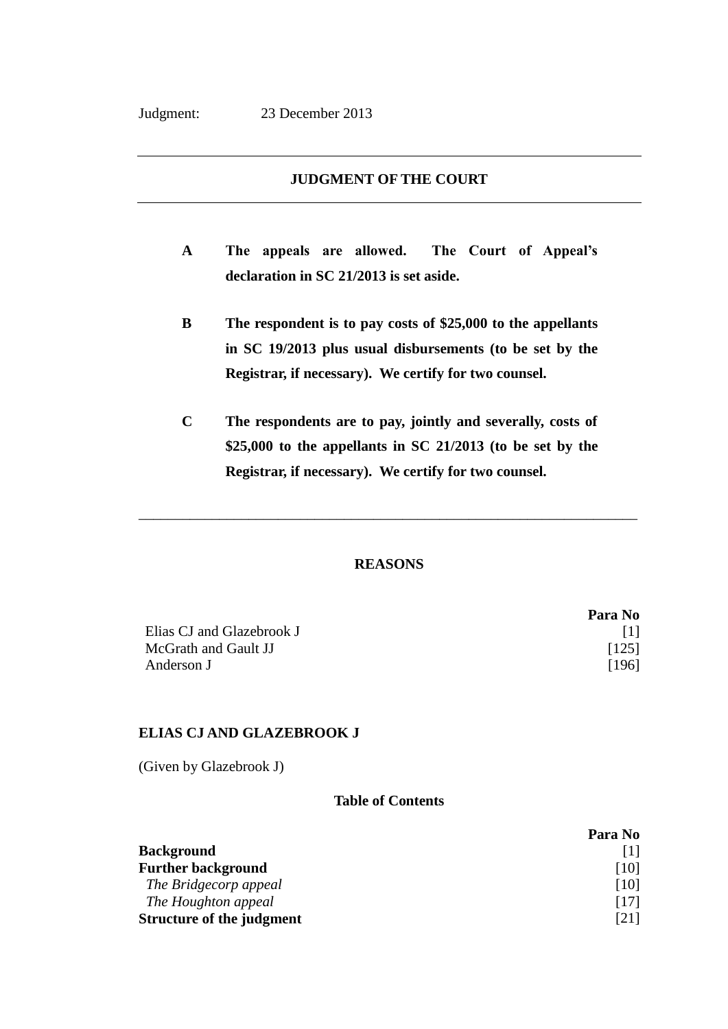Judgment: 23 December 2013

## JUDGMENT OF THE COURT

**A The appeals are allowed. The Court of Appeal's declaration in SC 21/2013 is set aside.**

**B The respondent is to pay costs of $25,000 to the appellants in SC 19/2013 plus usual disbursements (to be set by the Registrar, if necessary). We certify for two counsel.**

**C The respondents are to pay, jointly and severally, costs of $25,000 to the appellants in SC 21/2013 (to be set by the Registrar, if necessary). We certify for two counsel.**

---

## REASONS

| | Para No |
|---|---|
| Elias CJ and Glazebrook J | [1] |
| McGrath and Gault JJ | [125] |
| Anderson J | [196] |

## ELIAS CJ AND GLAZEBROOK J

(Given by Glazebrook J)

### Table of Contents

| | Para No |
|---|---|
| **Background** | [1] |
| **Further background** | [10] |
| *The Bridgecorp appeal* | [10] |
| *The Houghton appeal* | [17] |
| **Structure of the judgment** | [21] |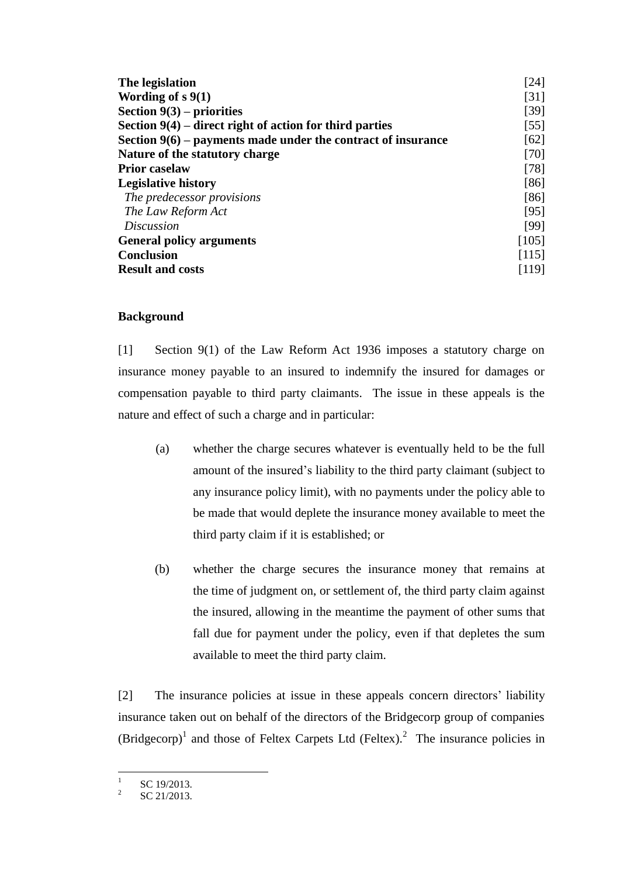| | |
|---|---|
| **The legislation** | [24] |
| **Wording of s 9(1)** | [31] |
| **Section 9(3) – priorities** | [39] |
| **Section 9(4) – direct right of action for third parties** | [55] |
| **Section 9(6) – payments made under the contract of insurance** | [62] |
| **Nature of the statutory charge** | [70] |
| **Prior caselaw** | [78] |
| **Legislative history** | [86] |
| *The predecessor provisions* | [86] |
| *The Law Reform Act* | [95] |
| *Discussion* | [99] |
| **General policy arguments** | [105] |
| **Conclusion** | [115] |
| **Result and costs** | [119] |

## Background

[1] Section 9(1) of the Law Reform Act 1936 imposes a statutory charge on insurance money payable to an insured to indemnify the insured for damages or compensation payable to third party claimants. The issue in these appeals is the nature and effect of such a charge and in particular:

(a) whether the charge secures whatever is eventually held to be the full amount of the insured's liability to the third party claimant (subject to any insurance policy limit), with no payments under the policy able to be made that would deplete the insurance money available to meet the third party claim if it is established; or

(b) whether the charge secures the insurance money that remains at the time of judgment on, or settlement of, the third party claim against the insured, allowing in the meantime the payment of other sums that fall due for payment under the policy, even if that depletes the sum available to meet the third party claim.

[2] The insurance policies at issue in these appeals concern directors' liability insurance taken out on behalf of the directors of the Bridgecorp group of companies (Bridgecorp)[1] and those of Feltex Carpets Ltd (Feltex).[2] The insurance policies in

[1] SC 19/2013.

[2] SC 21/2013.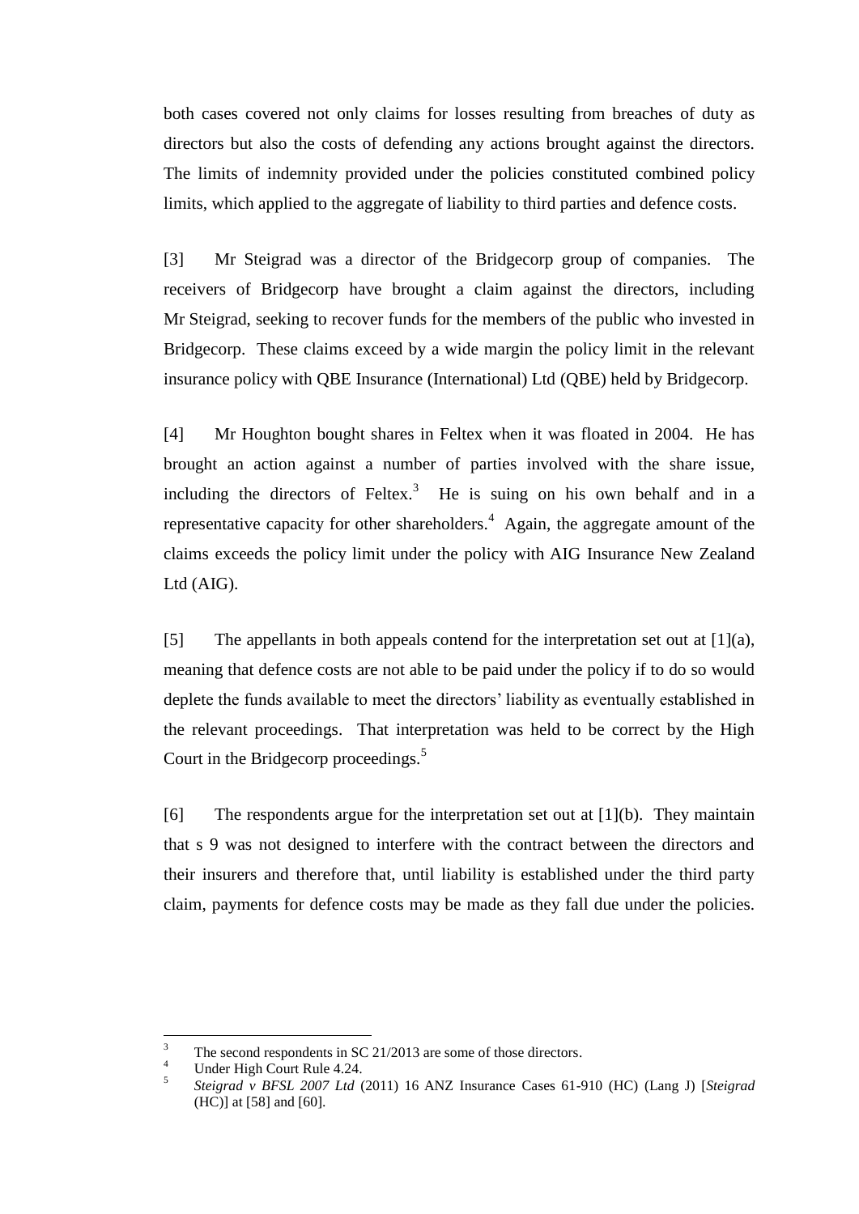both cases covered not only claims for losses resulting from breaches of duty as directors but also the costs of defending any actions brought against the directors. The limits of indemnity provided under the policies constituted combined policy limits, which applied to the aggregate of liability to third parties and defence costs.

[3] Mr Steigrad was a director of the Bridgecorp group of companies. The receivers of Bridgecorp have brought a claim against the directors, including Mr Steigrad, seeking to recover funds for the members of the public who invested in Bridgecorp. These claims exceed by a wide margin the policy limit in the relevant insurance policy with QBE Insurance (International) Ltd (QBE) held by Bridgecorp.

[4] Mr Houghton bought shares in Feltex when it was floated in 2004. He has brought an action against a number of parties involved with the share issue, including the directors of Feltex.[3] He is suing on his own behalf and in a representative capacity for other shareholders.[4] Again, the aggregate amount of the claims exceeds the policy limit under the policy with AIG Insurance New Zealand Ltd (AIG).

[5] The appellants in both appeals contend for the interpretation set out at [1](a), meaning that defence costs are not able to be paid under the policy if to do so would deplete the funds available to meet the directors' liability as eventually established in the relevant proceedings. That interpretation was held to be correct by the High Court in the Bridgecorp proceedings.[5]

[6] The respondents argue for the interpretation set out at [1](b). They maintain that s 9 was not designed to interfere with the contract between the directors and their insurers and therefore that, until liability is established under the third party claim, payments for defence costs may be made as they fall due under the policies.

---

[3] The second respondents in SC 21/2013 are some of those directors.

[4] Under High Court Rule 4.24.

[5] *Steigrad v BFSL 2007 Ltd* (2011) 16 ANZ Insurance Cases 61-910 (HC) (Lang J) [*Steigrad* (HC)] at [58] and [60].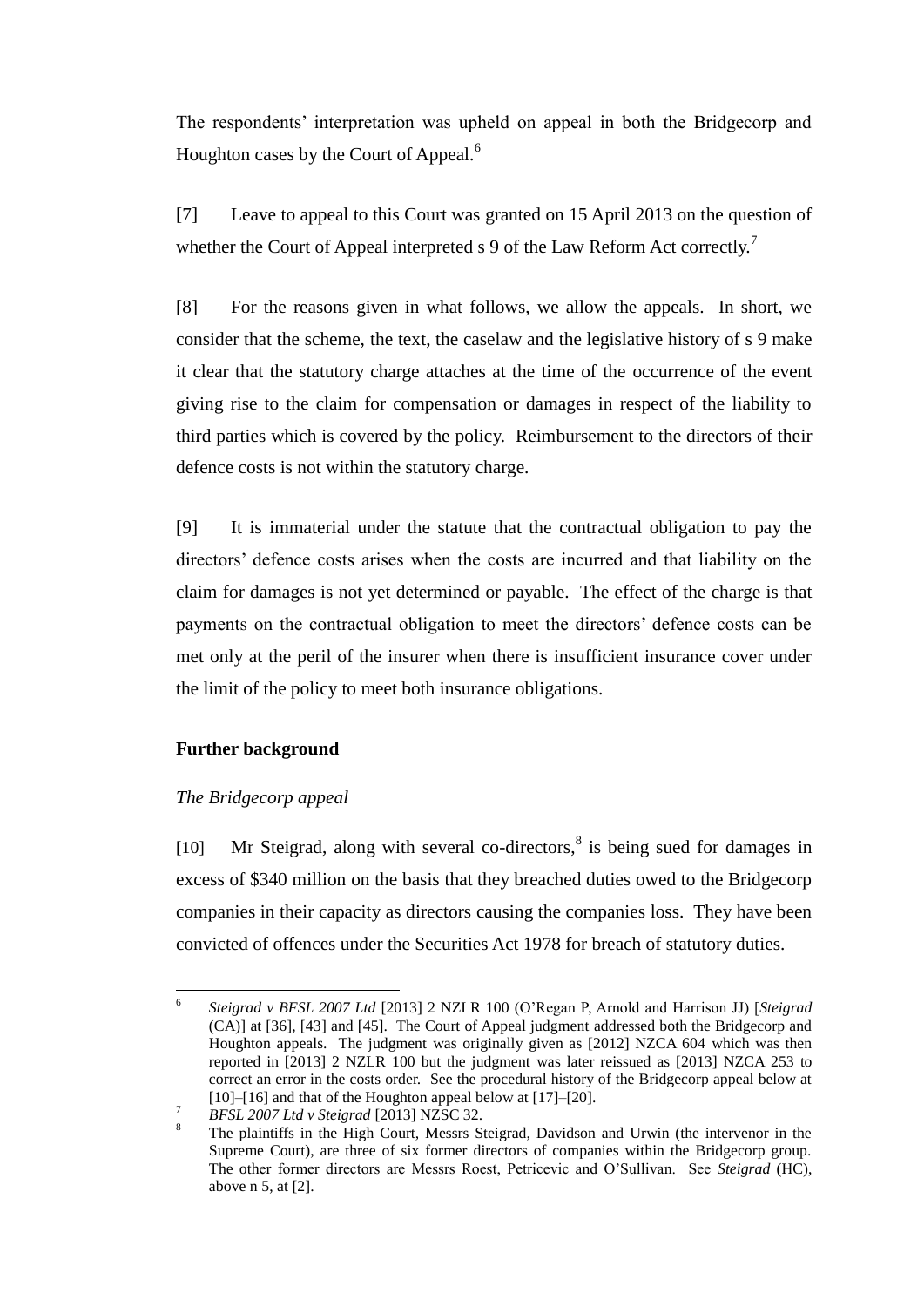The respondents' interpretation was upheld on appeal in both the Bridgecorp and Houghton cases by the Court of Appeal.[6]

[7] Leave to appeal to this Court was granted on 15 April 2013 on the question of whether the Court of Appeal interpreted s 9 of the Law Reform Act correctly.[7]

[8] For the reasons given in what follows, we allow the appeals. In short, we consider that the scheme, the text, the caselaw and the legislative history of s 9 make it clear that the statutory charge attaches at the time of the occurrence of the event giving rise to the claim for compensation or damages in respect of the liability to third parties which is covered by the policy. Reimbursement to the directors of their defence costs is not within the statutory charge.

[9] It is immaterial under the statute that the contractual obligation to pay the directors' defence costs arises when the costs are incurred and that liability on the claim for damages is not yet determined or payable. The effect of the charge is that payments on the contractual obligation to meet the directors' defence costs can be met only at the peril of the insurer when there is insufficient insurance cover under the limit of the policy to meet both insurance obligations.

## Further background

### *The Bridgecorp appeal*

[10] Mr Steigrad, along with several co-directors,[8] is being sued for damages in excess of $340 million on the basis that they breached duties owed to the Bridgecorp companies in their capacity as directors causing the companies loss. They have been convicted of offences under the Securities Act 1978 for breach of statutory duties.

---

6 *Steigrad v BFSL 2007 Ltd* [2013] 2 NZLR 100 (O'Regan P, Arnold and Harrison JJ) [*Steigrad* (CA)] at [36], [43] and [45]. The Court of Appeal judgment addressed both the Bridgecorp and Houghton appeals. The judgment was originally given as [2012] NZCA 604 which was then reported in [2013] 2 NZLR 100 but the judgment was later reissued as [2013] NZCA 253 to correct an error in the costs order. See the procedural history of the Bridgecorp appeal below at [10]–[16] and that of the Houghton appeal below at [17]–[20].

7 *BFSL 2007 Ltd v Steigrad* [2013] NZSC 32.

8 The plaintiffs in the High Court, Messrs Steigrad, Davidson and Urwin (the intervenor in the Supreme Court), are three of six former directors of companies within the Bridgecorp group. The other former directors are Messrs Roest, Petricevic and O'Sullivan. See *Steigrad* (HC), above n 5, at [2].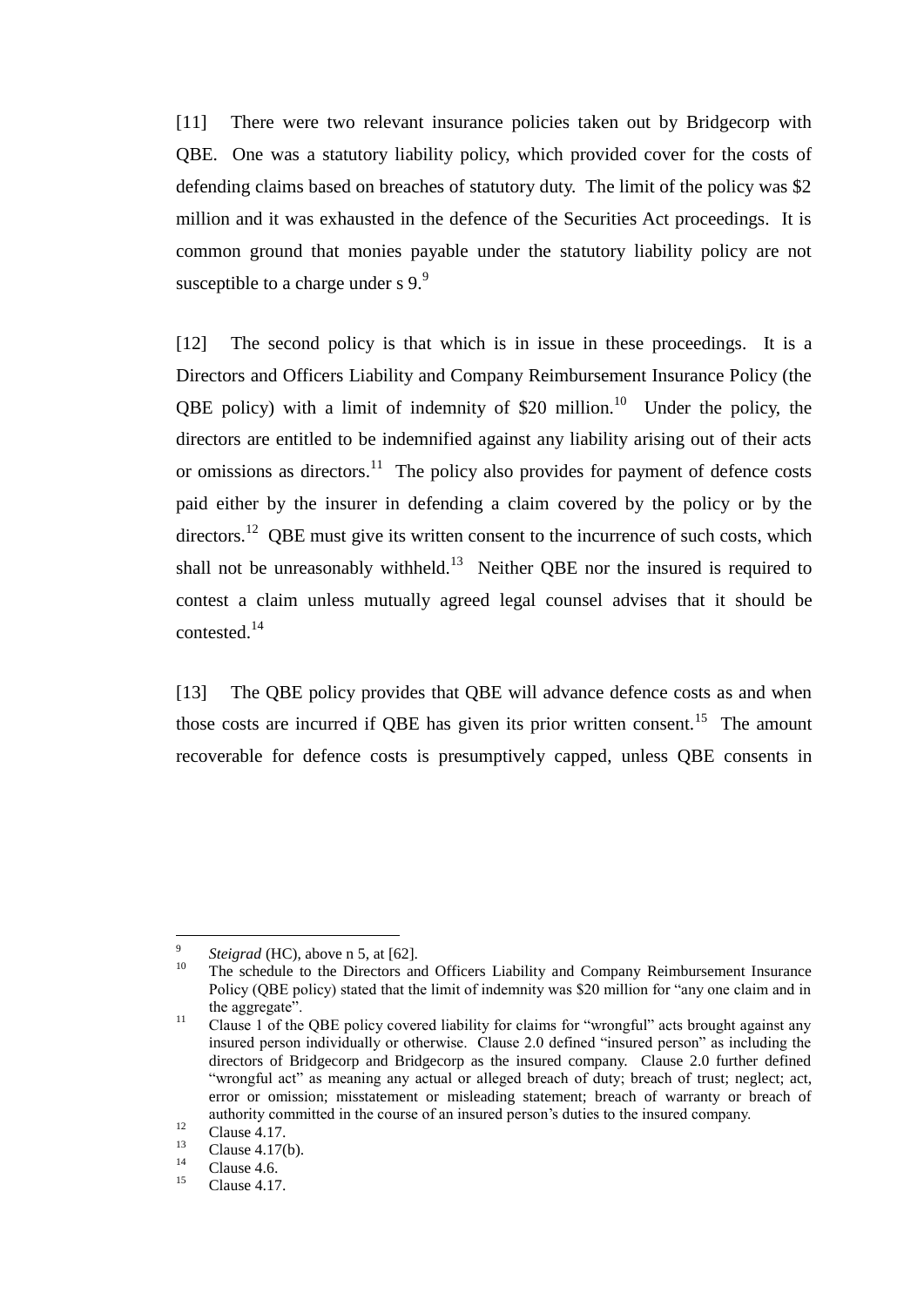[11] There were two relevant insurance policies taken out by Bridgecorp with QBE. One was a statutory liability policy, which provided cover for the costs of defending claims based on breaches of statutory duty. The limit of the policy was $2 million and it was exhausted in the defence of the Securities Act proceedings. It is common ground that monies payable under the statutory liability policy are not susceptible to a charge under s 9.[9]

[12] The second policy is that which is in issue in these proceedings. It is a Directors and Officers Liability and Company Reimbursement Insurance Policy (the QBE policy) with a limit of indemnity of $20 million.[10] Under the policy, the directors are entitled to be indemnified against any liability arising out of their acts or omissions as directors.[11] The policy also provides for payment of defence costs paid either by the insurer in defending a claim covered by the policy or by the directors.[12] QBE must give its written consent to the incurrence of such costs, which shall not be unreasonably withheld.[13] Neither QBE nor the insured is required to contest a claim unless mutually agreed legal counsel advises that it should be contested.[14]

[13] The QBE policy provides that QBE will advance defence costs as and when those costs are incurred if QBE has given its prior written consent.[15] The amount recoverable for defence costs is presumptively capped, unless QBE consents in

---

[9] *Steigrad* (HC), above n 5, at [62].

[10] The schedule to the Directors and Officers Liability and Company Reimbursement Insurance Policy (QBE policy) stated that the limit of indemnity was $20 million for "any one claim and in the aggregate".

[11] Clause 1 of the QBE policy covered liability for claims for "wrongful" acts brought against any insured person individually or otherwise. Clause 2.0 defined "insured person" as including the directors of Bridgecorp and Bridgecorp as the insured company. Clause 2.0 further defined "wrongful act" as meaning any actual or alleged breach of duty; breach of trust; neglect; act, error or omission; misstatement or misleading statement; breach of warranty or breach of authority committed in the course of an insured person's duties to the insured company.

[12] Clause 4.17.

[13] Clause 4.17(b).

[14] Clause 4.6.

[15] Clause 4.17.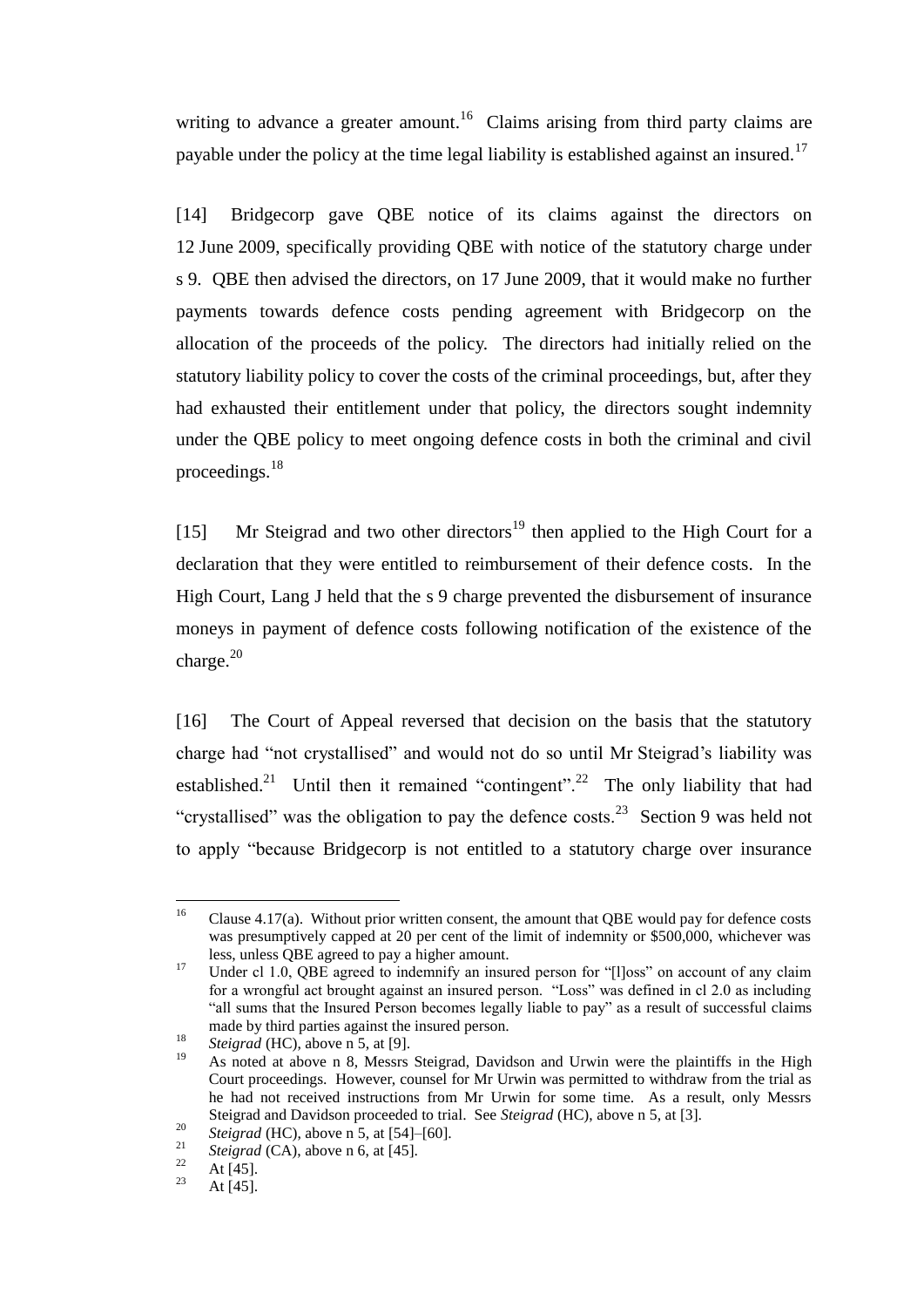writing to advance a greater amount.[16] Claims arising from third party claims are payable under the policy at the time legal liability is established against an insured.[17]

[14] Bridgecorp gave QBE notice of its claims against the directors on 12 June 2009, specifically providing QBE with notice of the statutory charge under s 9. QBE then advised the directors, on 17 June 2009, that it would make no further payments towards defence costs pending agreement with Bridgecorp on the allocation of the proceeds of the policy. The directors had initially relied on the statutory liability policy to cover the costs of the criminal proceedings, but, after they had exhausted their entitlement under that policy, the directors sought indemnity under the QBE policy to meet ongoing defence costs in both the criminal and civil proceedings.[18]

[15] Mr Steigrad and two other directors[19] then applied to the High Court for a declaration that they were entitled to reimbursement of their defence costs. In the High Court, Lang J held that the s 9 charge prevented the disbursement of insurance moneys in payment of defence costs following notification of the existence of the charge.[20]

[16] The Court of Appeal reversed that decision on the basis that the statutory charge had "not crystallised" and would not do so until Mr Steigrad's liability was established.[21] Until then it remained "contingent".[22] The only liability that had "crystallised" was the obligation to pay the defence costs.[23] Section 9 was held not to apply "because Bridgecorp is not entitled to a statutory charge over insurance

---

[16] Clause 4.17(a). Without prior written consent, the amount that QBE would pay for defence costs was presumptively capped at 20 per cent of the limit of indemnity or $500,000, whichever was less, unless QBE agreed to pay a higher amount.

[17] Under cl 1.0, QBE agreed to indemnify an insured person for "[l]oss" on account of any claim for a wrongful act brought against an insured person. "Loss" was defined in cl 2.0 as including "all sums that the Insured Person becomes legally liable to pay" as a result of successful claims made by third parties against the insured person.

[18] *Steigrad* (HC), above n 5, at [9].

[19] As noted at above n 8, Messrs Steigrad, Davidson and Urwin were the plaintiffs in the High Court proceedings. However, counsel for Mr Urwin was permitted to withdraw from the trial as he had not received instructions from Mr Urwin for some time. As a result, only Messrs Steigrad and Davidson proceeded to trial. See *Steigrad* (HC), above n 5, at [3].

[20] *Steigrad* (HC), above n 5, at [54]–[60].

[21] *Steigrad* (CA), above n 6, at [45].

[22] At [45].

[23] At [45].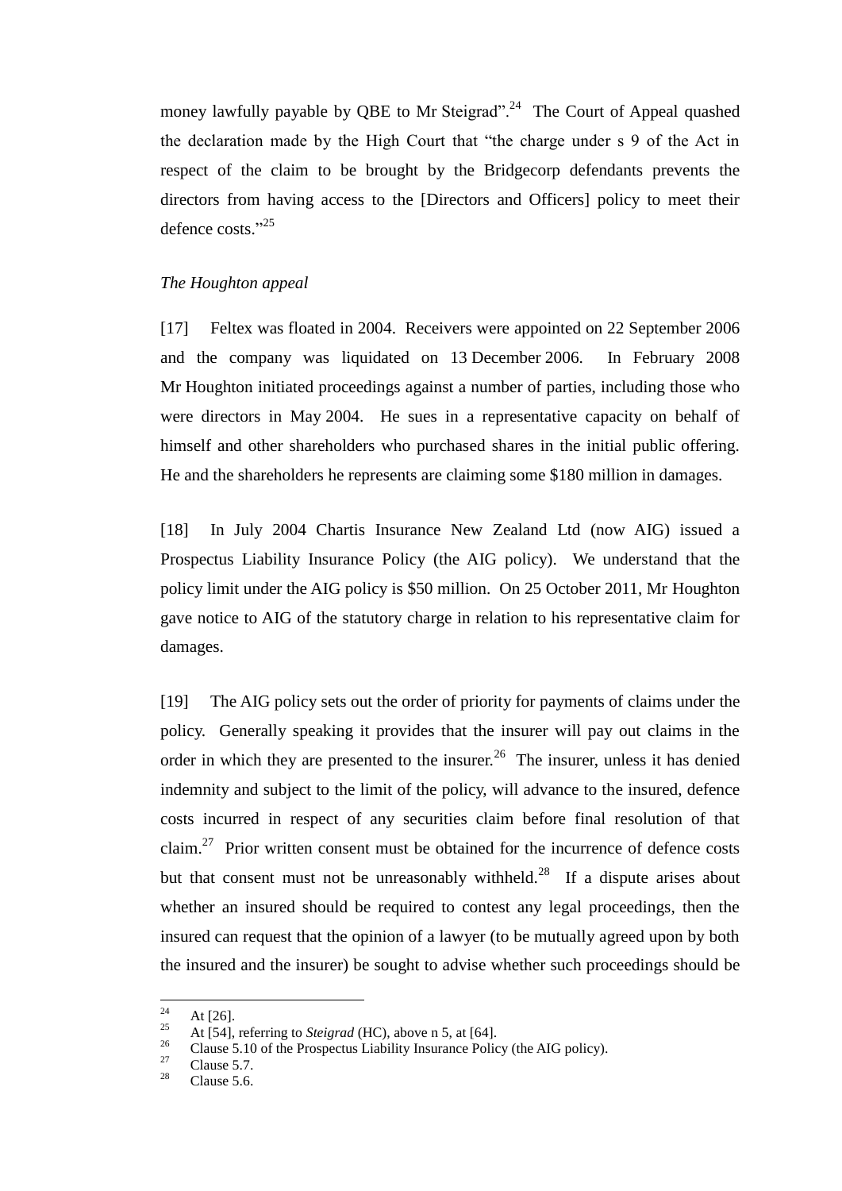money lawfully payable by QBE to Mr Steigrad".[24] The Court of Appeal quashed the declaration made by the High Court that "the charge under s 9 of the Act in respect of the claim to be brought by the Bridgecorp defendants prevents the directors from having access to the [Directors and Officers] policy to meet their defence costs."[25]

*The Houghton appeal*

[17] Feltex was floated in 2004. Receivers were appointed on 22 September 2006 and the company was liquidated on 13 December 2006. In February 2008 Mr Houghton initiated proceedings against a number of parties, including those who were directors in May 2004. He sues in a representative capacity on behalf of himself and other shareholders who purchased shares in the initial public offering. He and the shareholders he represents are claiming some $180 million in damages.

[18] In July 2004 Chartis Insurance New Zealand Ltd (now AIG) issued a Prospectus Liability Insurance Policy (the AIG policy). We understand that the policy limit under the AIG policy is $50 million. On 25 October 2011, Mr Houghton gave notice to AIG of the statutory charge in relation to his representative claim for damages.

[19] The AIG policy sets out the order of priority for payments of claims under the policy. Generally speaking it provides that the insurer will pay out claims in the order in which they are presented to the insurer.[26] The insurer, unless it has denied indemnity and subject to the limit of the policy, will advance to the insured, defence costs incurred in respect of any securities claim before final resolution of that claim.[27] Prior written consent must be obtained for the incurrence of defence costs but that consent must not be unreasonably withheld.[28] If a dispute arises about whether an insured should be required to contest any legal proceedings, then the insured can request that the opinion of a lawyer (to be mutually agreed upon by both the insured and the insurer) be sought to advise whether such proceedings should be

---

[24] At [26].

[25] At [54], referring to *Steigrad* (HC), above n 5, at [64].

[26] Clause 5.10 of the Prospectus Liability Insurance Policy (the AIG policy).

[27] Clause 5.7.

[28] Clause 5.6.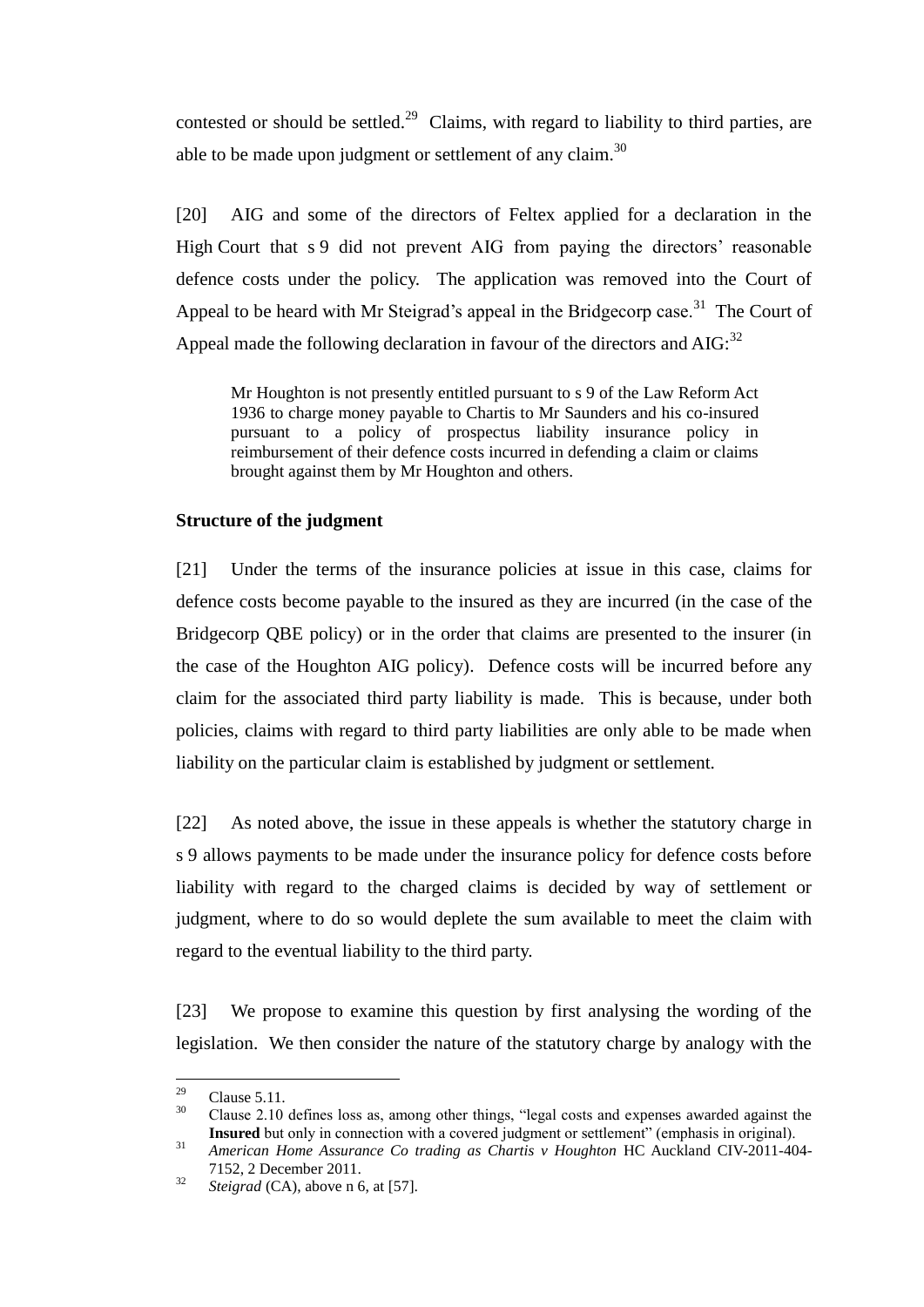contested or should be settled.[29] Claims, with regard to liability to third parties, are able to be made upon judgment or settlement of any claim.[30]

[20] AIG and some of the directors of Feltex applied for a declaration in the High Court that s 9 did not prevent AIG from paying the directors' reasonable defence costs under the policy. The application was removed into the Court of Appeal to be heard with Mr Steigrad's appeal in the Bridgecorp case.[31] The Court of Appeal made the following declaration in favour of the directors and AIG:[32]

> Mr Houghton is not presently entitled pursuant to s 9 of the Law Reform Act 1936 to charge money payable to Chartis to Mr Saunders and his co-insured pursuant to a policy of prospectus liability insurance policy in reimbursement of their defence costs incurred in defending a claim or claims brought against them by Mr Houghton and others.

**Structure of the judgment**

[21] Under the terms of the insurance policies at issue in this case, claims for defence costs become payable to the insured as they are incurred (in the case of the Bridgecorp QBE policy) or in the order that claims are presented to the insurer (in the case of the Houghton AIG policy). Defence costs will be incurred before any claim for the associated third party liability is made. This is because, under both policies, claims with regard to third party liabilities are only able to be made when liability on the particular claim is established by judgment or settlement.

[22] As noted above, the issue in these appeals is whether the statutory charge in s 9 allows payments to be made under the insurance policy for defence costs before liability with regard to the charged claims is decided by way of settlement or judgment, where to do so would deplete the sum available to meet the claim with regard to the eventual liability to the third party.

[23] We propose to examine this question by first analysing the wording of the legislation. We then consider the nature of the statutory charge by analogy with the

---

[29] Clause 5.11.

[30] Clause 2.10 defines loss as, among other things, "legal costs and expenses awarded against the **Insured** but only in connection with a covered judgment or settlement" (emphasis in original).

[31] *American Home Assurance Co trading as Chartis v Houghton* HC Auckland CIV-2011-404-7152, 2 December 2011.

[32] *Steigrad* (CA), above n 6, at [57].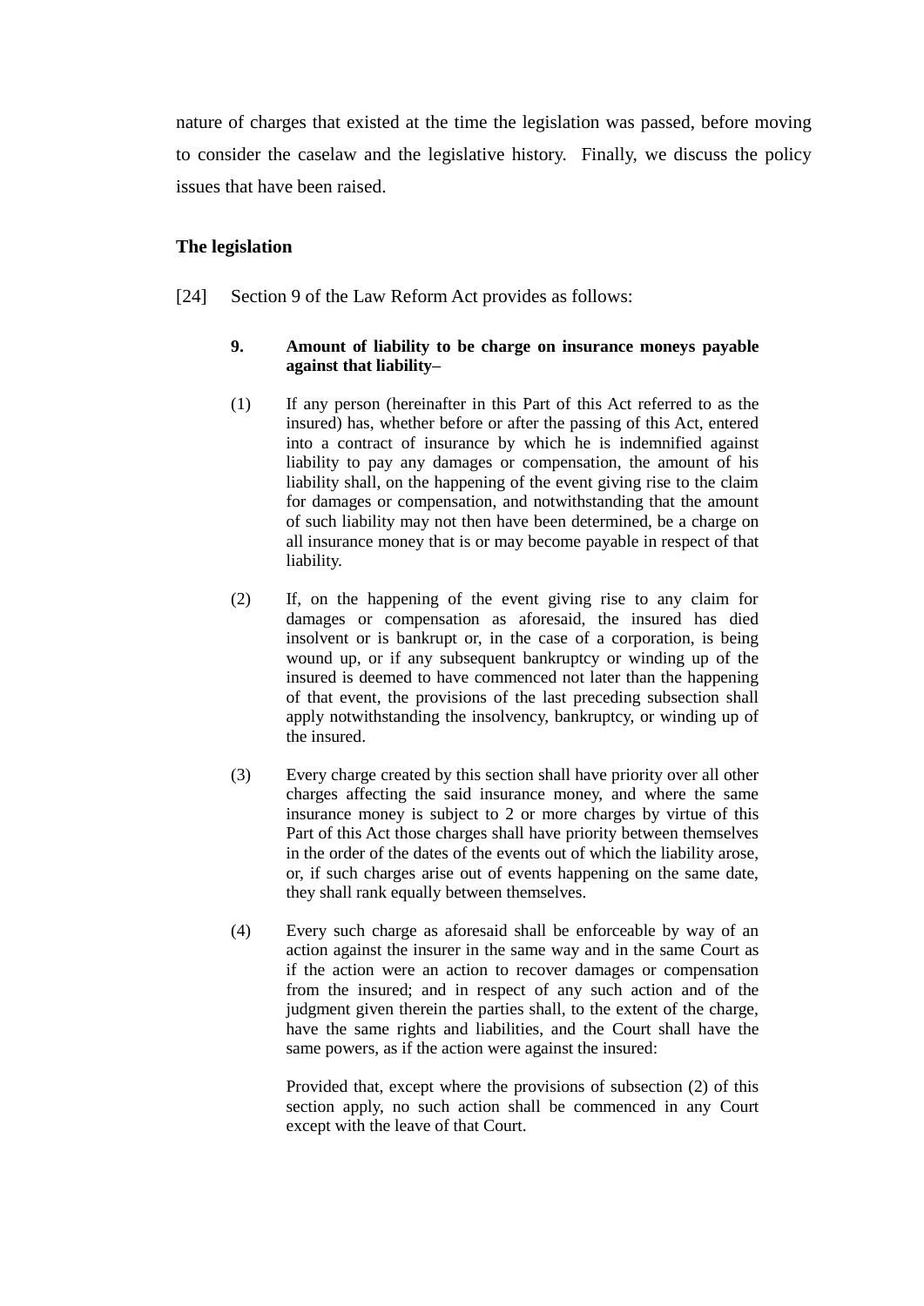nature of charges that existed at the time the legislation was passed, before moving to consider the caselaw and the legislative history. Finally, we discuss the policy issues that have been raised.

### The legislation

[24] Section 9 of the Law Reform Act provides as follows:

> **9. Amount of liability to be charge on insurance moneys payable against that liability–**
>
> (1) If any person (hereinafter in this Part of this Act referred to as the insured) has, whether before or after the passing of this Act, entered into a contract of insurance by which he is indemnified against liability to pay any damages or compensation, the amount of his liability shall, on the happening of the event giving rise to the claim for damages or compensation, and notwithstanding that the amount of such liability may not then have been determined, be a charge on all insurance money that is or may become payable in respect of that liability.
>
> (2) If, on the happening of the event giving rise to any claim for damages or compensation as aforesaid, the insured has died insolvent or is bankrupt or, in the case of a corporation, is being wound up, or if any subsequent bankruptcy or winding up of the insured is deemed to have commenced not later than the happening of that event, the provisions of the last preceding subsection shall apply notwithstanding the insolvency, bankruptcy, or winding up of the insured.
>
> (3) Every charge created by this section shall have priority over all other charges affecting the said insurance money, and where the same insurance money is subject to 2 or more charges by virtue of this Part of this Act those charges shall have priority between themselves in the order of the dates of the events out of which the liability arose, or, if such charges arise out of events happening on the same date, they shall rank equally between themselves.
>
> (4) Every such charge as aforesaid shall be enforceable by way of an action against the insurer in the same way and in the same Court as if the action were an action to recover damages or compensation from the insured; and in respect of any such action and of the judgment given therein the parties shall, to the extent of the charge, have the same rights and liabilities, and the Court shall have the same powers, as if the action were against the insured:
>
> Provided that, except where the provisions of subsection (2) of this section apply, no such action shall be commenced in any Court except with the leave of that Court.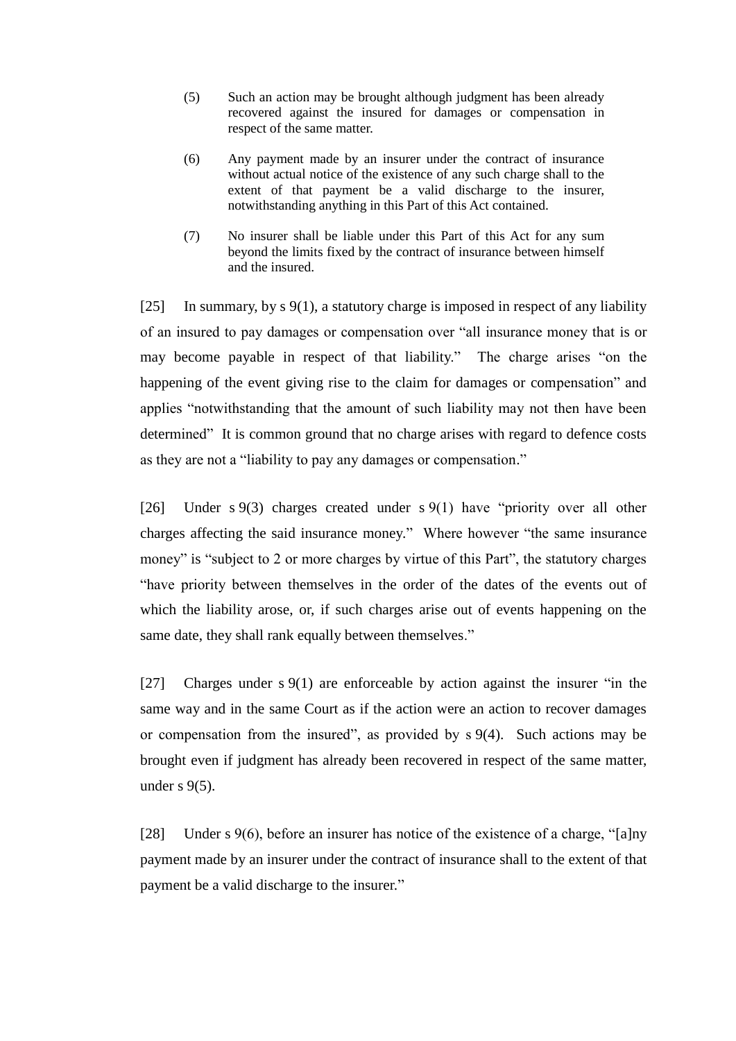> (5) Such an action may be brought although judgment has been already recovered against the insured for damages or compensation in respect of the same matter.
>
> (6) Any payment made by an insurer under the contract of insurance without actual notice of the existence of any such charge shall to the extent of that payment be a valid discharge to the insurer, notwithstanding anything in this Part of this Act contained.
>
> (7) No insurer shall be liable under this Part of this Act for any sum beyond the limits fixed by the contract of insurance between himself and the insured.

[25] In summary, by s 9(1), a statutory charge is imposed in respect of any liability of an insured to pay damages or compensation over "all insurance money that is or may become payable in respect of that liability." The charge arises "on the happening of the event giving rise to the claim for damages or compensation" and applies "notwithstanding that the amount of such liability may not then have been determined" It is common ground that no charge arises with regard to defence costs as they are not a "liability to pay any damages or compensation."

[26] Under s 9(3) charges created under s 9(1) have "priority over all other charges affecting the said insurance money." Where however "the same insurance money" is "subject to 2 or more charges by virtue of this Part", the statutory charges "have priority between themselves in the order of the dates of the events out of which the liability arose, or, if such charges arise out of events happening on the same date, they shall rank equally between themselves."

[27] Charges under s 9(1) are enforceable by action against the insurer "in the same way and in the same Court as if the action were an action to recover damages or compensation from the insured", as provided by s 9(4). Such actions may be brought even if judgment has already been recovered in respect of the same matter, under s 9(5).

[28] Under s 9(6), before an insurer has notice of the existence of a charge, "[a]ny payment made by an insurer under the contract of insurance shall to the extent of that payment be a valid discharge to the insurer."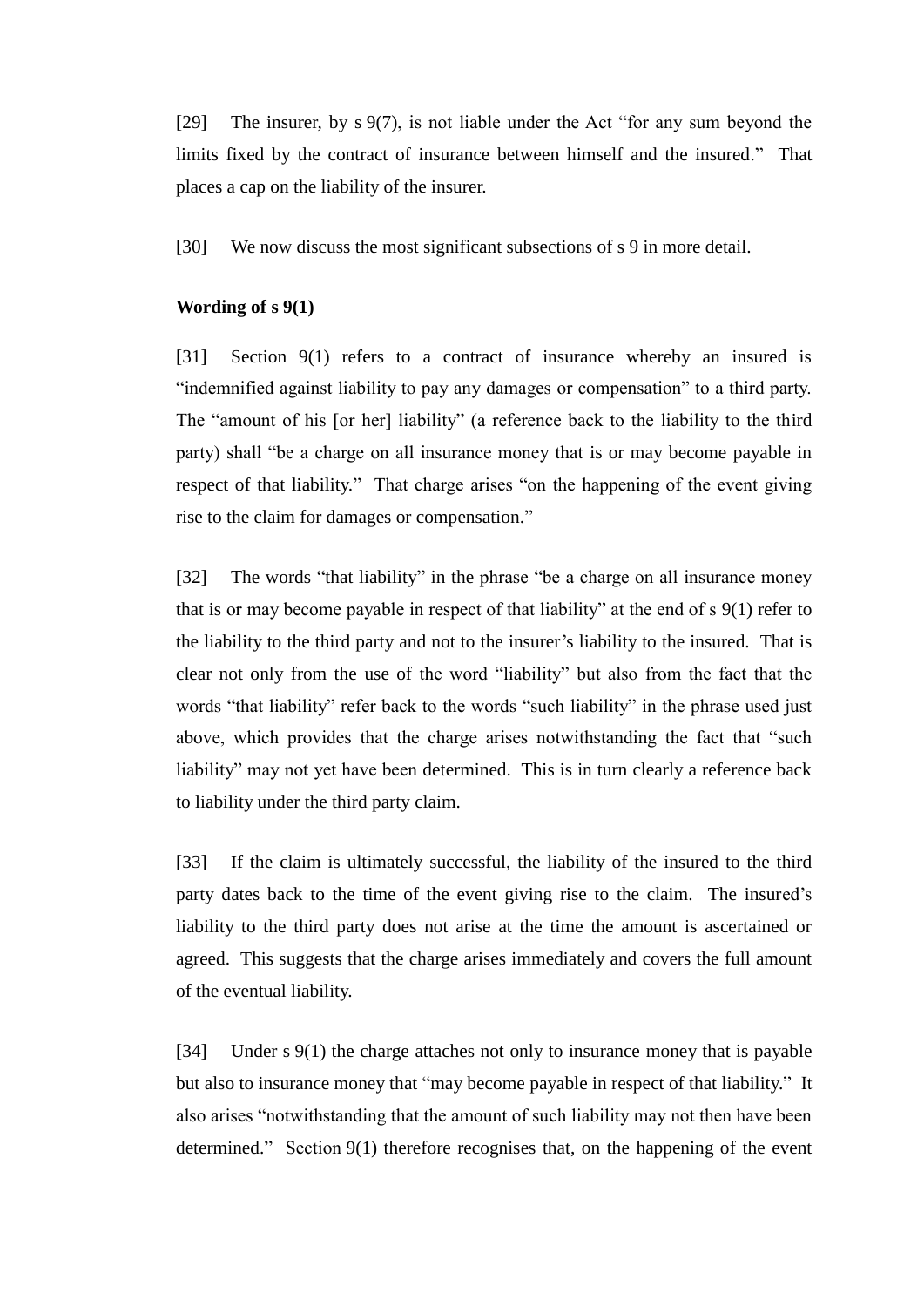[29] The insurer, by s 9(7), is not liable under the Act "for any sum beyond the limits fixed by the contract of insurance between himself and the insured." That places a cap on the liability of the insurer.

[30] We now discuss the most significant subsections of s 9 in more detail.

**Wording of s 9(1)**

[31] Section 9(1) refers to a contract of insurance whereby an insured is "indemnified against liability to pay any damages or compensation" to a third party. The "amount of his [or her] liability" (a reference back to the liability to the third party) shall "be a charge on all insurance money that is or may become payable in respect of that liability." That charge arises "on the happening of the event giving rise to the claim for damages or compensation."

[32] The words "that liability" in the phrase "be a charge on all insurance money that is or may become payable in respect of that liability" at the end of s 9(1) refer to the liability to the third party and not to the insurer's liability to the insured. That is clear not only from the use of the word "liability" but also from the fact that the words "that liability" refer back to the words "such liability" in the phrase used just above, which provides that the charge arises notwithstanding the fact that "such liability" may not yet have been determined. This is in turn clearly a reference back to liability under the third party claim.

[33] If the claim is ultimately successful, the liability of the insured to the third party dates back to the time of the event giving rise to the claim. The insured's liability to the third party does not arise at the time the amount is ascertained or agreed. This suggests that the charge arises immediately and covers the full amount of the eventual liability.

[34] Under s 9(1) the charge attaches not only to insurance money that is payable but also to insurance money that "may become payable in respect of that liability." It also arises "notwithstanding that the amount of such liability may not then have been determined." Section 9(1) therefore recognises that, on the happening of the event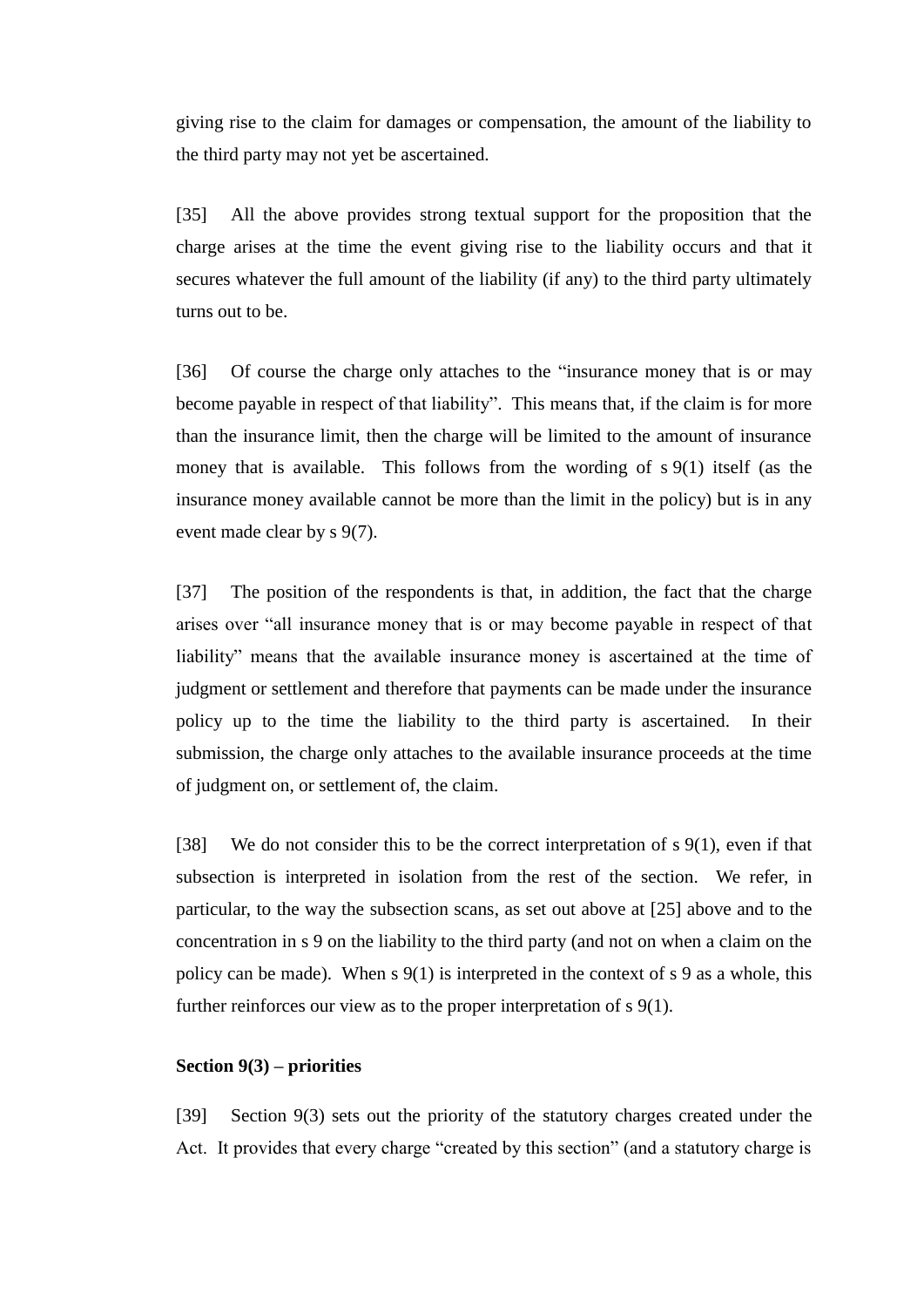giving rise to the claim for damages or compensation, the amount of the liability to the third party may not yet be ascertained.

[35] All the above provides strong textual support for the proposition that the charge arises at the time the event giving rise to the liability occurs and that it secures whatever the full amount of the liability (if any) to the third party ultimately turns out to be.

[36] Of course the charge only attaches to the "insurance money that is or may become payable in respect of that liability". This means that, if the claim is for more than the insurance limit, then the charge will be limited to the amount of insurance money that is available. This follows from the wording of s 9(1) itself (as the insurance money available cannot be more than the limit in the policy) but is in any event made clear by s 9(7).

[37] The position of the respondents is that, in addition, the fact that the charge arises over "all insurance money that is or may become payable in respect of that liability" means that the available insurance money is ascertained at the time of judgment or settlement and therefore that payments can be made under the insurance policy up to the time the liability to the third party is ascertained. In their submission, the charge only attaches to the available insurance proceeds at the time of judgment on, or settlement of, the claim.

[38] We do not consider this to be the correct interpretation of s 9(1), even if that subsection is interpreted in isolation from the rest of the section. We refer, in particular, to the way the subsection scans, as set out above at [25] above and to the concentration in s 9 on the liability to the third party (and not on when a claim on the policy can be made). When s 9(1) is interpreted in the context of s 9 as a whole, this further reinforces our view as to the proper interpretation of s 9(1).

**Section 9(3) – priorities**

[39] Section 9(3) sets out the priority of the statutory charges created under the Act. It provides that every charge "created by this section" (and a statutory charge is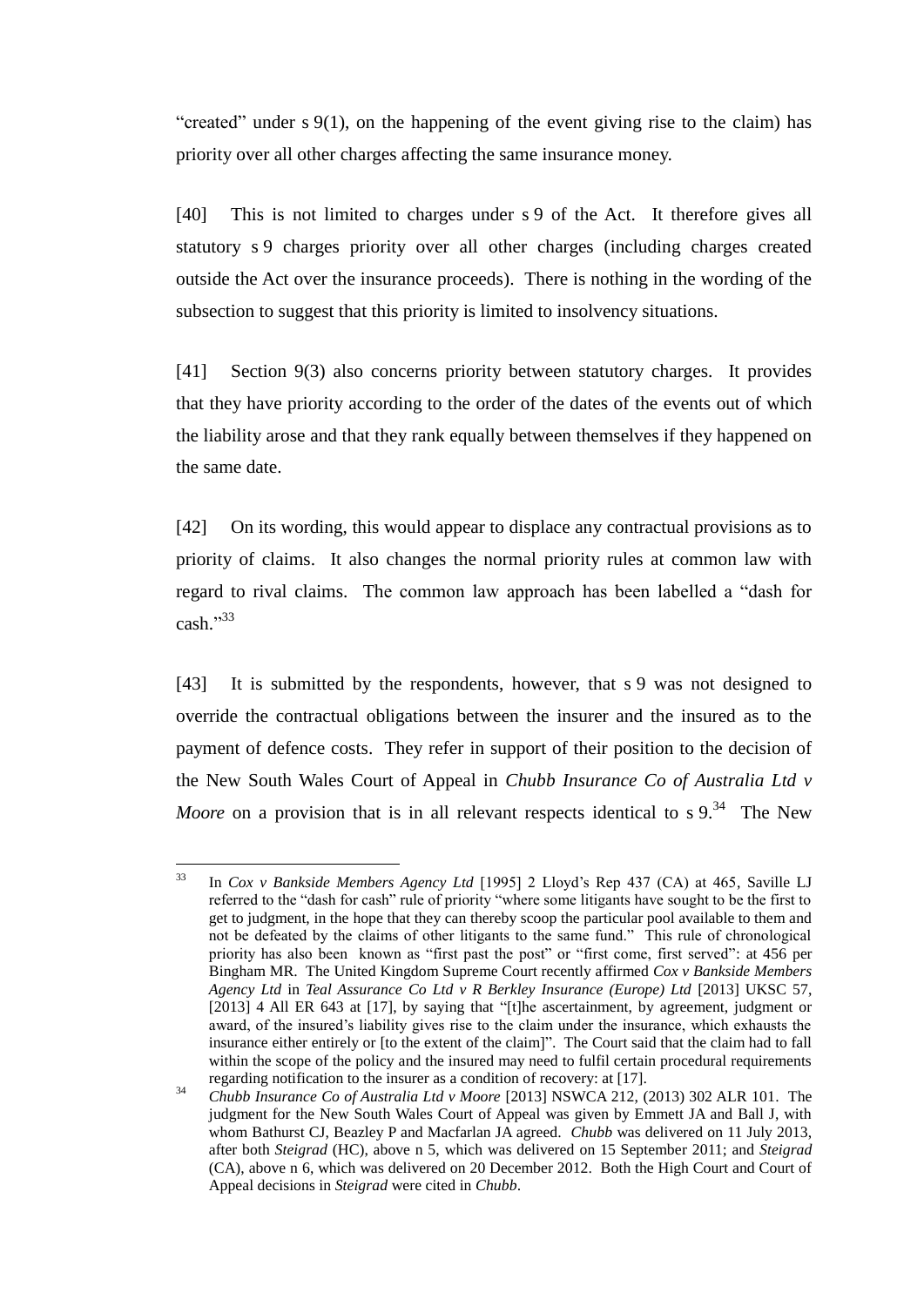"created" under s 9(1), on the happening of the event giving rise to the claim) has priority over all other charges affecting the same insurance money.

[40] This is not limited to charges under s 9 of the Act. It therefore gives all statutory s 9 charges priority over all other charges (including charges created outside the Act over the insurance proceeds). There is nothing in the wording of the subsection to suggest that this priority is limited to insolvency situations.

[41] Section 9(3) also concerns priority between statutory charges. It provides that they have priority according to the order of the dates of the events out of which the liability arose and that they rank equally between themselves if they happened on the same date.

[42] On its wording, this would appear to displace any contractual provisions as to priority of claims. It also changes the normal priority rules at common law with regard to rival claims. The common law approach has been labelled a "dash for cash."[33]

[43] It is submitted by the respondents, however, that s 9 was not designed to override the contractual obligations between the insurer and the insured as to the payment of defence costs. They refer in support of their position to the decision of the New South Wales Court of Appeal in *Chubb Insurance Co of Australia Ltd v Moore* on a provision that is in all relevant respects identical to s 9.[34] The New

---

[33] In *Cox v Bankside Members Agency Ltd* [1995] 2 Lloyd's Rep 437 (CA) at 465, Saville LJ referred to the "dash for cash" rule of priority "where some litigants have sought to be the first to get to judgment, in the hope that they can thereby scoop the particular pool available to them and not be defeated by the claims of other litigants to the same fund." This rule of chronological priority has also been known as "first past the post" or "first come, first served": at 456 per Bingham MR. The United Kingdom Supreme Court recently affirmed *Cox v Bankside Members Agency Ltd* in *Teal Assurance Co Ltd v R Berkley Insurance (Europe) Ltd* [2013] UKSC 57, [2013] 4 All ER 643 at [17], by saying that "[t]he ascertainment, by agreement, judgment or award, of the insured's liability gives rise to the claim under the insurance, which exhausts the insurance either entirely or [to the extent of the claim]". The Court said that the claim had to fall within the scope of the policy and the insured may need to fulfil certain procedural requirements regarding notification to the insurer as a condition of recovery: at [17].

[34] *Chubb Insurance Co of Australia Ltd v Moore* [2013] NSWCA 212, (2013) 302 ALR 101. The judgment for the New South Wales Court of Appeal was given by Emmett JA and Ball J, with whom Bathurst CJ, Beazley P and Macfarlan JA agreed. *Chubb* was delivered on 11 July 2013, after both *Steigrad* (HC), above n 5, which was delivered on 15 September 2011; and *Steigrad* (CA), above n 6, which was delivered on 20 December 2012. Both the High Court and Court of Appeal decisions in *Steigrad* were cited in *Chubb*.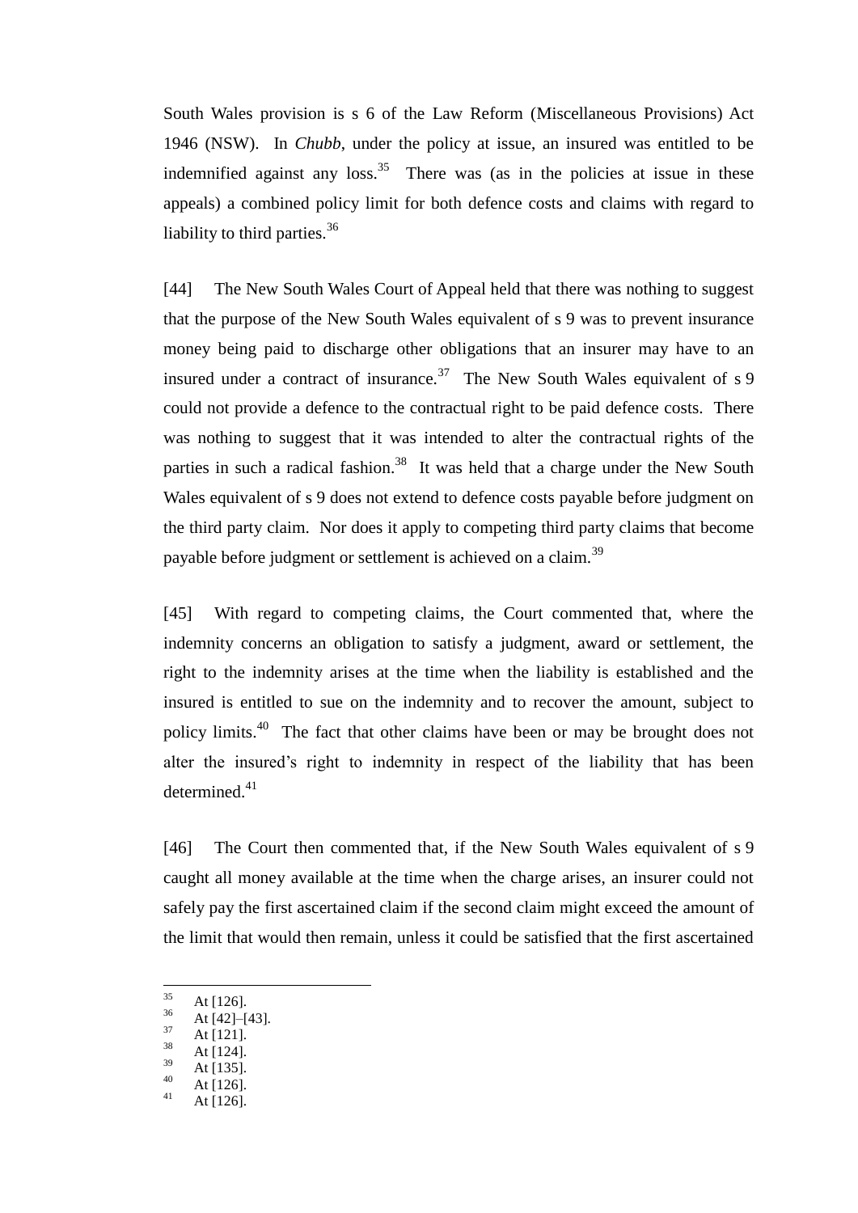South Wales provision is s 6 of the Law Reform (Miscellaneous Provisions) Act 1946 (NSW). In *Chubb*, under the policy at issue, an insured was entitled to be indemnified against any loss.[35] There was (as in the policies at issue in these appeals) a combined policy limit for both defence costs and claims with regard to liability to third parties.[36]

[44] The New South Wales Court of Appeal held that there was nothing to suggest that the purpose of the New South Wales equivalent of s 9 was to prevent insurance money being paid to discharge other obligations that an insurer may have to an insured under a contract of insurance.[37] The New South Wales equivalent of s 9 could not provide a defence to the contractual right to be paid defence costs. There was nothing to suggest that it was intended to alter the contractual rights of the parties in such a radical fashion.[38] It was held that a charge under the New South Wales equivalent of s 9 does not extend to defence costs payable before judgment on the third party claim. Nor does it apply to competing third party claims that become payable before judgment or settlement is achieved on a claim.[39]

[45] With regard to competing claims, the Court commented that, where the indemnity concerns an obligation to satisfy a judgment, award or settlement, the right to the indemnity arises at the time when the liability is established and the insured is entitled to sue on the indemnity and to recover the amount, subject to policy limits.[40] The fact that other claims have been or may be brought does not alter the insured's right to indemnity in respect of the liability that has been determined.[41]

[46] The Court then commented that, if the New South Wales equivalent of s 9 caught all money available at the time when the charge arises, an insurer could not safely pay the first ascertained claim if the second claim might exceed the amount of the limit that would then remain, unless it could be satisfied that the first ascertained

---

[35] At [126].
[36] At [42]–[43].
[37] At [121].
[38] At [124].
[39] At [135].
[40] At [126].
[41] At [126].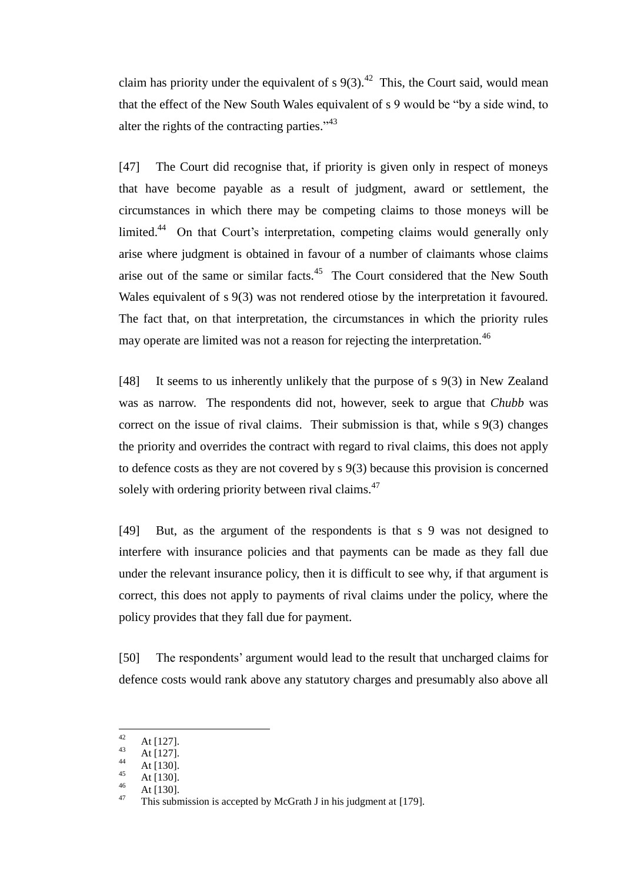claim has priority under the equivalent of s 9(3).[42] This, the Court said, would mean that the effect of the New South Wales equivalent of s 9 would be "by a side wind, to alter the rights of the contracting parties."[43]

[47] The Court did recognise that, if priority is given only in respect of moneys that have become payable as a result of judgment, award or settlement, the circumstances in which there may be competing claims to those moneys will be limited.[44] On that Court's interpretation, competing claims would generally only arise where judgment is obtained in favour of a number of claimants whose claims arise out of the same or similar facts.[45] The Court considered that the New South Wales equivalent of s 9(3) was not rendered otiose by the interpretation it favoured. The fact that, on that interpretation, the circumstances in which the priority rules may operate are limited was not a reason for rejecting the interpretation.[46]

[48] It seems to us inherently unlikely that the purpose of s 9(3) in New Zealand was as narrow. The respondents did not, however, seek to argue that *Chubb* was correct on the issue of rival claims. Their submission is that, while s 9(3) changes the priority and overrides the contract with regard to rival claims, this does not apply to defence costs as they are not covered by s 9(3) because this provision is concerned solely with ordering priority between rival claims.[47]

[49] But, as the argument of the respondents is that s 9 was not designed to interfere with insurance policies and that payments can be made as they fall due under the relevant insurance policy, then it is difficult to see why, if that argument is correct, this does not apply to payments of rival claims under the policy, where the policy provides that they fall due for payment.

[50] The respondents' argument would lead to the result that uncharged claims for defence costs would rank above any statutory charges and presumably also above all

---

[42] At [127].

[43] At [127].

[44] At [130].

[45] At [130].

[46] At [130].

[47] This submission is accepted by McGrath J in his judgment at [179].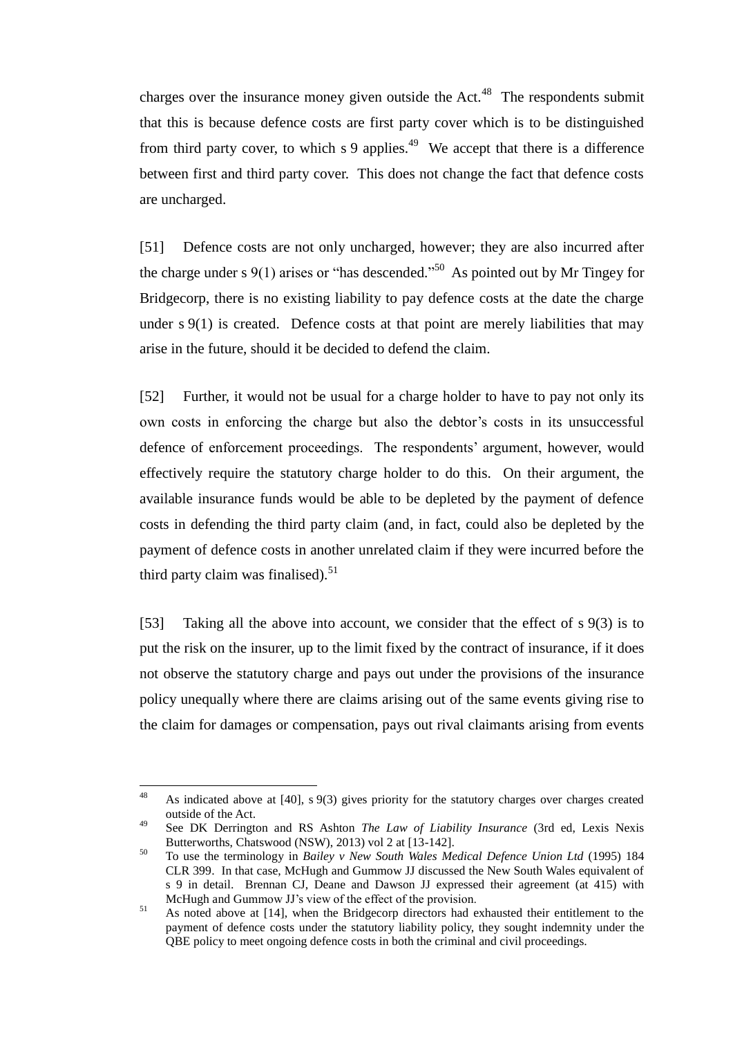charges over the insurance money given outside the Act.[48] The respondents submit that this is because defence costs are first party cover which is to be distinguished from third party cover, to which s 9 applies.[49] We accept that there is a difference between first and third party cover. This does not change the fact that defence costs are uncharged.

[51] Defence costs are not only uncharged, however; they are also incurred after the charge under s 9(1) arises or "has descended."[50] As pointed out by Mr Tingey for Bridgecorp, there is no existing liability to pay defence costs at the date the charge under s 9(1) is created. Defence costs at that point are merely liabilities that may arise in the future, should it be decided to defend the claim.

[52] Further, it would not be usual for a charge holder to have to pay not only its own costs in enforcing the charge but also the debtor's costs in its unsuccessful defence of enforcement proceedings. The respondents' argument, however, would effectively require the statutory charge holder to do this. On their argument, the available insurance funds would be able to be depleted by the payment of defence costs in defending the third party claim (and, in fact, could also be depleted by the payment of defence costs in another unrelated claim if they were incurred before the third party claim was finalised).[51]

[53] Taking all the above into account, we consider that the effect of s 9(3) is to put the risk on the insurer, up to the limit fixed by the contract of insurance, if it does not observe the statutory charge and pays out under the provisions of the insurance policy unequally where there are claims arising out of the same events giving rise to the claim for damages or compensation, pays out rival claimants arising from events

---

48 As indicated above at [40], s 9(3) gives priority for the statutory charges over charges created outside of the Act.

49 See DK Derrington and RS Ashton *The Law of Liability Insurance* (3rd ed, Lexis Nexis Butterworths, Chatswood (NSW), 2013) vol 2 at [13-142].

50 To use the terminology in *Bailey v New South Wales Medical Defence Union Ltd* (1995) 184 CLR 399. In that case, McHugh and Gummow JJ discussed the New South Wales equivalent of s 9 in detail. Brennan CJ, Deane and Dawson JJ expressed their agreement (at 415) with McHugh and Gummow JJ's view of the effect of the provision.

51 As noted above at [14], when the Bridgecorp directors had exhausted their entitlement to the payment of defence costs under the statutory liability policy, they sought indemnity under the QBE policy to meet ongoing defence costs in both the criminal and civil proceedings.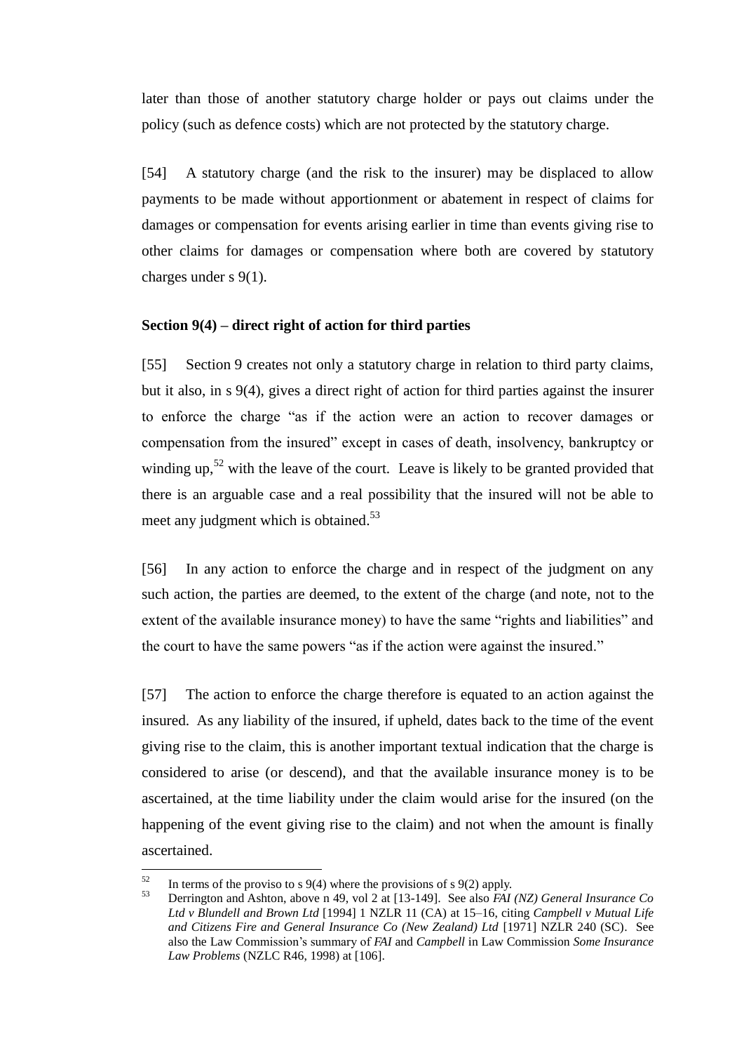later than those of another statutory charge holder or pays out claims under the policy (such as defence costs) which are not protected by the statutory charge.

[54] A statutory charge (and the risk to the insurer) may be displaced to allow payments to be made without apportionment or abatement in respect of claims for damages or compensation for events arising earlier in time than events giving rise to other claims for damages or compensation where both are covered by statutory charges under s 9(1).

### Section 9(4) – direct right of action for third parties

[55] Section 9 creates not only a statutory charge in relation to third party claims, but it also, in s 9(4), gives a direct right of action for third parties against the insurer to enforce the charge "as if the action were an action to recover damages or compensation from the insured" except in cases of death, insolvency, bankruptcy or winding up,[52] with the leave of the court. Leave is likely to be granted provided that there is an arguable case and a real possibility that the insured will not be able to meet any judgment which is obtained.[53]

[56] In any action to enforce the charge and in respect of the judgment on any such action, the parties are deemed, to the extent of the charge (and note, not to the extent of the available insurance money) to have the same "rights and liabilities" and the court to have the same powers "as if the action were against the insured."

[57] The action to enforce the charge therefore is equated to an action against the insured. As any liability of the insured, if upheld, dates back to the time of the event giving rise to the claim, this is another important textual indication that the charge is considered to arise (or descend), and that the available insurance money is to be ascertained, at the time liability under the claim would arise for the insured (on the happening of the event giving rise to the claim) and not when the amount is finally ascertained.

---

[52] In terms of the proviso to s 9(4) where the provisions of s 9(2) apply.

[53] Derrington and Ashton, above n 49, vol 2 at [13-149]. See also *FAI (NZ) General Insurance Co Ltd v Blundell and Brown Ltd* [1994] 1 NZLR 11 (CA) at 15–16, citing *Campbell v Mutual Life and Citizens Fire and General Insurance Co (New Zealand) Ltd* [1971] NZLR 240 (SC). See also the Law Commission's summary of *FAI* and *Campbell* in Law Commission *Some Insurance Law Problems* (NZLC R46, 1998) at [106].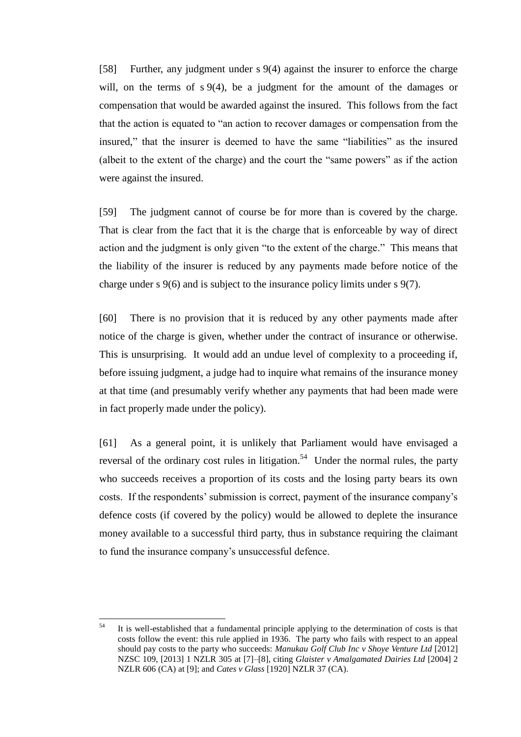[58] Further, any judgment under s 9(4) against the insurer to enforce the charge will, on the terms of s 9(4), be a judgment for the amount of the damages or compensation that would be awarded against the insured. This follows from the fact that the action is equated to "an action to recover damages or compensation from the insured," that the insurer is deemed to have the same "liabilities" as the insured (albeit to the extent of the charge) and the court the "same powers" as if the action were against the insured.

[59] The judgment cannot of course be for more than is covered by the charge. That is clear from the fact that it is the charge that is enforceable by way of direct action and the judgment is only given "to the extent of the charge." This means that the liability of the insurer is reduced by any payments made before notice of the charge under s 9(6) and is subject to the insurance policy limits under s 9(7).

[60] There is no provision that it is reduced by any other payments made after notice of the charge is given, whether under the contract of insurance or otherwise. This is unsurprising. It would add an undue level of complexity to a proceeding if, before issuing judgment, a judge had to inquire what remains of the insurance money at that time (and presumably verify whether any payments that had been made were in fact properly made under the policy).

[61] As a general point, it is unlikely that Parliament would have envisaged a reversal of the ordinary cost rules in litigation.[54] Under the normal rules, the party who succeeds receives a proportion of its costs and the losing party bears its own costs. If the respondents' submission is correct, payment of the insurance company's defence costs (if covered by the policy) would be allowed to deplete the insurance money available to a successful third party, thus in substance requiring the claimant to fund the insurance company's unsuccessful defence.

---

[54] It is well-established that a fundamental principle applying to the determination of costs is that costs follow the event: this rule applied in 1936. The party who fails with respect to an appeal should pay costs to the party who succeeds: *Manukau Golf Club Inc v Shoye Venture Ltd* [2012] NZSC 109, [2013] 1 NZLR 305 at [7]–[8], citing *Glaister v Amalgamated Dairies Ltd* [2004] 2 NZLR 606 (CA) at [9]; and *Cates v Glass* [1920] NZLR 37 (CA).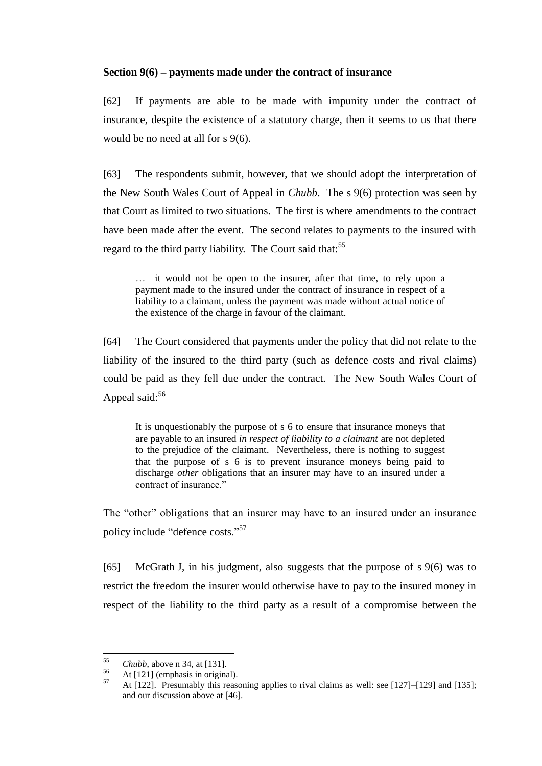**Section 9(6) – payments made under the contract of insurance**

[62] If payments are able to be made with impunity under the contract of insurance, despite the existence of a statutory charge, then it seems to us that there would be no need at all for s 9(6).

[63] The respondents submit, however, that we should adopt the interpretation of the New South Wales Court of Appeal in *Chubb*. The s 9(6) protection was seen by that Court as limited to two situations. The first is where amendments to the contract have been made after the event. The second relates to payments to the insured with regard to the third party liability. The Court said that:[55]

> … it would not be open to the insurer, after that time, to rely upon a payment made to the insured under the contract of insurance in respect of a liability to a claimant, unless the payment was made without actual notice of the existence of the charge in favour of the claimant.

[64] The Court considered that payments under the policy that did not relate to the liability of the insured to the third party (such as defence costs and rival claims) could be paid as they fell due under the contract. The New South Wales Court of Appeal said:[56]

> It is unquestionably the purpose of s 6 to ensure that insurance moneys that are payable to an insured *in respect of liability to a claimant* are not depleted to the prejudice of the claimant. Nevertheless, there is nothing to suggest that the purpose of s 6 is to prevent insurance moneys being paid to discharge *other* obligations that an insurer may have to an insured under a contract of insurance."

The "other" obligations that an insurer may have to an insured under an insurance policy include "defence costs."[57]

[65] McGrath J, in his judgment, also suggests that the purpose of s 9(6) was to restrict the freedom the insurer would otherwise have to pay to the insured money in respect of the liability to the third party as a result of a compromise between the

---

[55] *Chubb*, above n 34, at [131].

[56] At [121] (emphasis in original).

[57] At [122]. Presumably this reasoning applies to rival claims as well: see [127]–[129] and [135]; and our discussion above at [46].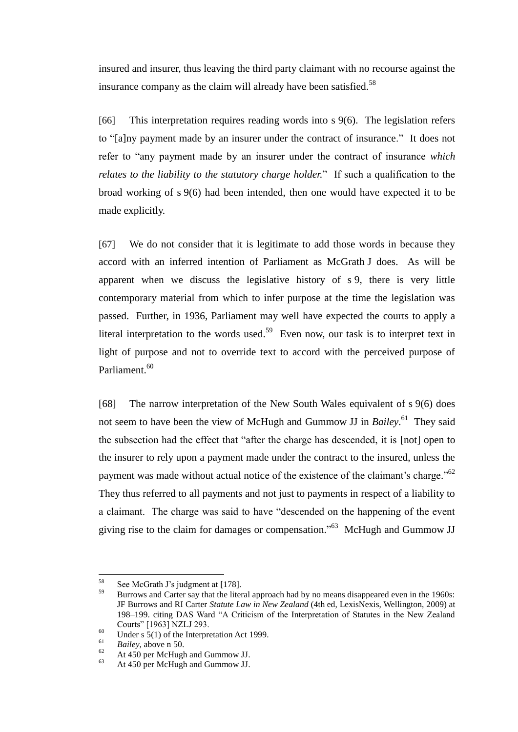insured and insurer, thus leaving the third party claimant with no recourse against the insurance company as the claim will already have been satisfied.[58]

[66] This interpretation requires reading words into s 9(6). The legislation refers to "[a]ny payment made by an insurer under the contract of insurance." It does not refer to "any payment made by an insurer under the contract of insurance *which relates to the liability to the statutory charge holder.*" If such a qualification to the broad working of s 9(6) had been intended, then one would have expected it to be made explicitly.

[67] We do not consider that it is legitimate to add those words in because they accord with an inferred intention of Parliament as McGrath J does. As will be apparent when we discuss the legislative history of s 9, there is very little contemporary material from which to infer purpose at the time the legislation was passed. Further, in 1936, Parliament may well have expected the courts to apply a literal interpretation to the words used.[59] Even now, our task is to interpret text in light of purpose and not to override text to accord with the perceived purpose of Parliament.[60]

[68] The narrow interpretation of the New South Wales equivalent of s 9(6) does not seem to have been the view of McHugh and Gummow JJ in *Bailey*.[61] They said the subsection had the effect that "after the charge has descended, it is [not] open to the insurer to rely upon a payment made under the contract to the insured, unless the payment was made without actual notice of the existence of the claimant's charge."[62] They thus referred to all payments and not just to payments in respect of a liability to a claimant. The charge was said to have "descended on the happening of the event giving rise to the claim for damages or compensation."[63] McHugh and Gummow JJ

---

[58] See McGrath J's judgment at [178].

[59] Burrows and Carter say that the literal approach had by no means disappeared even in the 1960s: JF Burrows and RI Carter *Statute Law in New Zealand* (4th ed, LexisNexis, Wellington, 2009) at 198–199. citing DAS Ward "A Criticism of the Interpretation of Statutes in the New Zealand Courts" [1963] NZLJ 293.

[60] Under s 5(1) of the Interpretation Act 1999.

[61] *Bailey*, above n 50.

[62] At 450 per McHugh and Gummow JJ.

[63] At 450 per McHugh and Gummow JJ.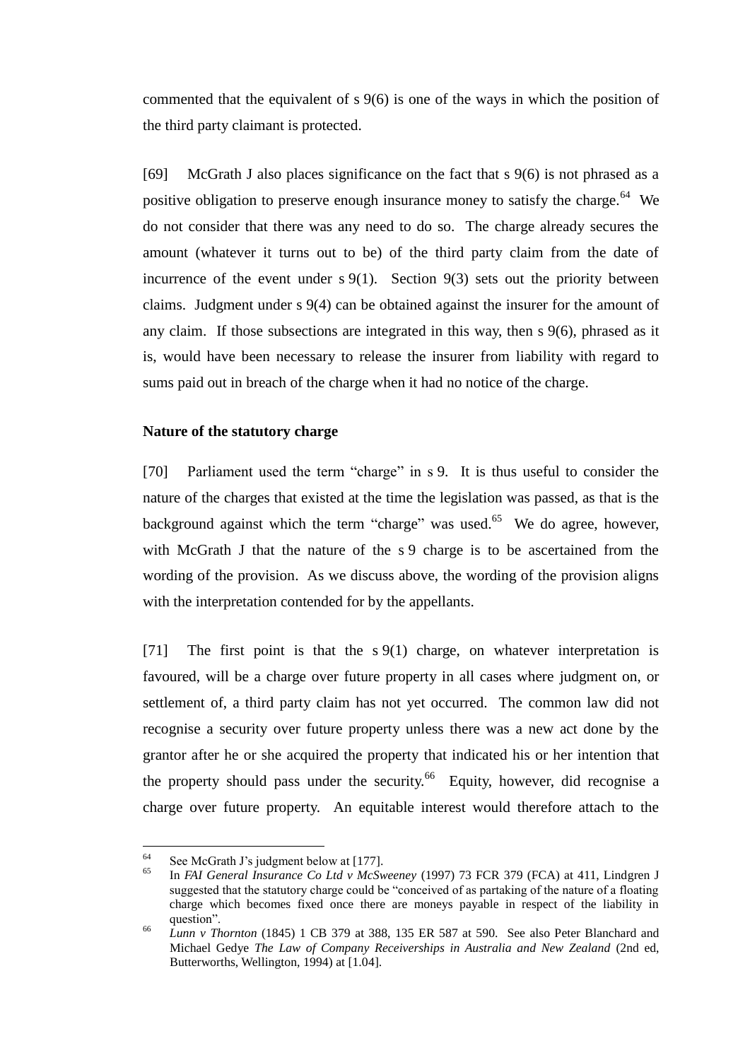commented that the equivalent of s 9(6) is one of the ways in which the position of the third party claimant is protected.

[69] McGrath J also places significance on the fact that s 9(6) is not phrased as a positive obligation to preserve enough insurance money to satisfy the charge.[64] We do not consider that there was any need to do so. The charge already secures the amount (whatever it turns out to be) of the third party claim from the date of incurrence of the event under s 9(1). Section 9(3) sets out the priority between claims. Judgment under s 9(4) can be obtained against the insurer for the amount of any claim. If those subsections are integrated in this way, then s 9(6), phrased as it is, would have been necessary to release the insurer from liability with regard to sums paid out in breach of the charge when it had no notice of the charge.

**Nature of the statutory charge**

[70] Parliament used the term "charge" in s 9. It is thus useful to consider the nature of the charges that existed at the time the legislation was passed, as that is the background against which the term "charge" was used.[65] We do agree, however, with McGrath J that the nature of the s 9 charge is to be ascertained from the wording of the provision. As we discuss above, the wording of the provision aligns with the interpretation contended for by the appellants.

[71] The first point is that the s 9(1) charge, on whatever interpretation is favoured, will be a charge over future property in all cases where judgment on, or settlement of, a third party claim has not yet occurred. The common law did not recognise a security over future property unless there was a new act done by the grantor after he or she acquired the property that indicated his or her intention that the property should pass under the security.[66] Equity, however, did recognise a charge over future property. An equitable interest would therefore attach to the

---

[64] See McGrath J's judgment below at [177].

[65] In *FAI General Insurance Co Ltd v McSweeney* (1997) 73 FCR 379 (FCA) at 411, Lindgren J suggested that the statutory charge could be "conceived of as partaking of the nature of a floating charge which becomes fixed once there are moneys payable in respect of the liability in question".

[66] *Lunn v Thornton* (1845) 1 CB 379 at 388, 135 ER 587 at 590. See also Peter Blanchard and Michael Gedye *The Law of Company Receiverships in Australia and New Zealand* (2nd ed, Butterworths, Wellington, 1994) at [1.04].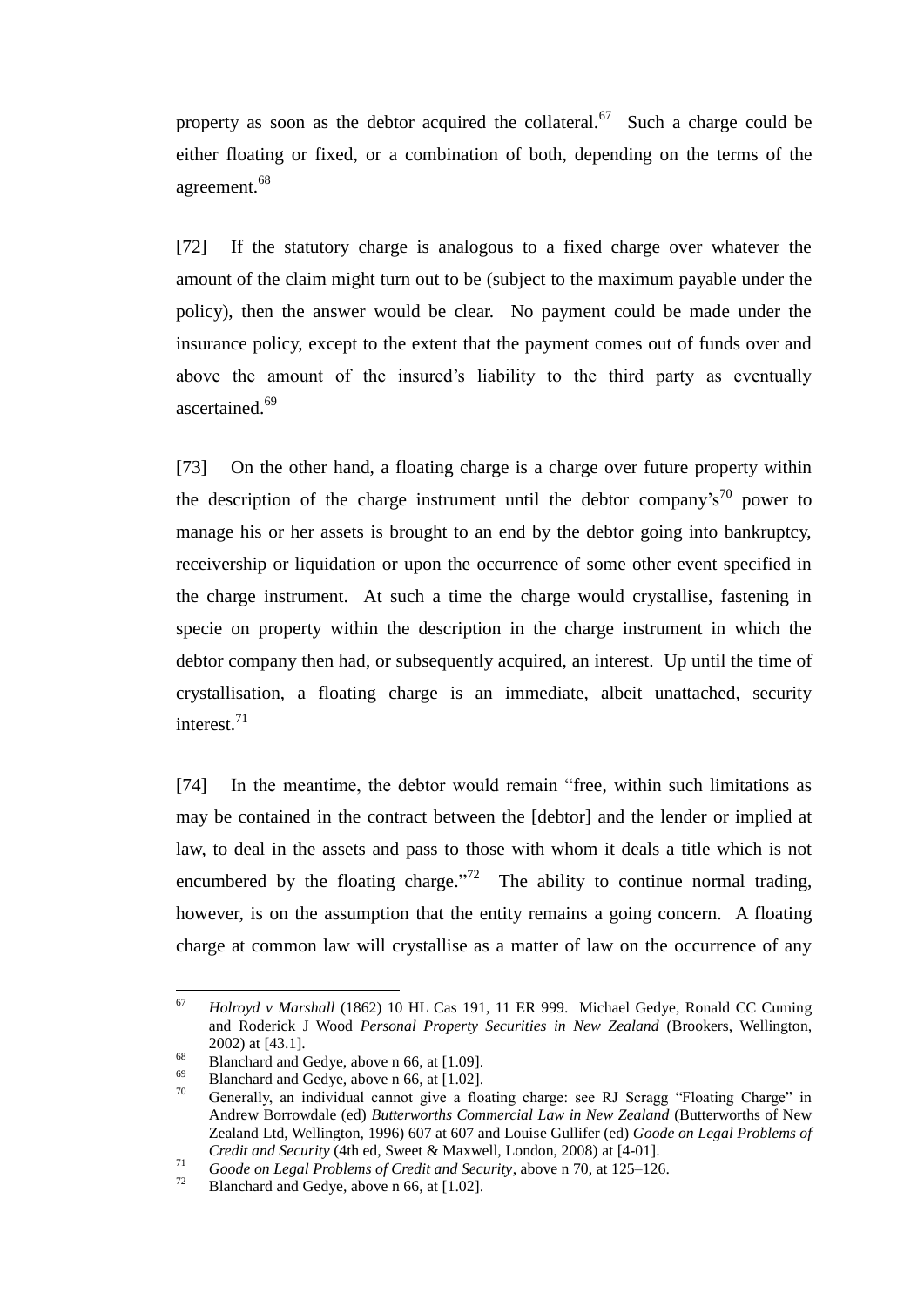property as soon as the debtor acquired the collateral.[67] Such a charge could be either floating or fixed, or a combination of both, depending on the terms of the agreement.[68]

[72] If the statutory charge is analogous to a fixed charge over whatever the amount of the claim might turn out to be (subject to the maximum payable under the policy), then the answer would be clear. No payment could be made under the insurance policy, except to the extent that the payment comes out of funds over and above the amount of the insured's liability to the third party as eventually ascertained.[69]

[73] On the other hand, a floating charge is a charge over future property within the description of the charge instrument until the debtor company's[70] power to manage his or her assets is brought to an end by the debtor going into bankruptcy, receivership or liquidation or upon the occurrence of some other event specified in the charge instrument. At such a time the charge would crystallise, fastening in specie on property within the description in the charge instrument in which the debtor company then had, or subsequently acquired, an interest. Up until the time of crystallisation, a floating charge is an immediate, albeit unattached, security interest.[71]

[74] In the meantime, the debtor would remain "free, within such limitations as may be contained in the contract between the [debtor] and the lender or implied at law, to deal in the assets and pass to those with whom it deals a title which is not encumbered by the floating charge."[72] The ability to continue normal trading, however, is on the assumption that the entity remains a going concern. A floating charge at common law will crystallise as a matter of law on the occurrence of any

---

[67] *Holroyd v Marshall* (1862) 10 HL Cas 191, 11 ER 999. Michael Gedye, Ronald CC Cuming and Roderick J Wood *Personal Property Securities in New Zealand* (Brookers, Wellington, 2002) at [43.1].

[68] Blanchard and Gedye, above n 66, at [1.09].

[69] Blanchard and Gedye, above n 66, at [1.02].

[70] Generally, an individual cannot give a floating charge: see RJ Scragg "Floating Charge" in Andrew Borrowdale (ed) *Butterworths Commercial Law in New Zealand* (Butterworths of New Zealand Ltd, Wellington, 1996) 607 at 607 and Louise Gullifer (ed) *Goode on Legal Problems of Credit and Security* (4th ed, Sweet & Maxwell, London, 2008) at [4-01].

[71] *Goode on Legal Problems of Credit and Security*, above n 70, at 125–126.

[72] Blanchard and Gedye, above n 66, at [1.02].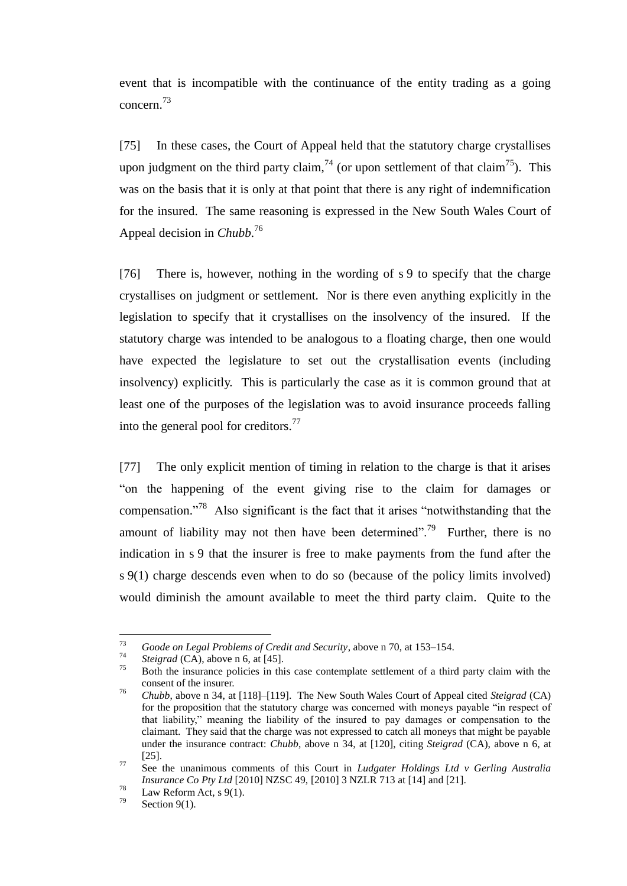event that is incompatible with the continuance of the entity trading as a going concern.[73]

[75] In these cases, the Court of Appeal held that the statutory charge crystallises upon judgment on the third party claim,[74] (or upon settlement of that claim[75]). This was on the basis that it is only at that point that there is any right of indemnification for the insured. The same reasoning is expressed in the New South Wales Court of Appeal decision in *Chubb*.[76]

[76] There is, however, nothing in the wording of s 9 to specify that the charge crystallises on judgment or settlement. Nor is there even anything explicitly in the legislation to specify that it crystallises on the insolvency of the insured. If the statutory charge was intended to be analogous to a floating charge, then one would have expected the legislature to set out the crystallisation events (including insolvency) explicitly. This is particularly the case as it is common ground that at least one of the purposes of the legislation was to avoid insurance proceeds falling into the general pool for creditors.[77]

[77] The only explicit mention of timing in relation to the charge is that it arises "on the happening of the event giving rise to the claim for damages or compensation."[78] Also significant is the fact that it arises "notwithstanding that the amount of liability may not then have been determined".[79] Further, there is no indication in s 9 that the insurer is free to make payments from the fund after the s 9(1) charge descends even when to do so (because of the policy limits involved) would diminish the amount available to meet the third party claim. Quite to the

---

[73] *Goode on Legal Problems of Credit and Security*, above n 70, at 153–154.

[74] *Steigrad* (CA), above n 6, at [45].

[75] Both the insurance policies in this case contemplate settlement of a third party claim with the consent of the insurer.

[76] *Chubb*, above n 34, at [118]–[119]. The New South Wales Court of Appeal cited *Steigrad* (CA) for the proposition that the statutory charge was concerned with moneys payable "in respect of that liability," meaning the liability of the insured to pay damages or compensation to the claimant. They said that the charge was not expressed to catch all moneys that might be payable under the insurance contract: *Chubb*, above n 34, at [120], citing *Steigrad* (CA), above n 6, at [25].

[77] See the unanimous comments of this Court in *Ludgater Holdings Ltd v Gerling Australia Insurance Co Pty Ltd* [2010] NZSC 49, [2010] 3 NZLR 713 at [14] and [21].

[78] Law Reform Act, s 9(1).

[79] Section 9(1).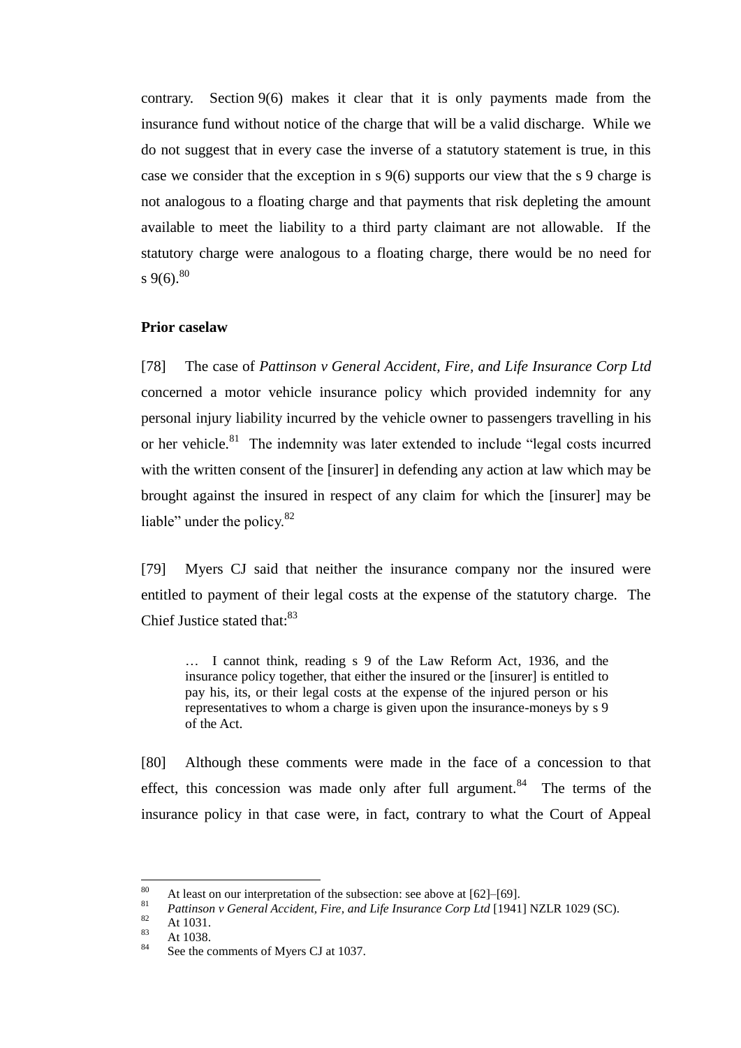contrary. Section 9(6) makes it clear that it is only payments made from the insurance fund without notice of the charge that will be a valid discharge. While we do not suggest that in every case the inverse of a statutory statement is true, in this case we consider that the exception in s 9(6) supports our view that the s 9 charge is not analogous to a floating charge and that payments that risk depleting the amount available to meet the liability to a third party claimant are not allowable. If the statutory charge were analogous to a floating charge, there would be no need for s 9(6).[80]

### Prior caselaw

[78] The case of *Pattinson v General Accident, Fire, and Life Insurance Corp Ltd* concerned a motor vehicle insurance policy which provided indemnity for any personal injury liability incurred by the vehicle owner to passengers travelling in his or her vehicle.[81] The indemnity was later extended to include "legal costs incurred with the written consent of the [insurer] in defending any action at law which may be brought against the insured in respect of any claim for which the [insurer] may be liable" under the policy.[82]

[79] Myers CJ said that neither the insurance company nor the insured were entitled to payment of their legal costs at the expense of the statutory charge. The Chief Justice stated that:[83]

> … I cannot think, reading s 9 of the Law Reform Act, 1936, and the insurance policy together, that either the insured or the [insurer] is entitled to pay his, its, or their legal costs at the expense of the injured person or his representatives to whom a charge is given upon the insurance-moneys by s 9 of the Act.

[80] Although these comments were made in the face of a concession to that effect, this concession was made only after full argument.[84] The terms of the insurance policy in that case were, in fact, contrary to what the Court of Appeal

---

[80] At least on our interpretation of the subsection: see above at [62]–[69].

[81] *Pattinson v General Accident, Fire, and Life Insurance Corp Ltd* [1941] NZLR 1029 (SC).

[82] At 1031.

[83] At 1038.

[84] See the comments of Myers CJ at 1037.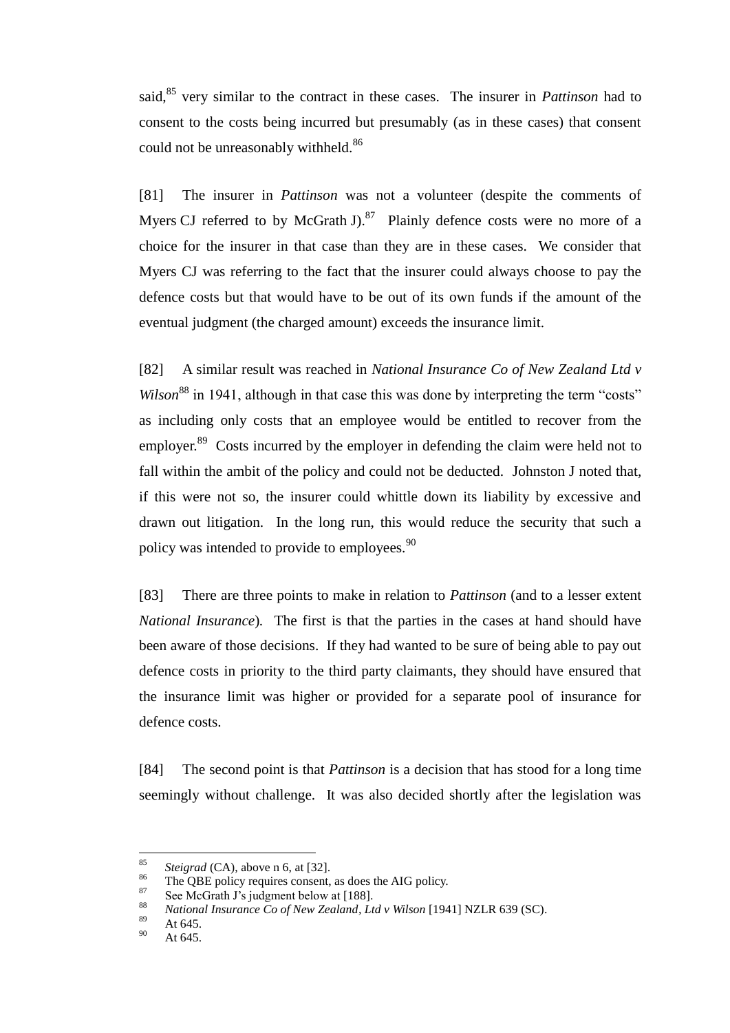said,[85] very similar to the contract in these cases. The insurer in *Pattinson* had to consent to the costs being incurred but presumably (as in these cases) that consent could not be unreasonably withheld.[86]

[81] The insurer in *Pattinson* was not a volunteer (despite the comments of Myers CJ referred to by McGrath J).[87] Plainly defence costs were no more of a choice for the insurer in that case than they are in these cases. We consider that Myers CJ was referring to the fact that the insurer could always choose to pay the defence costs but that would have to be out of its own funds if the amount of the eventual judgment (the charged amount) exceeds the insurance limit.

[82] A similar result was reached in *National Insurance Co of New Zealand Ltd v Wilson*[88] in 1941, although in that case this was done by interpreting the term "costs" as including only costs that an employee would be entitled to recover from the employer.[89] Costs incurred by the employer in defending the claim were held not to fall within the ambit of the policy and could not be deducted. Johnston J noted that, if this were not so, the insurer could whittle down its liability by excessive and drawn out litigation. In the long run, this would reduce the security that such a policy was intended to provide to employees.[90]

[83] There are three points to make in relation to *Pattinson* (and to a lesser extent *National Insurance*). The first is that the parties in the cases at hand should have been aware of those decisions. If they had wanted to be sure of being able to pay out defence costs in priority to the third party claimants, they should have ensured that the insurance limit was higher or provided for a separate pool of insurance for defence costs.

[84] The second point is that *Pattinson* is a decision that has stood for a long time seemingly without challenge. It was also decided shortly after the legislation was

---

[85] *Steigrad* (CA), above n 6, at [32].

[86] The QBE policy requires consent, as does the AIG policy.

[87] See McGrath J's judgment below at [188].

[88] *National Insurance Co of New Zealand, Ltd v Wilson* [1941] NZLR 639 (SC).

[89] At 645.

[90] At 645.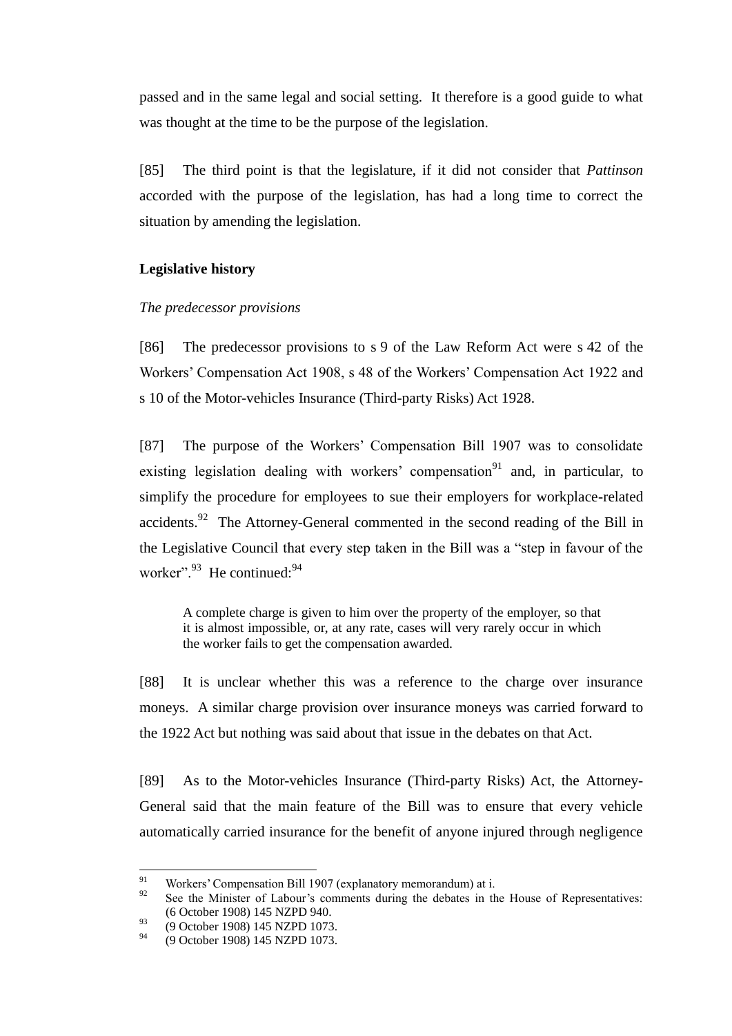passed and in the same legal and social setting. It therefore is a good guide to what was thought at the time to be the purpose of the legislation.

[85] The third point is that the legislature, if it did not consider that *Pattinson* accorded with the purpose of the legislation, has had a long time to correct the situation by amending the legislation.

### Legislative history

#### *The predecessor provisions*

[86] The predecessor provisions to s 9 of the Law Reform Act were s 42 of the Workers' Compensation Act 1908, s 48 of the Workers' Compensation Act 1922 and s 10 of the Motor-vehicles Insurance (Third-party Risks) Act 1928.

[87] The purpose of the Workers' Compensation Bill 1907 was to consolidate existing legislation dealing with workers' compensation[91] and, in particular, to simplify the procedure for employees to sue their employers for workplace-related accidents.[92] The Attorney-General commented in the second reading of the Bill in the Legislative Council that every step taken in the Bill was a "step in favour of the worker".[93] He continued:[94]

> A complete charge is given to him over the property of the employer, so that it is almost impossible, or, at any rate, cases will very rarely occur in which the worker fails to get the compensation awarded.

[88] It is unclear whether this was a reference to the charge over insurance moneys. A similar charge provision over insurance moneys was carried forward to the 1922 Act but nothing was said about that issue in the debates on that Act.

[89] As to the Motor-vehicles Insurance (Third-party Risks) Act, the Attorney-General said that the main feature of the Bill was to ensure that every vehicle automatically carried insurance for the benefit of anyone injured through negligence

---

[91] Workers' Compensation Bill 1907 (explanatory memorandum) at i.

[92] See the Minister of Labour's comments during the debates in the House of Representatives: (6 October 1908) 145 NZPD 940.

[93] (9 October 1908) 145 NZPD 1073.

[94] (9 October 1908) 145 NZPD 1073.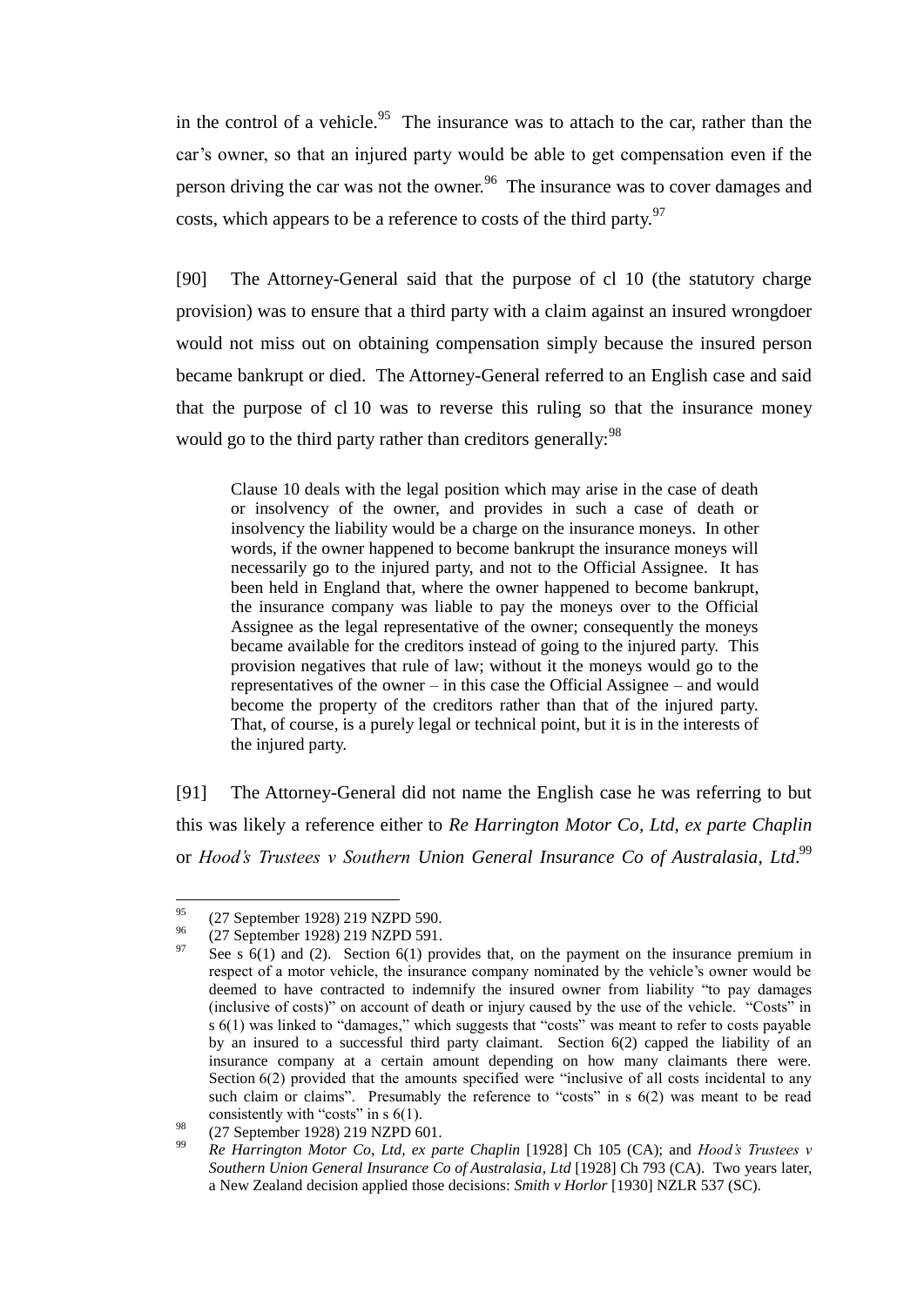in the control of a vehicle.[95] The insurance was to attach to the car, rather than the car's owner, so that an injured party would be able to get compensation even if the person driving the car was not the owner.[96] The insurance was to cover damages and costs, which appears to be a reference to costs of the third party.[97]

[90] The Attorney-General said that the purpose of cl 10 (the statutory charge provision) was to ensure that a third party with a claim against an insured wrongdoer would not miss out on obtaining compensation simply because the insured person became bankrupt or died. The Attorney-General referred to an English case and said that the purpose of cl 10 was to reverse this ruling so that the insurance money would go to the third party rather than creditors generally:[98]

> Clause 10 deals with the legal position which may arise in the case of death or insolvency of the owner, and provides in such a case of death or insolvency the liability would be a charge on the insurance moneys. In other words, if the owner happened to become bankrupt the insurance moneys will necessarily go to the injured party, and not to the Official Assignee. It has been held in England that, where the owner happened to become bankrupt, the insurance company was liable to pay the moneys over to the Official Assignee as the legal representative of the owner; consequently the moneys became available for the creditors instead of going to the injured party. This provision negatives that rule of law; without it the moneys would go to the representatives of the owner – in this case the Official Assignee – and would become the property of the creditors rather than that of the injured party. That, of course, is a purely legal or technical point, but it is in the interests of the injured party.

[91] The Attorney-General did not name the English case he was referring to but this was likely a reference either to *Re Harrington Motor Co, Ltd, ex parte Chaplin* or *Hood's Trustees v Southern Union General Insurance Co of Australasia, Ltd*.[99]

---

[95] (27 September 1928) 219 NZPD 590.

[96] (27 September 1928) 219 NZPD 591.

[97] See s 6(1) and (2). Section 6(1) provides that, on the payment on the insurance premium in respect of a motor vehicle, the insurance company nominated by the vehicle's owner would be deemed to have contracted to indemnify the insured owner from liability "to pay damages (inclusive of costs)" on account of death or injury caused by the use of the vehicle. "Costs" in s 6(1) was linked to "damages," which suggests that "costs" was meant to refer to costs payable by an insured to a successful third party claimant. Section 6(2) capped the liability of an insurance company at a certain amount depending on how many claimants there were. Section 6(2) provided that the amounts specified were "inclusive of all costs incidental to any such claim or claims". Presumably the reference to "costs" in s 6(2) was meant to be read consistently with "costs" in s 6(1).

[98] (27 September 1928) 219 NZPD 601.

[99] *Re Harrington Motor Co, Ltd, ex parte Chaplin* [1928] Ch 105 (CA); and *Hood's Trustees v Southern Union General Insurance Co of Australasia, Ltd* [1928] Ch 793 (CA). Two years later, a New Zealand decision applied those decisions: *Smith v Horlor* [1930] NZLR 537 (SC).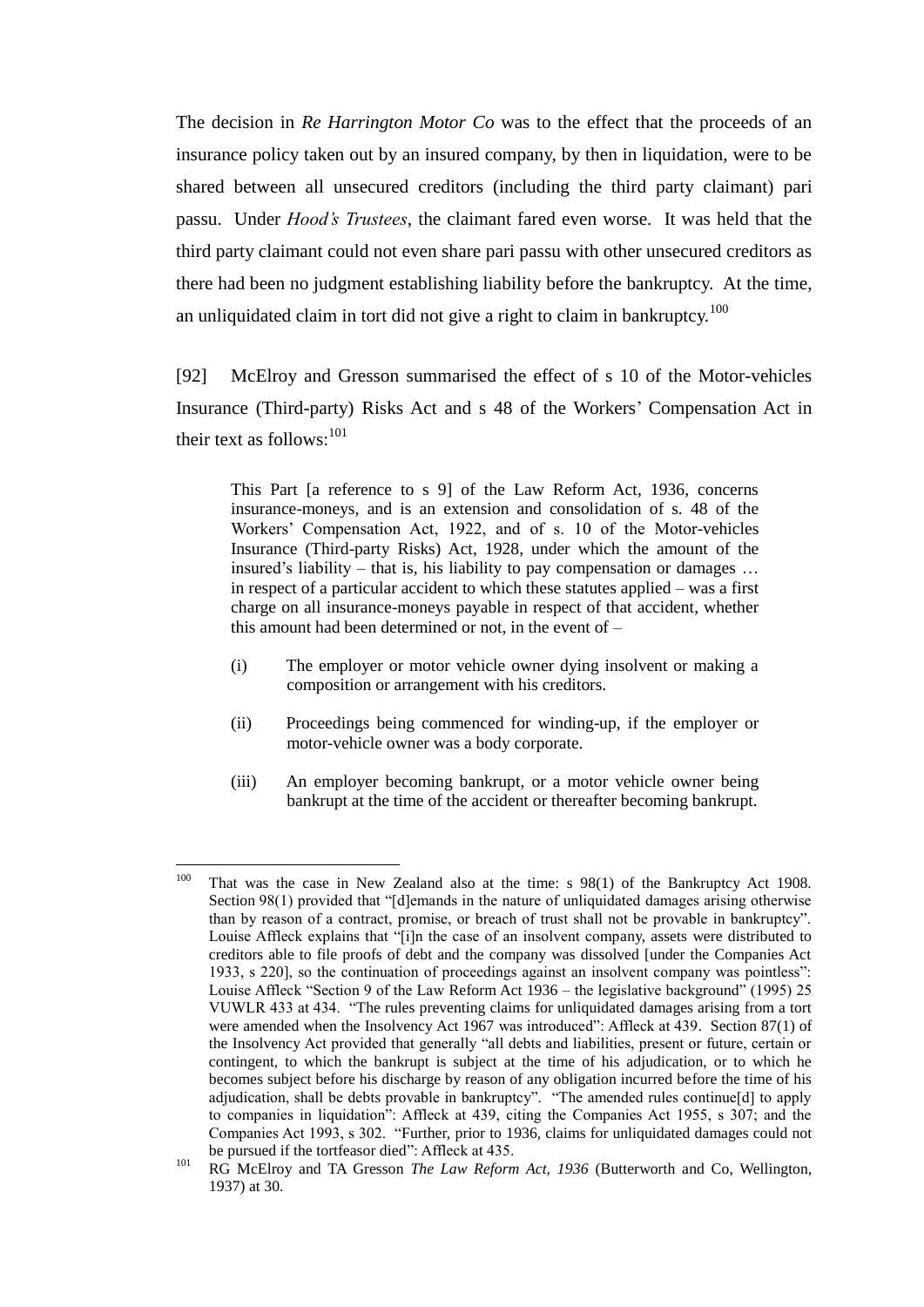The decision in *Re Harrington Motor Co* was to the effect that the proceeds of an insurance policy taken out by an insured company, by then in liquidation, were to be shared between all unsecured creditors (including the third party claimant) pari passu. Under *Hood's Trustees*, the claimant fared even worse. It was held that the third party claimant could not even share pari passu with other unsecured creditors as there had been no judgment establishing liability before the bankruptcy. At the time, an unliquidated claim in tort did not give a right to claim in bankruptcy.[100]

[92] McElroy and Gresson summarised the effect of s 10 of the Motor-vehicles Insurance (Third-party) Risks Act and s 48 of the Workers' Compensation Act in their text as follows:[101]

> This Part [a reference to s 9] of the Law Reform Act, 1936, concerns insurance-moneys, and is an extension and consolidation of s. 48 of the Workers' Compensation Act, 1922, and of s. 10 of the Motor-vehicles Insurance (Third-party Risks) Act, 1928, under which the amount of the insured's liability – that is, his liability to pay compensation or damages … in respect of a particular accident to which these statutes applied – was a first charge on all insurance-moneys payable in respect of that accident, whether this amount had been determined or not, in the event of –
>
> (i) The employer or motor vehicle owner dying insolvent or making a composition or arrangement with his creditors.
>
> (ii) Proceedings being commenced for winding-up, if the employer or motor-vehicle owner was a body corporate.
>
> (iii) An employer becoming bankrupt, or a motor vehicle owner being bankrupt at the time of the accident or thereafter becoming bankrupt.

---

[100] That was the case in New Zealand also at the time: s 98(1) of the Bankruptcy Act 1908. Section 98(1) provided that "[d]emands in the nature of unliquidated damages arising otherwise than by reason of a contract, promise, or breach of trust shall not be provable in bankruptcy". Louise Affleck explains that "[i]n the case of an insolvent company, assets were distributed to creditors able to file proofs of debt and the company was dissolved [under the Companies Act 1933, s 220], so the continuation of proceedings against an insolvent company was pointless": Louise Affleck "Section 9 of the Law Reform Act 1936 – the legislative background" (1995) 25 VUWLR 433 at 434. "The rules preventing claims for unliquidated damages arising from a tort were amended when the Insolvency Act 1967 was introduced": Affleck at 439. Section 87(1) of the Insolvency Act provided that generally "all debts and liabilities, present or future, certain or contingent, to which the bankrupt is subject at the time of his adjudication, or to which he becomes subject before his discharge by reason of any obligation incurred before the time of his adjudication, shall be debts provable in bankruptcy". "The amended rules continue[d] to apply to companies in liquidation": Affleck at 439, citing the Companies Act 1955, s 307; and the Companies Act 1993, s 302. "Further, prior to 1936, claims for unliquidated damages could not be pursued if the tortfeasor died": Affleck at 435.

[101] RG McElroy and TA Gresson *The Law Reform Act, 1936* (Butterworth and Co, Wellington, 1937) at 30.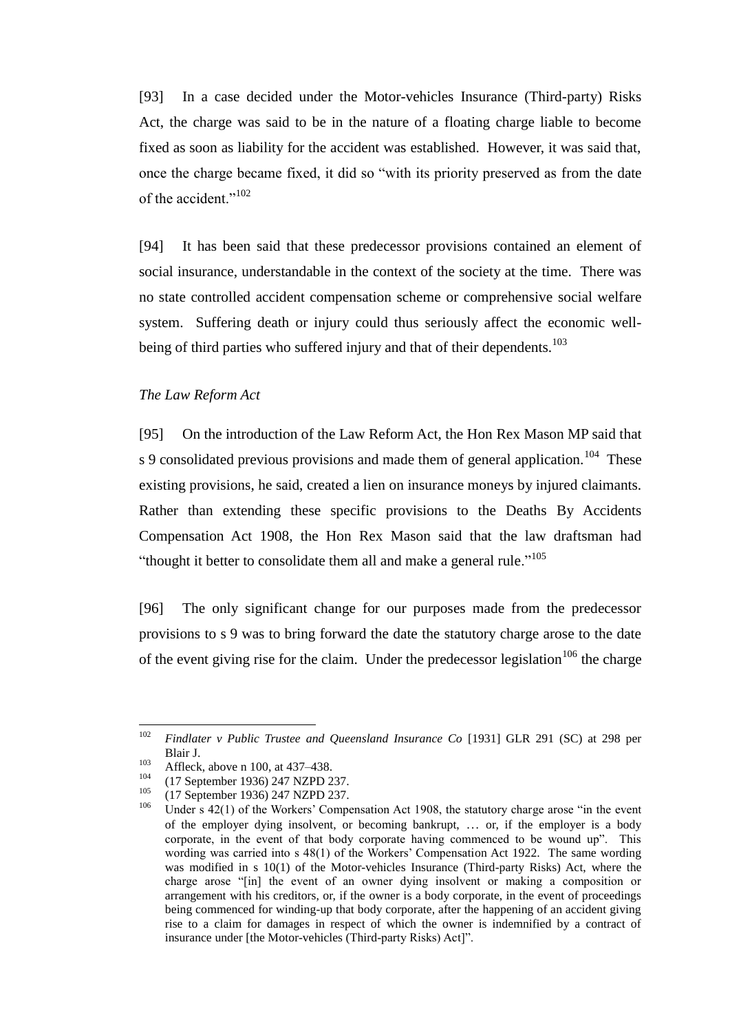[93] In a case decided under the Motor-vehicles Insurance (Third-party) Risks Act, the charge was said to be in the nature of a floating charge liable to become fixed as soon as liability for the accident was established. However, it was said that, once the charge became fixed, it did so "with its priority preserved as from the date of the accident."[102]

[94] It has been said that these predecessor provisions contained an element of social insurance, understandable in the context of the society at the time. There was no state controlled accident compensation scheme or comprehensive social welfare system. Suffering death or injury could thus seriously affect the economic well-being of third parties who suffered injury and that of their dependents.[103]

*The Law Reform Act*

[95] On the introduction of the Law Reform Act, the Hon Rex Mason MP said that s 9 consolidated previous provisions and made them of general application.[104] These existing provisions, he said, created a lien on insurance moneys by injured claimants. Rather than extending these specific provisions to the Deaths By Accidents Compensation Act 1908, the Hon Rex Mason said that the law draftsman had "thought it better to consolidate them all and make a general rule."[105]

[96] The only significant change for our purposes made from the predecessor provisions to s 9 was to bring forward the date the statutory charge arose to the date of the event giving rise for the claim. Under the predecessor legislation[106] the charge

---

[102] *Findlater v Public Trustee and Queensland Insurance Co* [1931] GLR 291 (SC) at 298 per Blair J.

[103] Affleck, above n 100, at 437–438.

[104] (17 September 1936) 247 NZPD 237.

[105] (17 September 1936) 247 NZPD 237.

[106] Under s 42(1) of the Workers' Compensation Act 1908, the statutory charge arose "in the event of the employer dying insolvent, or becoming bankrupt, … or, if the employer is a body corporate, in the event of that body corporate having commenced to be wound up". This wording was carried into s 48(1) of the Workers' Compensation Act 1922. The same wording was modified in s 10(1) of the Motor-vehicles Insurance (Third-party Risks) Act, where the charge arose "[in] the event of an owner dying insolvent or making a composition or arrangement with his creditors, or, if the owner is a body corporate, in the event of proceedings being commenced for winding-up that body corporate, after the happening of an accident giving rise to a claim for damages in respect of which the owner is indemnified by a contract of insurance under [the Motor-vehicles (Third-party Risks) Act]".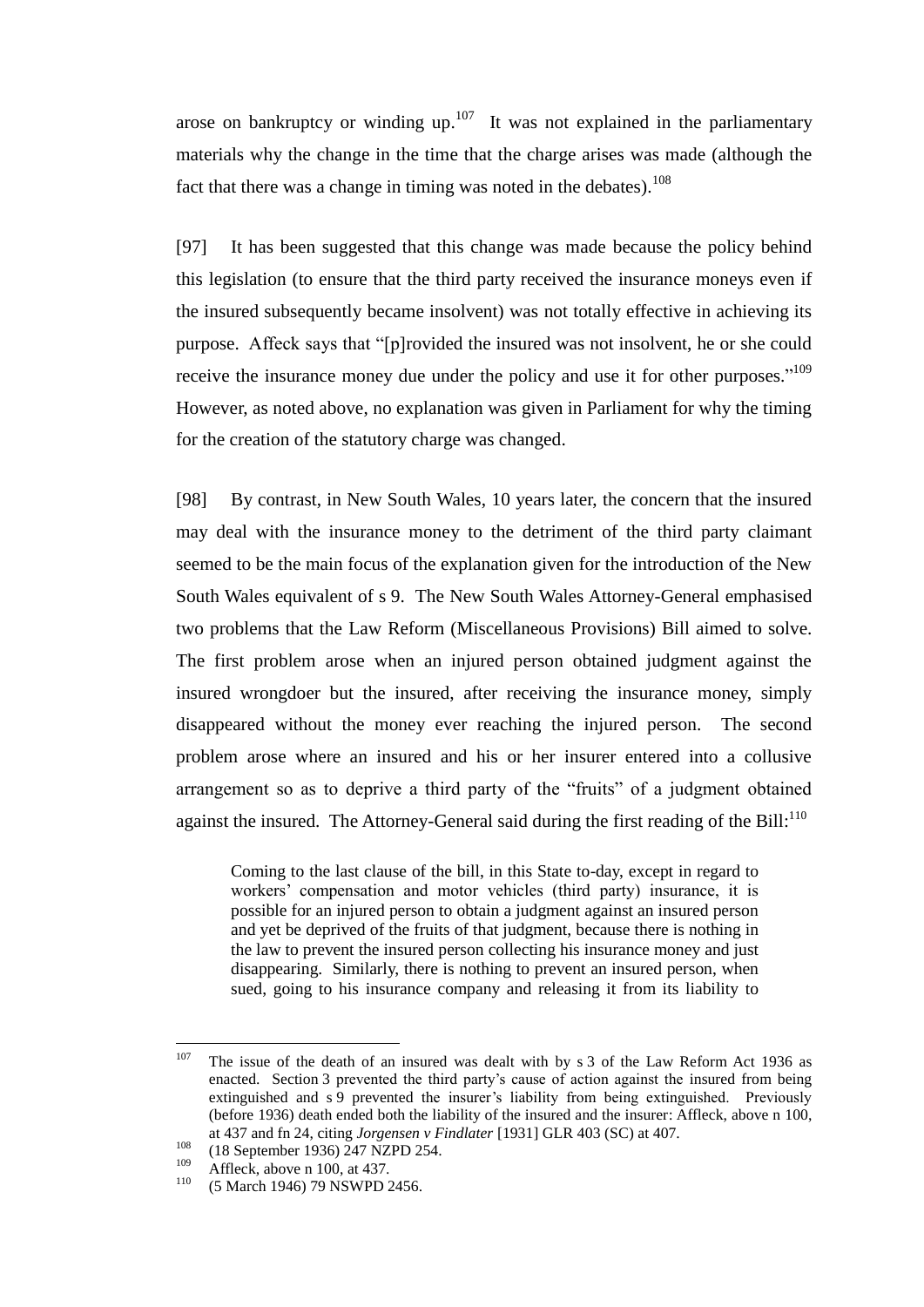arose on bankruptcy or winding up.[107] It was not explained in the parliamentary materials why the change in the time that the charge arises was made (although the fact that there was a change in timing was noted in the debates).[108]

[97] It has been suggested that this change was made because the policy behind this legislation (to ensure that the third party received the insurance moneys even if the insured subsequently became insolvent) was not totally effective in achieving its purpose. Affeck says that "[p]rovided the insured was not insolvent, he or she could receive the insurance money due under the policy and use it for other purposes."[109] However, as noted above, no explanation was given in Parliament for why the timing for the creation of the statutory charge was changed.

[98] By contrast, in New South Wales, 10 years later, the concern that the insured may deal with the insurance money to the detriment of the third party claimant seemed to be the main focus of the explanation given for the introduction of the New South Wales equivalent of s 9. The New South Wales Attorney-General emphasised two problems that the Law Reform (Miscellaneous Provisions) Bill aimed to solve. The first problem arose when an injured person obtained judgment against the insured wrongdoer but the insured, after receiving the insurance money, simply disappeared without the money ever reaching the injured person. The second problem arose where an insured and his or her insurer entered into a collusive arrangement so as to deprive a third party of the "fruits" of a judgment obtained against the insured. The Attorney-General said during the first reading of the Bill:[110]

> Coming to the last clause of the bill, in this State to-day, except in regard to workers' compensation and motor vehicles (third party) insurance, it is possible for an injured person to obtain a judgment against an insured person and yet be deprived of the fruits of that judgment, because there is nothing in the law to prevent the insured person collecting his insurance money and just disappearing. Similarly, there is nothing to prevent an insured person, when sued, going to his insurance company and releasing it from its liability to

---

[107] The issue of the death of an insured was dealt with by s 3 of the Law Reform Act 1936 as enacted. Section 3 prevented the third party's cause of action against the insured from being extinguished and s 9 prevented the insurer's liability from being extinguished. Previously (before 1936) death ended both the liability of the insured and the insurer: Affleck, above n 100, at 437 and fn 24, citing *Jorgensen v Findlater* [1931] GLR 403 (SC) at 407.

[108] (18 September 1936) 247 NZPD 254.

[109] Affleck, above n 100, at 437.

[110] (5 March 1946) 79 NSWPD 2456.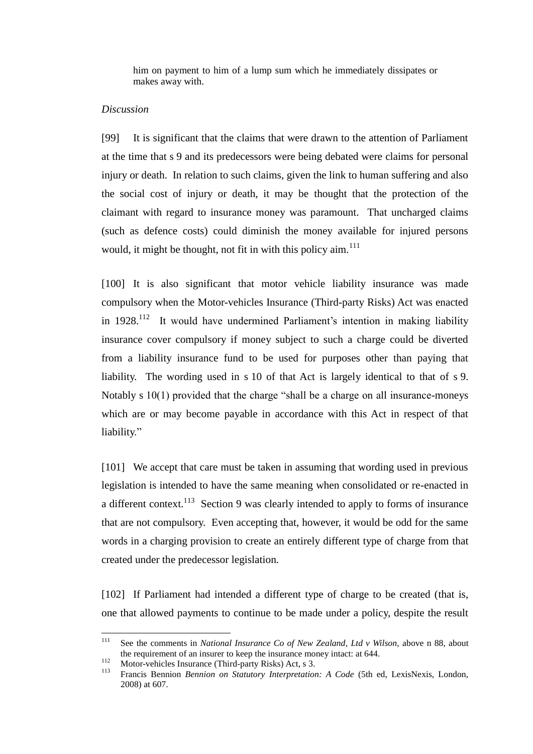> him on payment to him of a lump sum which he immediately dissipates or makes away with.

*Discussion*

[99] It is significant that the claims that were drawn to the attention of Parliament at the time that s 9 and its predecessors were being debated were claims for personal injury or death. In relation to such claims, given the link to human suffering and also the social cost of injury or death, it may be thought that the protection of the claimant with regard to insurance money was paramount. That uncharged claims (such as defence costs) could diminish the money available for injured persons would, it might be thought, not fit in with this policy aim.[111]

[100] It is also significant that motor vehicle liability insurance was made compulsory when the Motor-vehicles Insurance (Third-party Risks) Act was enacted in 1928.[112] It would have undermined Parliament's intention in making liability insurance cover compulsory if money subject to such a charge could be diverted from a liability insurance fund to be used for purposes other than paying that liability. The wording used in s 10 of that Act is largely identical to that of s 9. Notably s 10(1) provided that the charge "shall be a charge on all insurance-moneys which are or may become payable in accordance with this Act in respect of that liability."

[101] We accept that care must be taken in assuming that wording used in previous legislation is intended to have the same meaning when consolidated or re-enacted in a different context.[113] Section 9 was clearly intended to apply to forms of insurance that are not compulsory. Even accepting that, however, it would be odd for the same words in a charging provision to create an entirely different type of charge from that created under the predecessor legislation.

[102] If Parliament had intended a different type of charge to be created (that is, one that allowed payments to continue to be made under a policy, despite the result

---

[111] See the comments in *National Insurance Co of New Zealand, Ltd v Wilson*, above n 88, about the requirement of an insurer to keep the insurance money intact: at 644.

[112] Motor-vehicles Insurance (Third-party Risks) Act, s 3.

[113] Francis Bennion *Bennion on Statutory Interpretation: A Code* (5th ed, LexisNexis, London, 2008) at 607.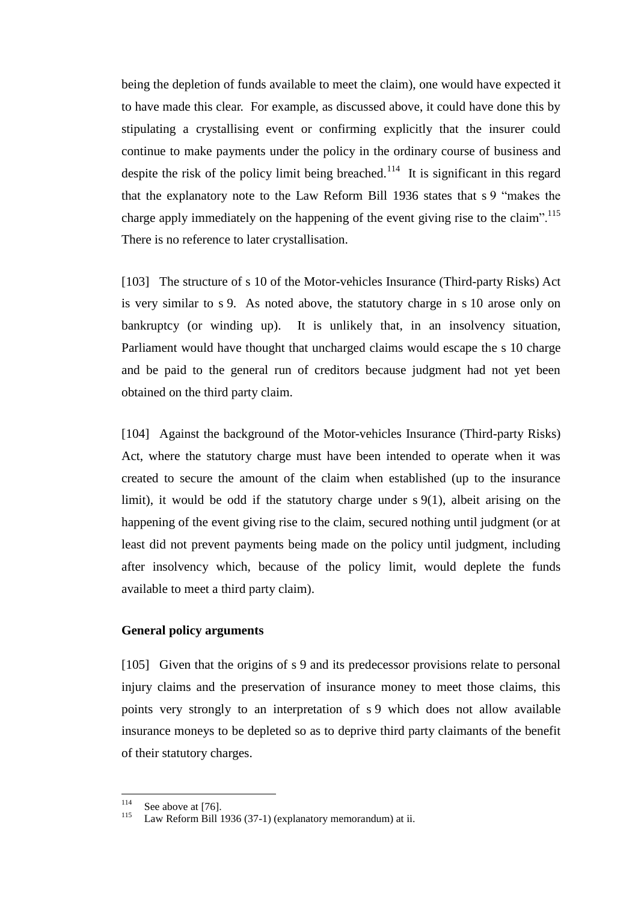being the depletion of funds available to meet the claim), one would have expected it to have made this clear. For example, as discussed above, it could have done this by stipulating a crystallising event or confirming explicitly that the insurer could continue to make payments under the policy in the ordinary course of business and despite the risk of the policy limit being breached.[114] It is significant in this regard that the explanatory note to the Law Reform Bill 1936 states that s 9 "makes the charge apply immediately on the happening of the event giving rise to the claim".[115] There is no reference to later crystallisation.

[103] The structure of s 10 of the Motor-vehicles Insurance (Third-party Risks) Act is very similar to s 9. As noted above, the statutory charge in s 10 arose only on bankruptcy (or winding up). It is unlikely that, in an insolvency situation, Parliament would have thought that uncharged claims would escape the s 10 charge and be paid to the general run of creditors because judgment had not yet been obtained on the third party claim.

[104] Against the background of the Motor-vehicles Insurance (Third-party Risks) Act, where the statutory charge must have been intended to operate when it was created to secure the amount of the claim when established (up to the insurance limit), it would be odd if the statutory charge under s 9(1), albeit arising on the happening of the event giving rise to the claim, secured nothing until judgment (or at least did not prevent payments being made on the policy until judgment, including after insolvency which, because of the policy limit, would deplete the funds available to meet a third party claim).

**General policy arguments**

[105] Given that the origins of s 9 and its predecessor provisions relate to personal injury claims and the preservation of insurance money to meet those claims, this points very strongly to an interpretation of s 9 which does not allow available insurance moneys to be depleted so as to deprive third party claimants of the benefit of their statutory charges.

---

[114] See above at [76].

[115] Law Reform Bill 1936 (37-1) (explanatory memorandum) at ii.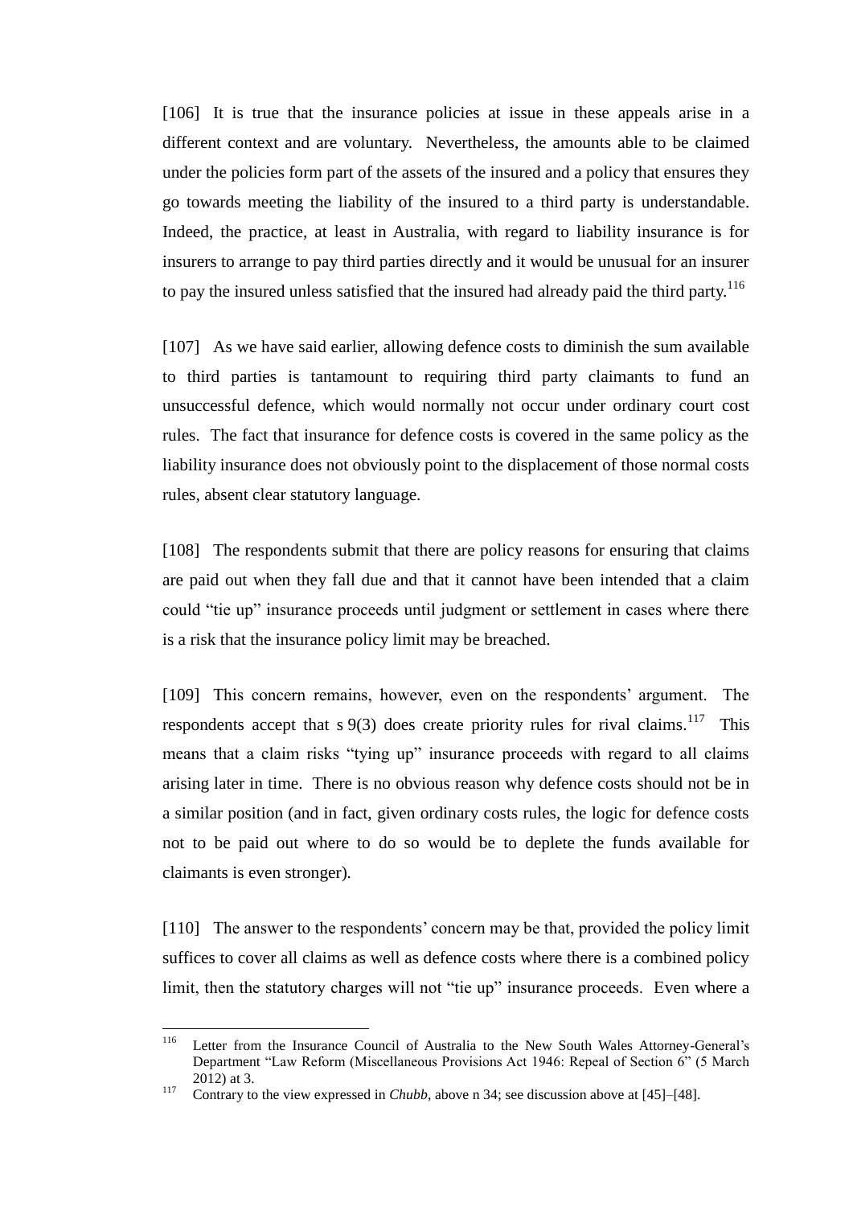[106] It is true that the insurance policies at issue in these appeals arise in a different context and are voluntary. Nevertheless, the amounts able to be claimed under the policies form part of the assets of the insured and a policy that ensures they go towards meeting the liability of the insured to a third party is understandable. Indeed, the practice, at least in Australia, with regard to liability insurance is for insurers to arrange to pay third parties directly and it would be unusual for an insurer to pay the insured unless satisfied that the insured had already paid the third party.[116]

[107] As we have said earlier, allowing defence costs to diminish the sum available to third parties is tantamount to requiring third party claimants to fund an unsuccessful defence, which would normally not occur under ordinary court cost rules. The fact that insurance for defence costs is covered in the same policy as the liability insurance does not obviously point to the displacement of those normal costs rules, absent clear statutory language.

[108] The respondents submit that there are policy reasons for ensuring that claims are paid out when they fall due and that it cannot have been intended that a claim could "tie up" insurance proceeds until judgment or settlement in cases where there is a risk that the insurance policy limit may be breached.

[109] This concern remains, however, even on the respondents' argument. The respondents accept that s 9(3) does create priority rules for rival claims.[117] This means that a claim risks "tying up" insurance proceeds with regard to all claims arising later in time. There is no obvious reason why defence costs should not be in a similar position (and in fact, given ordinary costs rules, the logic for defence costs not to be paid out where to do so would be to deplete the funds available for claimants is even stronger).

[110] The answer to the respondents' concern may be that, provided the policy limit suffices to cover all claims as well as defence costs where there is a combined policy limit, then the statutory charges will not "tie up" insurance proceeds. Even where a

---

[116] Letter from the Insurance Council of Australia to the New South Wales Attorney-General's Department "Law Reform (Miscellaneous Provisions Act 1946: Repeal of Section 6" (5 March 2012) at 3.

[117] Contrary to the view expressed in *Chubb*, above n 34; see discussion above at [45]–[48].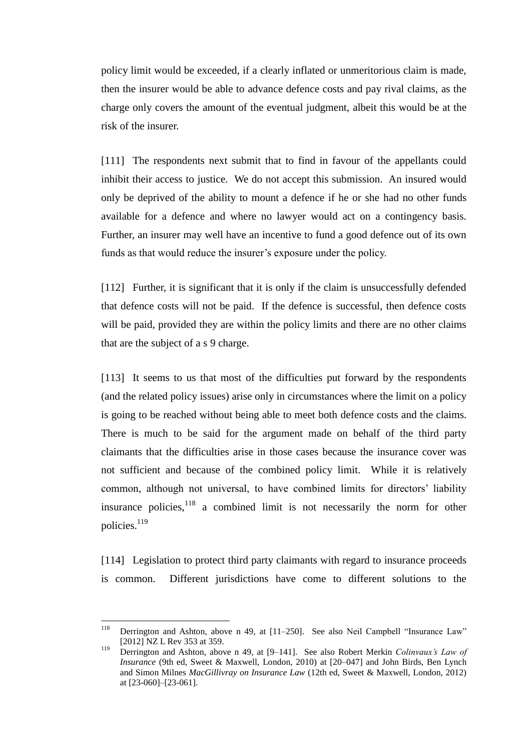policy limit would be exceeded, if a clearly inflated or unmeritorious claim is made, then the insurer would be able to advance defence costs and pay rival claims, as the charge only covers the amount of the eventual judgment, albeit this would be at the risk of the insurer.

[111] The respondents next submit that to find in favour of the appellants could inhibit their access to justice. We do not accept this submission. An insured would only be deprived of the ability to mount a defence if he or she had no other funds available for a defence and where no lawyer would act on a contingency basis. Further, an insurer may well have an incentive to fund a good defence out of its own funds as that would reduce the insurer's exposure under the policy.

[112] Further, it is significant that it is only if the claim is unsuccessfully defended that defence costs will not be paid. If the defence is successful, then defence costs will be paid, provided they are within the policy limits and there are no other claims that are the subject of a s 9 charge.

[113] It seems to us that most of the difficulties put forward by the respondents (and the related policy issues) arise only in circumstances where the limit on a policy is going to be reached without being able to meet both defence costs and the claims. There is much to be said for the argument made on behalf of the third party claimants that the difficulties arise in those cases because the insurance cover was not sufficient and because of the combined policy limit. While it is relatively common, although not universal, to have combined limits for directors' liability insurance policies,[118] a combined limit is not necessarily the norm for other policies.[119]

[114] Legislation to protect third party claimants with regard to insurance proceeds is common. Different jurisdictions have come to different solutions to the

---

[118] Derrington and Ashton, above n 49, at [11–250]. See also Neil Campbell "Insurance Law" [2012] NZ L Rev 353 at 359.

[119] Derrington and Ashton, above n 49, at [9–141]. See also Robert Merkin *Colinvaux's Law of Insurance* (9th ed, Sweet & Maxwell, London, 2010) at [20–047] and John Birds, Ben Lynch and Simon Milnes *MacGillivray on Insurance Law* (12th ed, Sweet & Maxwell, London, 2012) at [23-060]–[23-061].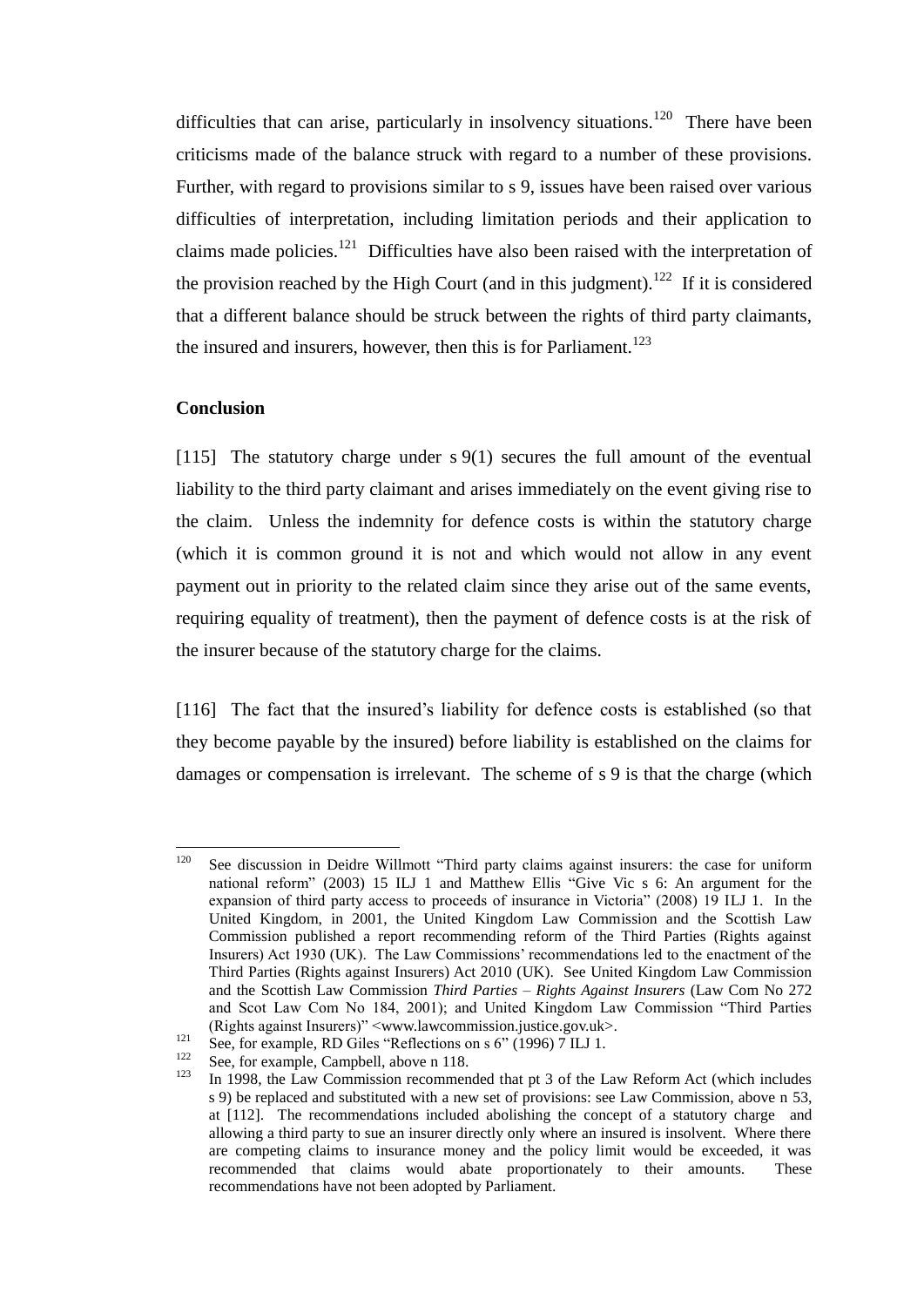difficulties that can arise, particularly in insolvency situations.[120] There have been criticisms made of the balance struck with regard to a number of these provisions. Further, with regard to provisions similar to s 9, issues have been raised over various difficulties of interpretation, including limitation periods and their application to claims made policies.[121] Difficulties have also been raised with the interpretation of the provision reached by the High Court (and in this judgment).[122] If it is considered that a different balance should be struck between the rights of third party claimants, the insured and insurers, however, then this is for Parliament.[123]

**Conclusion**

[115] The statutory charge under s 9(1) secures the full amount of the eventual liability to the third party claimant and arises immediately on the event giving rise to the claim. Unless the indemnity for defence costs is within the statutory charge (which it is common ground it is not and which would not allow in any event payment out in priority to the related claim since they arise out of the same events, requiring equality of treatment), then the payment of defence costs is at the risk of the insurer because of the statutory charge for the claims.

[116] The fact that the insured's liability for defence costs is established (so that they become payable by the insured) before liability is established on the claims for damages or compensation is irrelevant. The scheme of s 9 is that the charge (which

---

[120] See discussion in Deidre Willmott "Third party claims against insurers: the case for uniform national reform" (2003) 15 ILJ 1 and Matthew Ellis "Give Vic s 6: An argument for the expansion of third party access to proceeds of insurance in Victoria" (2008) 19 ILJ 1. In the United Kingdom, in 2001, the United Kingdom Law Commission and the Scottish Law Commission published a report recommending reform of the Third Parties (Rights against Insurers) Act 1930 (UK). The Law Commissions' recommendations led to the enactment of the Third Parties (Rights against Insurers) Act 2010 (UK). See United Kingdom Law Commission and the Scottish Law Commission *Third Parties – Rights Against Insurers* (Law Com No 272 and Scot Law Com No 184, 2001); and United Kingdom Law Commission "Third Parties (Rights against Insurers)" <www.lawcommission.justice.gov.uk>.

[121] See, for example, RD Giles "Reflections on s 6" (1996) 7 ILJ 1.

[122] See, for example, Campbell, above n 118.

[123] In 1998, the Law Commission recommended that pt 3 of the Law Reform Act (which includes s 9) be replaced and substituted with a new set of provisions: see Law Commission, above n 53, at [112]. The recommendations included abolishing the concept of a statutory charge and allowing a third party to sue an insurer directly only where an insured is insolvent. Where there are competing claims to insurance money and the policy limit would be exceeded, it was recommended that claims would abate proportionately to their amounts. These recommendations have not been adopted by Parliament.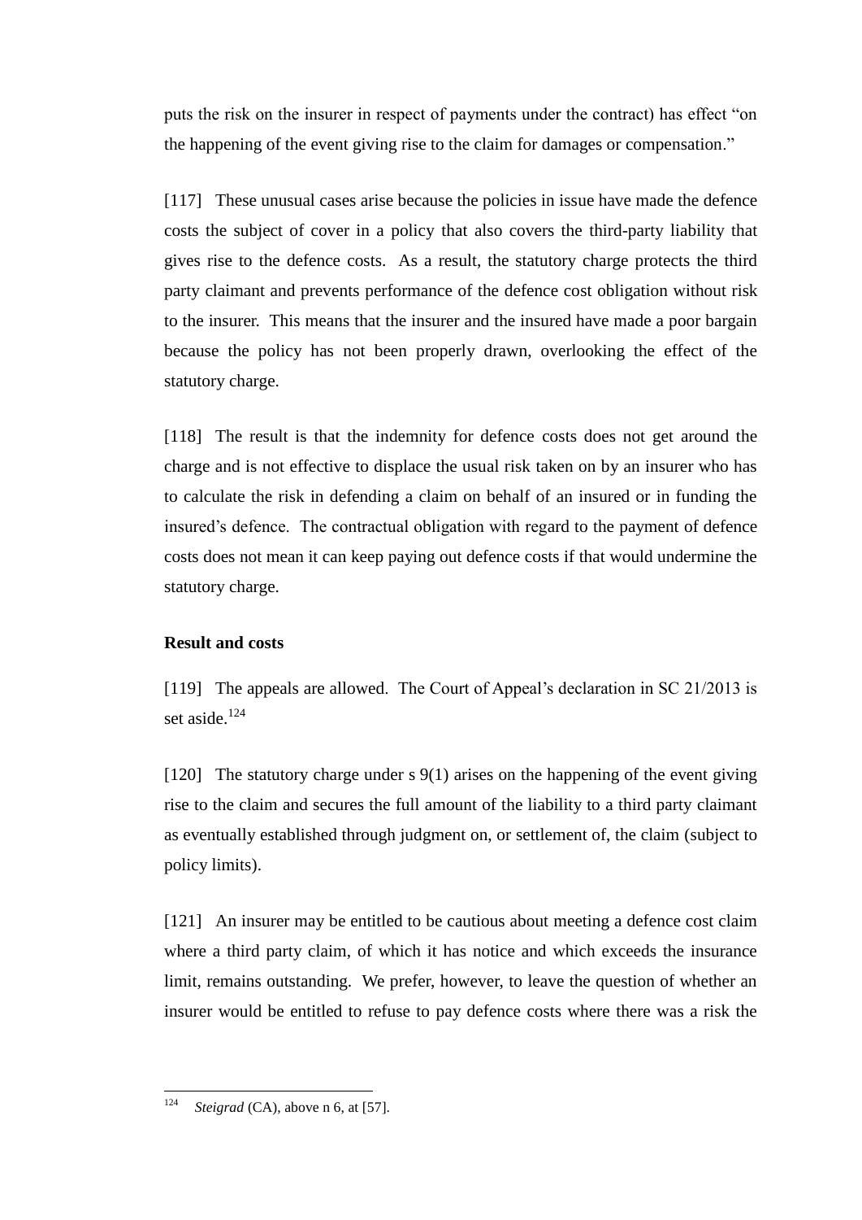puts the risk on the insurer in respect of payments under the contract) has effect "on the happening of the event giving rise to the claim for damages or compensation."

[117] These unusual cases arise because the policies in issue have made the defence costs the subject of cover in a policy that also covers the third-party liability that gives rise to the defence costs. As a result, the statutory charge protects the third party claimant and prevents performance of the defence cost obligation without risk to the insurer. This means that the insurer and the insured have made a poor bargain because the policy has not been properly drawn, overlooking the effect of the statutory charge.

[118] The result is that the indemnity for defence costs does not get around the charge and is not effective to displace the usual risk taken on by an insurer who has to calculate the risk in defending a claim on behalf of an insured or in funding the insured's defence. The contractual obligation with regard to the payment of defence costs does not mean it can keep paying out defence costs if that would undermine the statutory charge.

**Result and costs**

[119] The appeals are allowed. The Court of Appeal's declaration in SC 21/2013 is set aside.[124]

[120] The statutory charge under s 9(1) arises on the happening of the event giving rise to the claim and secures the full amount of the liability to a third party claimant as eventually established through judgment on, or settlement of, the claim (subject to policy limits).

[121] An insurer may be entitled to be cautious about meeting a defence cost claim where a third party claim, of which it has notice and which exceeds the insurance limit, remains outstanding. We prefer, however, to leave the question of whether an insurer would be entitled to refuse to pay defence costs where there was a risk the

---

[124] *Steigrad* (CA), above n 6, at [57].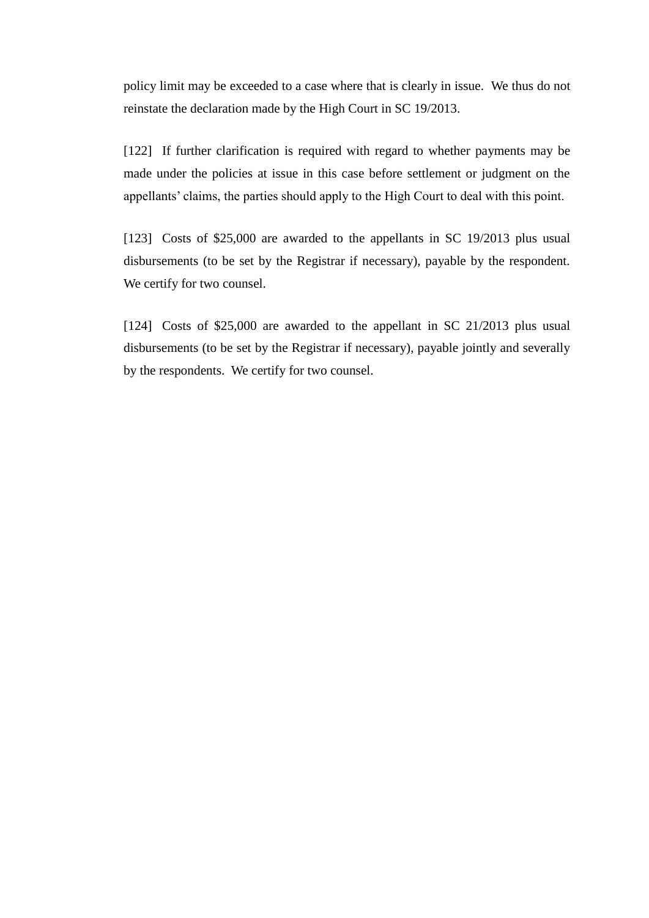policy limit may be exceeded to a case where that is clearly in issue. We thus do not reinstate the declaration made by the High Court in SC 19/2013.

[122] If further clarification is required with regard to whether payments may be made under the policies at issue in this case before settlement or judgment on the appellants' claims, the parties should apply to the High Court to deal with this point.

[123] Costs of $25,000 are awarded to the appellants in SC 19/2013 plus usual disbursements (to be set by the Registrar if necessary), payable by the respondent. We certify for two counsel.

[124] Costs of $25,000 are awarded to the appellant in SC 21/2013 plus usual disbursements (to be set by the Registrar if necessary), payable jointly and severally by the respondents. We certify for two counsel.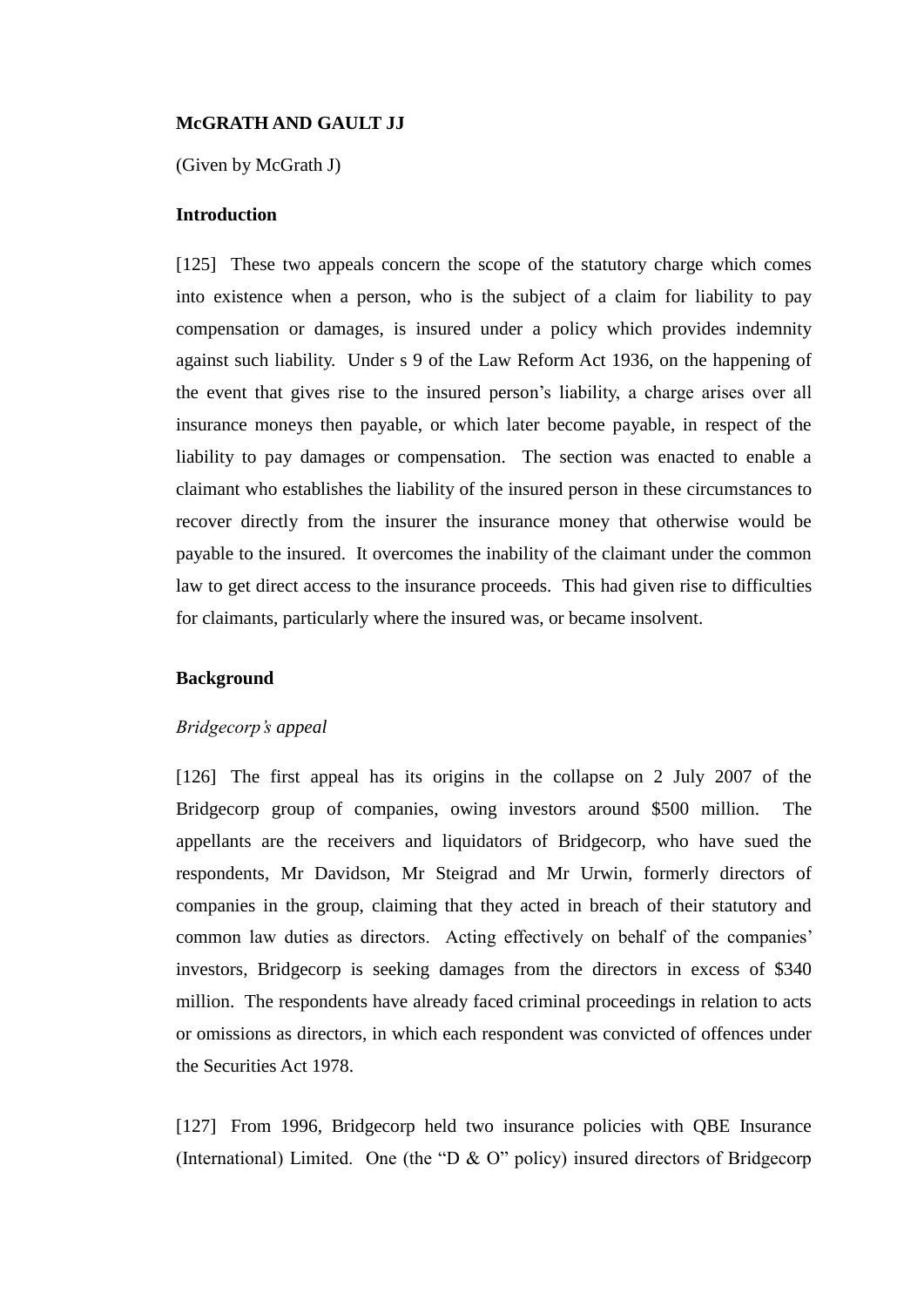**McGRATH AND GAULT JJ**

(Given by McGrath J)

**Introduction**

[125] These two appeals concern the scope of the statutory charge which comes into existence when a person, who is the subject of a claim for liability to pay compensation or damages, is insured under a policy which provides indemnity against such liability. Under s 9 of the Law Reform Act 1936, on the happening of the event that gives rise to the insured person's liability, a charge arises over all insurance moneys then payable, or which later become payable, in respect of the liability to pay damages or compensation. The section was enacted to enable a claimant who establishes the liability of the insured person in these circumstances to recover directly from the insurer the insurance money that otherwise would be payable to the insured. It overcomes the inability of the claimant under the common law to get direct access to the insurance proceeds. This had given rise to difficulties for claimants, particularly where the insured was, or became insolvent.

**Background**

*Bridgecorp's appeal*

[126] The first appeal has its origins in the collapse on 2 July 2007 of the Bridgecorp group of companies, owing investors around $500 million. The appellants are the receivers and liquidators of Bridgecorp, who have sued the respondents, Mr Davidson, Mr Steigrad and Mr Urwin, formerly directors of companies in the group, claiming that they acted in breach of their statutory and common law duties as directors. Acting effectively on behalf of the companies' investors, Bridgecorp is seeking damages from the directors in excess of $340 million. The respondents have already faced criminal proceedings in relation to acts or omissions as directors, in which each respondent was convicted of offences under the Securities Act 1978.

[127] From 1996, Bridgecorp held two insurance policies with QBE Insurance (International) Limited. One (the "D & O" policy) insured directors of Bridgecorp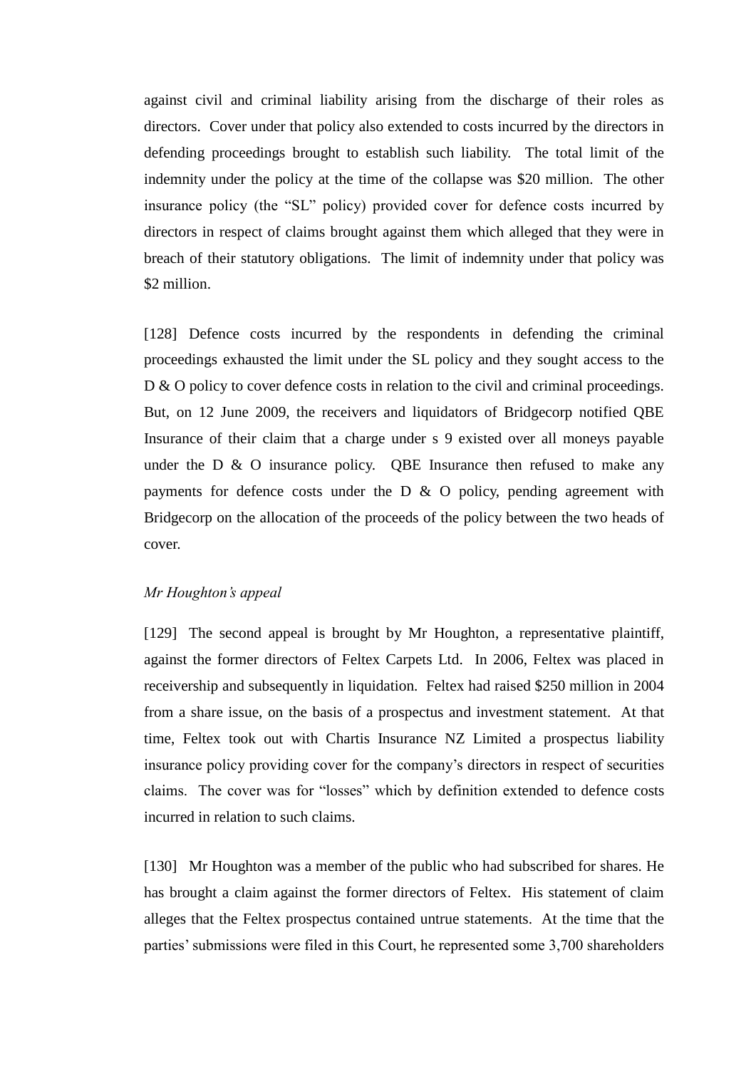against civil and criminal liability arising from the discharge of their roles as directors. Cover under that policy also extended to costs incurred by the directors in defending proceedings brought to establish such liability. The total limit of the indemnity under the policy at the time of the collapse was $20 million. The other insurance policy (the "SL" policy) provided cover for defence costs incurred by directors in respect of claims brought against them which alleged that they were in breach of their statutory obligations. The limit of indemnity under that policy was $2 million.

[128] Defence costs incurred by the respondents in defending the criminal proceedings exhausted the limit under the SL policy and they sought access to the D & O policy to cover defence costs in relation to the civil and criminal proceedings. But, on 12 June 2009, the receivers and liquidators of Bridgecorp notified QBE Insurance of their claim that a charge under s 9 existed over all moneys payable under the D & O insurance policy. QBE Insurance then refused to make any payments for defence costs under the D & O policy, pending agreement with Bridgecorp on the allocation of the proceeds of the policy between the two heads of cover.

*Mr Houghton's appeal*

[129] The second appeal is brought by Mr Houghton, a representative plaintiff, against the former directors of Feltex Carpets Ltd. In 2006, Feltex was placed in receivership and subsequently in liquidation. Feltex had raised $250 million in 2004 from a share issue, on the basis of a prospectus and investment statement. At that time, Feltex took out with Chartis Insurance NZ Limited a prospectus liability insurance policy providing cover for the company's directors in respect of securities claims. The cover was for "losses" which by definition extended to defence costs incurred in relation to such claims.

[130] Mr Houghton was a member of the public who had subscribed for shares. He has brought a claim against the former directors of Feltex. His statement of claim alleges that the Feltex prospectus contained untrue statements. At the time that the parties' submissions were filed in this Court, he represented some 3,700 shareholders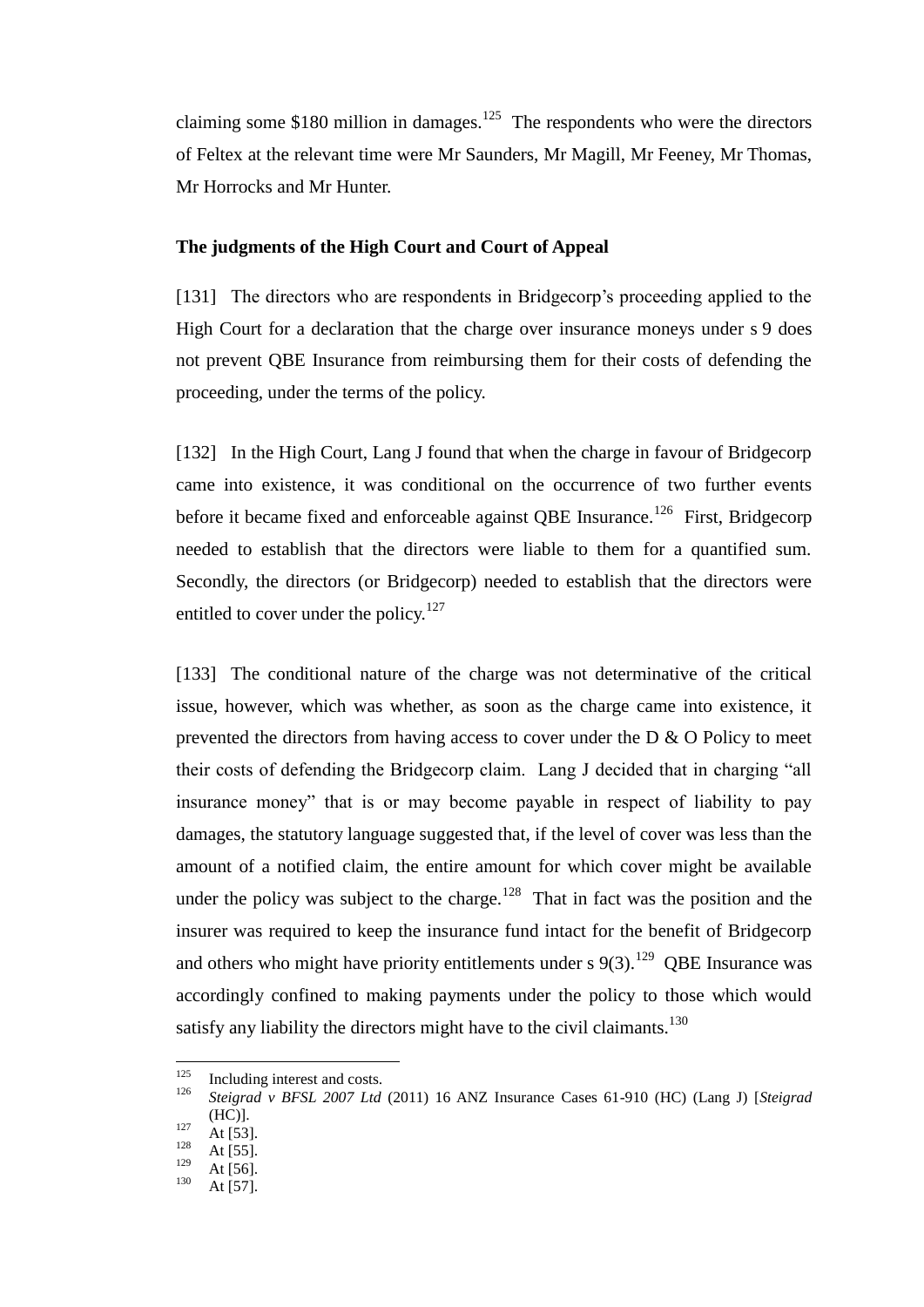claiming some $180 million in damages.[125] The respondents who were the directors of Feltex at the relevant time were Mr Saunders, Mr Magill, Mr Feeney, Mr Thomas, Mr Horrocks and Mr Hunter.

### The judgments of the High Court and Court of Appeal

[131] The directors who are respondents in Bridgecorp's proceeding applied to the High Court for a declaration that the charge over insurance moneys under s 9 does not prevent QBE Insurance from reimbursing them for their costs of defending the proceeding, under the terms of the policy.

[132] In the High Court, Lang J found that when the charge in favour of Bridgecorp came into existence, it was conditional on the occurrence of two further events before it became fixed and enforceable against QBE Insurance.[126] First, Bridgecorp needed to establish that the directors were liable to them for a quantified sum. Secondly, the directors (or Bridgecorp) needed to establish that the directors were entitled to cover under the policy.[127]

[133] The conditional nature of the charge was not determinative of the critical issue, however, which was whether, as soon as the charge came into existence, it prevented the directors from having access to cover under the D & O Policy to meet their costs of defending the Bridgecorp claim. Lang J decided that in charging "all insurance money" that is or may become payable in respect of liability to pay damages, the statutory language suggested that, if the level of cover was less than the amount of a notified claim, the entire amount for which cover might be available under the policy was subject to the charge.[128] That in fact was the position and the insurer was required to keep the insurance fund intact for the benefit of Bridgecorp and others who might have priority entitlements under s 9(3).[129] QBE Insurance was accordingly confined to making payments under the policy to those which would satisfy any liability the directors might have to the civil claimants.[130]

---

[125] Including interest and costs.

[126] *Steigrad v BFSL 2007 Ltd* (2011) 16 ANZ Insurance Cases 61-910 (HC) (Lang J) [*Steigrad* (HC)].

[127] At [53].

[128] At [55].

[129] At [56].

[130] At [57].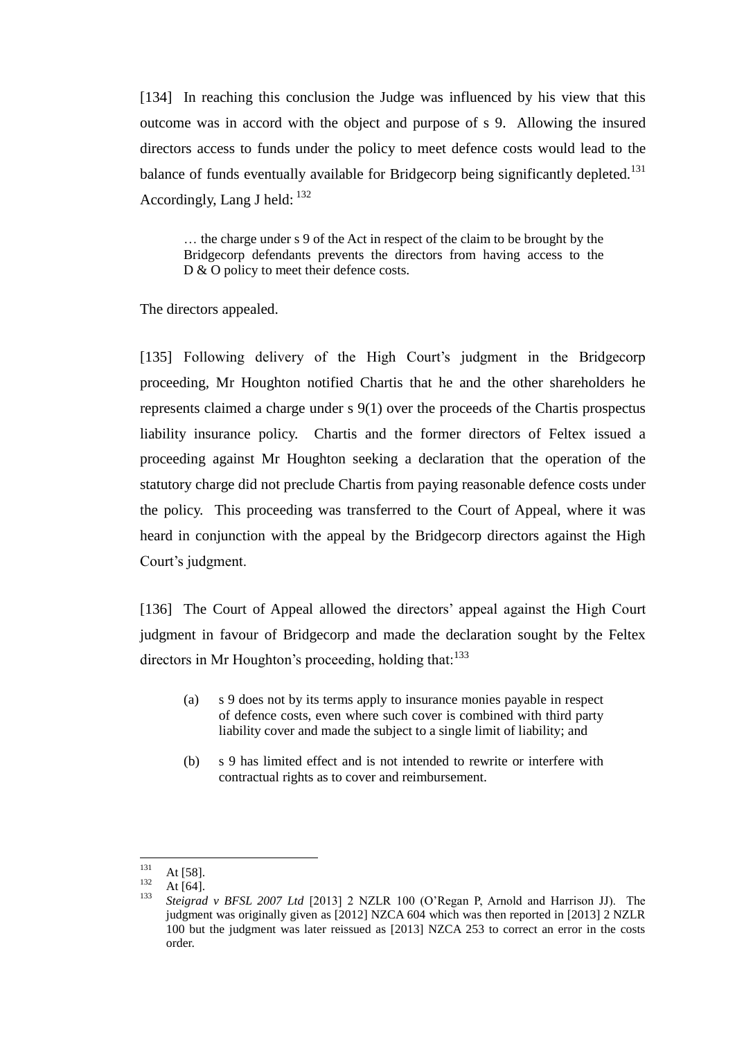[134] In reaching this conclusion the Judge was influenced by his view that this outcome was in accord with the object and purpose of s 9. Allowing the insured directors access to funds under the policy to meet defence costs would lead to the balance of funds eventually available for Bridgecorp being significantly depleted.[131] Accordingly, Lang J held: [132]

> … the charge under s 9 of the Act in respect of the claim to be brought by the Bridgecorp defendants prevents the directors from having access to the D & O policy to meet their defence costs.

The directors appealed.

[135] Following delivery of the High Court's judgment in the Bridgecorp proceeding, Mr Houghton notified Chartis that he and the other shareholders he represents claimed a charge under s 9(1) over the proceeds of the Chartis prospectus liability insurance policy. Chartis and the former directors of Feltex issued a proceeding against Mr Houghton seeking a declaration that the operation of the statutory charge did not preclude Chartis from paying reasonable defence costs under the policy. This proceeding was transferred to the Court of Appeal, where it was heard in conjunction with the appeal by the Bridgecorp directors against the High Court's judgment.

[136] The Court of Appeal allowed the directors' appeal against the High Court judgment in favour of Bridgecorp and made the declaration sought by the Feltex directors in Mr Houghton's proceeding, holding that:[133]

> (a) s 9 does not by its terms apply to insurance monies payable in respect of defence costs, even where such cover is combined with third party liability cover and made the subject to a single limit of liability; and
>
> (b) s 9 has limited effect and is not intended to rewrite or interfere with contractual rights as to cover and reimbursement.

---

[131] At [58].

[132] At [64].

[133] *Steigrad v BFSL 2007 Ltd* [2013] 2 NZLR 100 (O'Regan P, Arnold and Harrison JJ). The judgment was originally given as [2012] NZCA 604 which was then reported in [2013] 2 NZLR 100 but the judgment was later reissued as [2013] NZCA 253 to correct an error in the costs order.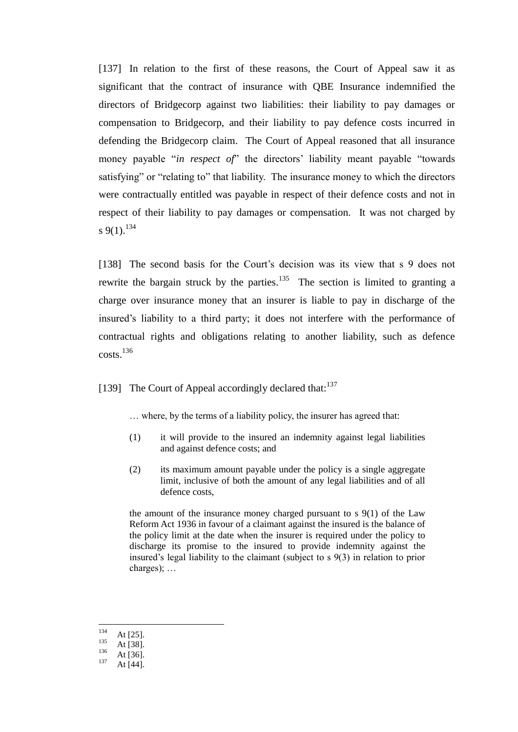[137] In relation to the first of these reasons, the Court of Appeal saw it as significant that the contract of insurance with QBE Insurance indemnified the directors of Bridgecorp against two liabilities: their liability to pay damages or compensation to Bridgecorp, and their liability to pay defence costs incurred in defending the Bridgecorp claim. The Court of Appeal reasoned that all insurance money payable "*in respect of*" the directors' liability meant payable "towards satisfying" or "relating to" that liability. The insurance money to which the directors were contractually entitled was payable in respect of their defence costs and not in respect of their liability to pay damages or compensation. It was not charged by s 9(1).[134]

[138] The second basis for the Court's decision was its view that s 9 does not rewrite the bargain struck by the parties.[135] The section is limited to granting a charge over insurance money that an insurer is liable to pay in discharge of the insured's liability to a third party; it does not interfere with the performance of contractual rights and obligations relating to another liability, such as defence costs.[136]

[139] The Court of Appeal accordingly declared that:[137]

> … where, by the terms of a liability policy, the insurer has agreed that:
>
> (1) it will provide to the insured an indemnity against legal liabilities and against defence costs; and
>
> (2) its maximum amount payable under the policy is a single aggregate limit, inclusive of both the amount of any legal liabilities and of all defence costs,
>
> the amount of the insurance money charged pursuant to s 9(1) of the Law Reform Act 1936 in favour of a claimant against the insured is the balance of the policy limit at the date when the insurer is required under the policy to discharge its promise to the insured to provide indemnity against the insured's legal liability to the claimant (subject to s 9(3) in relation to prior charges); …

---

[134] At [25].

[135] At [38].

[136] At [36].

[137] At [44].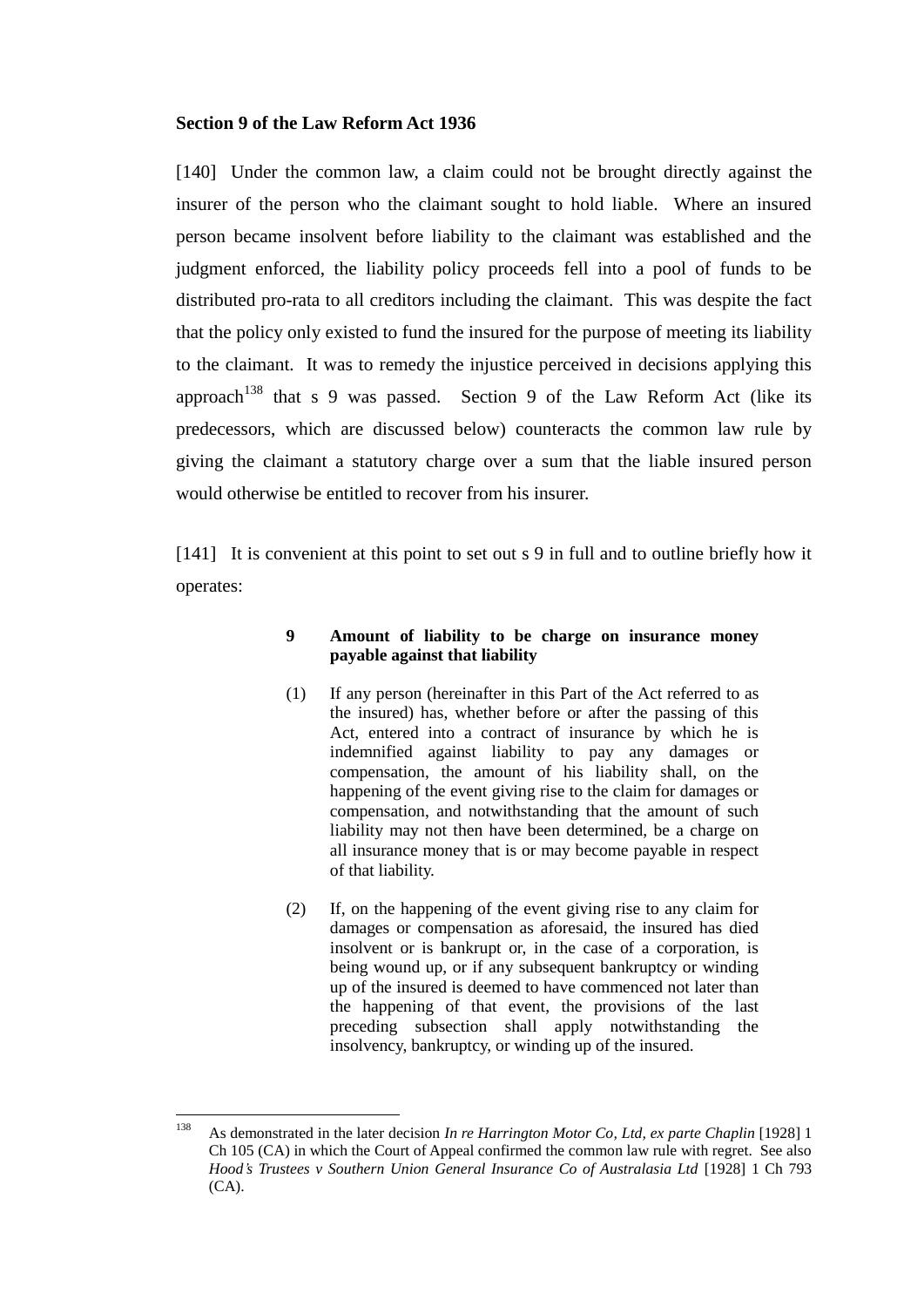**Section 9 of the Law Reform Act 1936**

[140] Under the common law, a claim could not be brought directly against the insurer of the person who the claimant sought to hold liable. Where an insured person became insolvent before liability to the claimant was established and the judgment enforced, the liability policy proceeds fell into a pool of funds to be distributed pro-rata to all creditors including the claimant. This was despite the fact that the policy only existed to fund the insured for the purpose of meeting its liability to the claimant. It was to remedy the injustice perceived in decisions applying this approach[138] that s 9 was passed. Section 9 of the Law Reform Act (like its predecessors, which are discussed below) counteracts the common law rule by giving the claimant a statutory charge over a sum that the liable insured person would otherwise be entitled to recover from his insurer.

[141] It is convenient at this point to set out s 9 in full and to outline briefly how it operates:

> **9 Amount of liability to be charge on insurance money payable against that liability**
>
> (1) If any person (hereinafter in this Part of the Act referred to as the insured) has, whether before or after the passing of this Act, entered into a contract of insurance by which he is indemnified against liability to pay any damages or compensation, the amount of his liability shall, on the happening of the event giving rise to the claim for damages or compensation, and notwithstanding that the amount of such liability may not then have been determined, be a charge on all insurance money that is or may become payable in respect of that liability.
>
> (2) If, on the happening of the event giving rise to any claim for damages or compensation as aforesaid, the insured has died insolvent or is bankrupt or, in the case of a corporation, is being wound up, or if any subsequent bankruptcy or winding up of the insured is deemed to have commenced not later than the happening of that event, the provisions of the last preceding subsection shall apply notwithstanding the insolvency, bankruptcy, or winding up of the insured.

---

[138] As demonstrated in the later decision *In re Harrington Motor Co, Ltd, ex parte Chaplin* [1928] 1 Ch 105 (CA) in which the Court of Appeal confirmed the common law rule with regret. See also *Hood's Trustees v Southern Union General Insurance Co of Australasia Ltd* [1928] 1 Ch 793 (CA).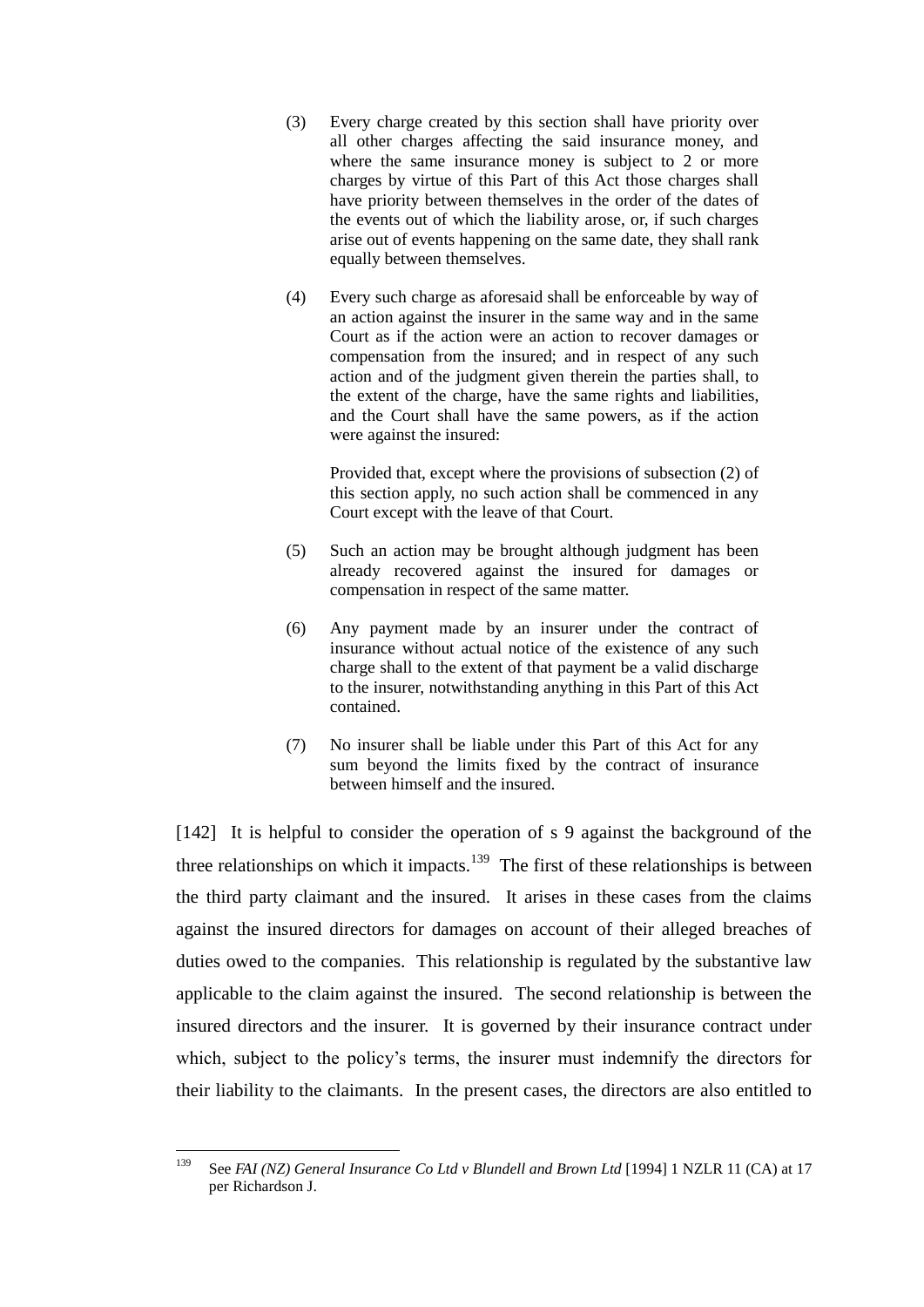> (3) Every charge created by this section shall have priority over all other charges affecting the said insurance money, and where the same insurance money is subject to 2 or more charges by virtue of this Part of this Act those charges shall have priority between themselves in the order of the dates of the events out of which the liability arose, or, if such charges arise out of events happening on the same date, they shall rank equally between themselves.
>
> (4) Every such charge as aforesaid shall be enforceable by way of an action against the insurer in the same way and in the same Court as if the action were an action to recover damages or compensation from the insured; and in respect of any such action and of the judgment given therein the parties shall, to the extent of the charge, have the same rights and liabilities, and the Court shall have the same powers, as if the action were against the insured:
>
> Provided that, except where the provisions of subsection (2) of this section apply, no such action shall be commenced in any Court except with the leave of that Court.
>
> (5) Such an action may be brought although judgment has been already recovered against the insured for damages or compensation in respect of the same matter.
>
> (6) Any payment made by an insurer under the contract of insurance without actual notice of the existence of any such charge shall to the extent of that payment be a valid discharge to the insurer, notwithstanding anything in this Part of this Act contained.
>
> (7) No insurer shall be liable under this Part of this Act for any sum beyond the limits fixed by the contract of insurance between himself and the insured.

[142] It is helpful to consider the operation of s 9 against the background of the three relationships on which it impacts.[139] The first of these relationships is between the third party claimant and the insured. It arises in these cases from the claims against the insured directors for damages on account of their alleged breaches of duties owed to the companies. This relationship is regulated by the substantive law applicable to the claim against the insured. The second relationship is between the insured directors and the insurer. It is governed by their insurance contract under which, subject to the policy's terms, the insurer must indemnify the directors for their liability to the claimants. In the present cases, the directors are also entitled to

[139] See *FAI (NZ) General Insurance Co Ltd v Blundell and Brown Ltd* [1994] 1 NZLR 11 (CA) at 17 per Richardson J.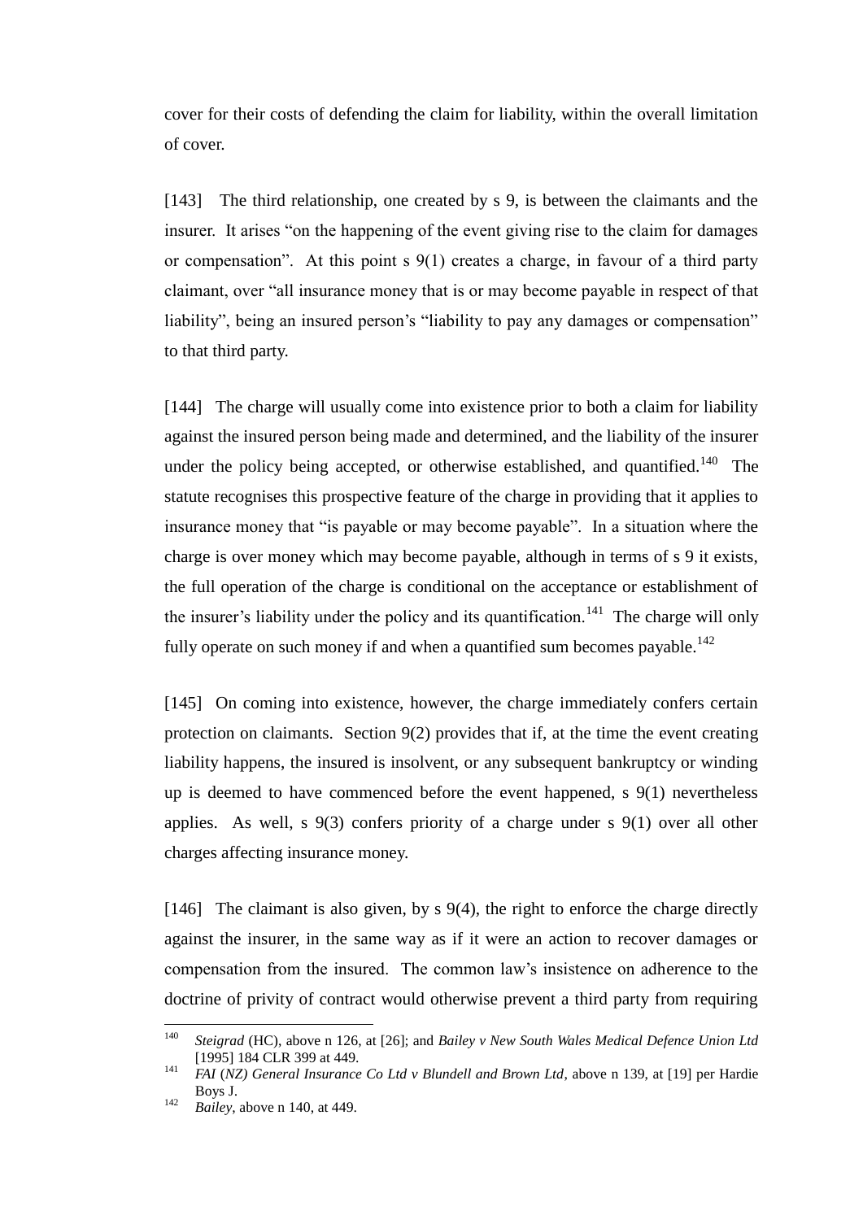cover for their costs of defending the claim for liability, within the overall limitation of cover.

[143] The third relationship, one created by s 9, is between the claimants and the insurer. It arises "on the happening of the event giving rise to the claim for damages or compensation". At this point s 9(1) creates a charge, in favour of a third party claimant, over "all insurance money that is or may become payable in respect of that liability", being an insured person's "liability to pay any damages or compensation" to that third party.

[144] The charge will usually come into existence prior to both a claim for liability against the insured person being made and determined, and the liability of the insurer under the policy being accepted, or otherwise established, and quantified.[140] The statute recognises this prospective feature of the charge in providing that it applies to insurance money that "is payable or may become payable". In a situation where the charge is over money which may become payable, although in terms of s 9 it exists, the full operation of the charge is conditional on the acceptance or establishment of the insurer's liability under the policy and its quantification.[141] The charge will only fully operate on such money if and when a quantified sum becomes payable.[142]

[145] On coming into existence, however, the charge immediately confers certain protection on claimants. Section 9(2) provides that if, at the time the event creating liability happens, the insured is insolvent, or any subsequent bankruptcy or winding up is deemed to have commenced before the event happened, s 9(1) nevertheless applies. As well, s 9(3) confers priority of a charge under s 9(1) over all other charges affecting insurance money.

[146] The claimant is also given, by s 9(4), the right to enforce the charge directly against the insurer, in the same way as if it were an action to recover damages or compensation from the insured. The common law's insistence on adherence to the doctrine of privity of contract would otherwise prevent a third party from requiring

---

[140] *Steigrad* (HC), above n 126, at [26]; and *Bailey v New South Wales Medical Defence Union Ltd* [1995] 184 CLR 399 at 449.

[141] *FAI (NZ) General Insurance Co Ltd v Blundell and Brown Ltd*, above n 139, at [19] per Hardie Boys J.

[142] *Bailey*, above n 140, at 449.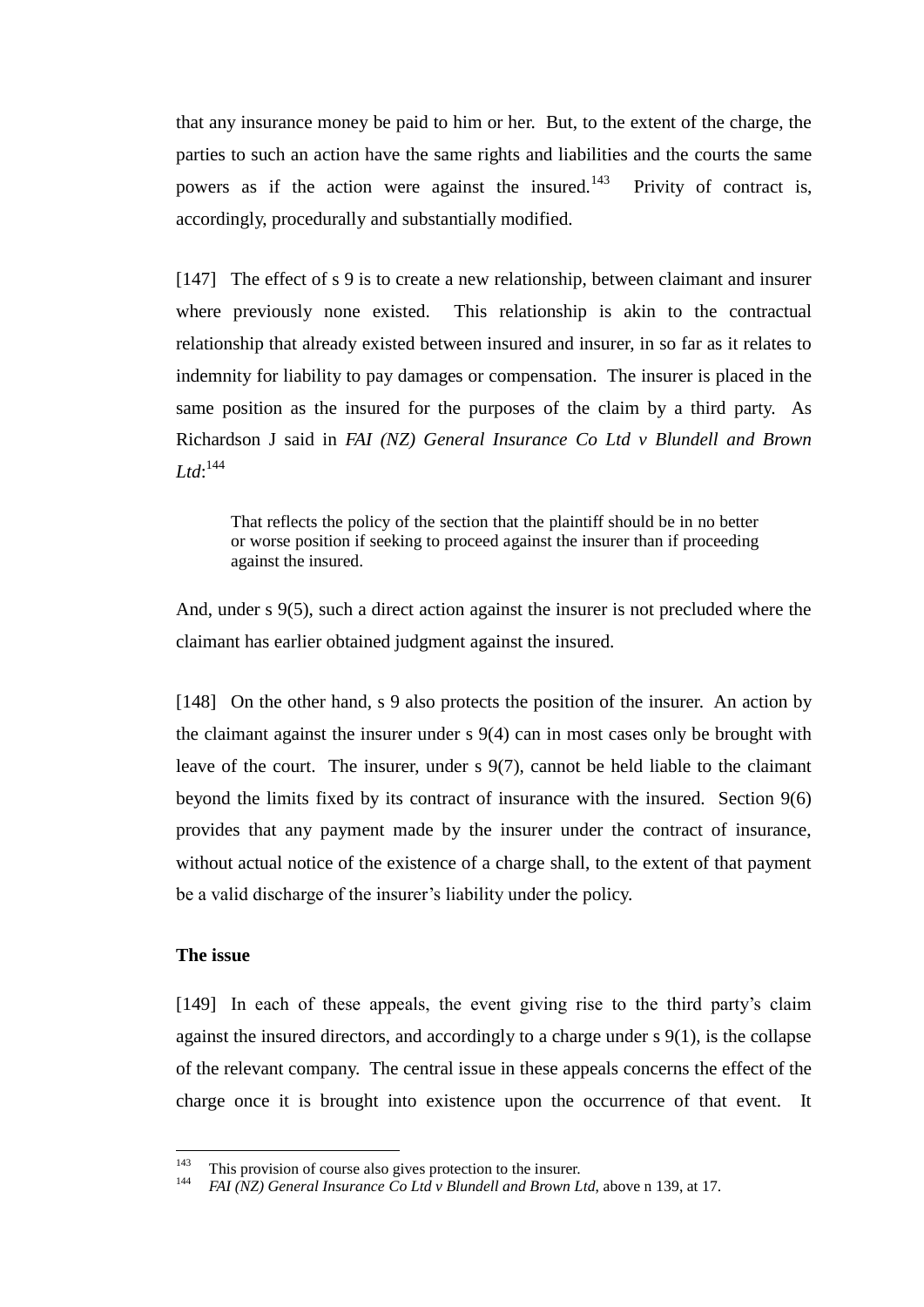that any insurance money be paid to him or her. But, to the extent of the charge, the parties to such an action have the same rights and liabilities and the courts the same powers as if the action were against the insured.[143] Privity of contract is, accordingly, procedurally and substantially modified.

[147] The effect of s 9 is to create a new relationship, between claimant and insurer where previously none existed. This relationship is akin to the contractual relationship that already existed between insured and insurer, in so far as it relates to indemnity for liability to pay damages or compensation. The insurer is placed in the same position as the insured for the purposes of the claim by a third party. As Richardson J said in *FAI (NZ) General Insurance Co Ltd v Blundell and Brown Ltd*:[144]

> That reflects the policy of the section that the plaintiff should be in no better or worse position if seeking to proceed against the insurer than if proceeding against the insured.

And, under s 9(5), such a direct action against the insurer is not precluded where the claimant has earlier obtained judgment against the insured.

[148] On the other hand, s 9 also protects the position of the insurer. An action by the claimant against the insurer under s 9(4) can in most cases only be brought with leave of the court. The insurer, under s 9(7), cannot be held liable to the claimant beyond the limits fixed by its contract of insurance with the insured. Section 9(6) provides that any payment made by the insurer under the contract of insurance, without actual notice of the existence of a charge shall, to the extent of that payment be a valid discharge of the insurer's liability under the policy.

**The issue**

[149] In each of these appeals, the event giving rise to the third party's claim against the insured directors, and accordingly to a charge under s 9(1), is the collapse of the relevant company. The central issue in these appeals concerns the effect of the charge once it is brought into existence upon the occurrence of that event. It

---

[143] This provision of course also gives protection to the insurer.

[144] *FAI (NZ) General Insurance Co Ltd v Blundell and Brown Ltd*, above n 139, at 17.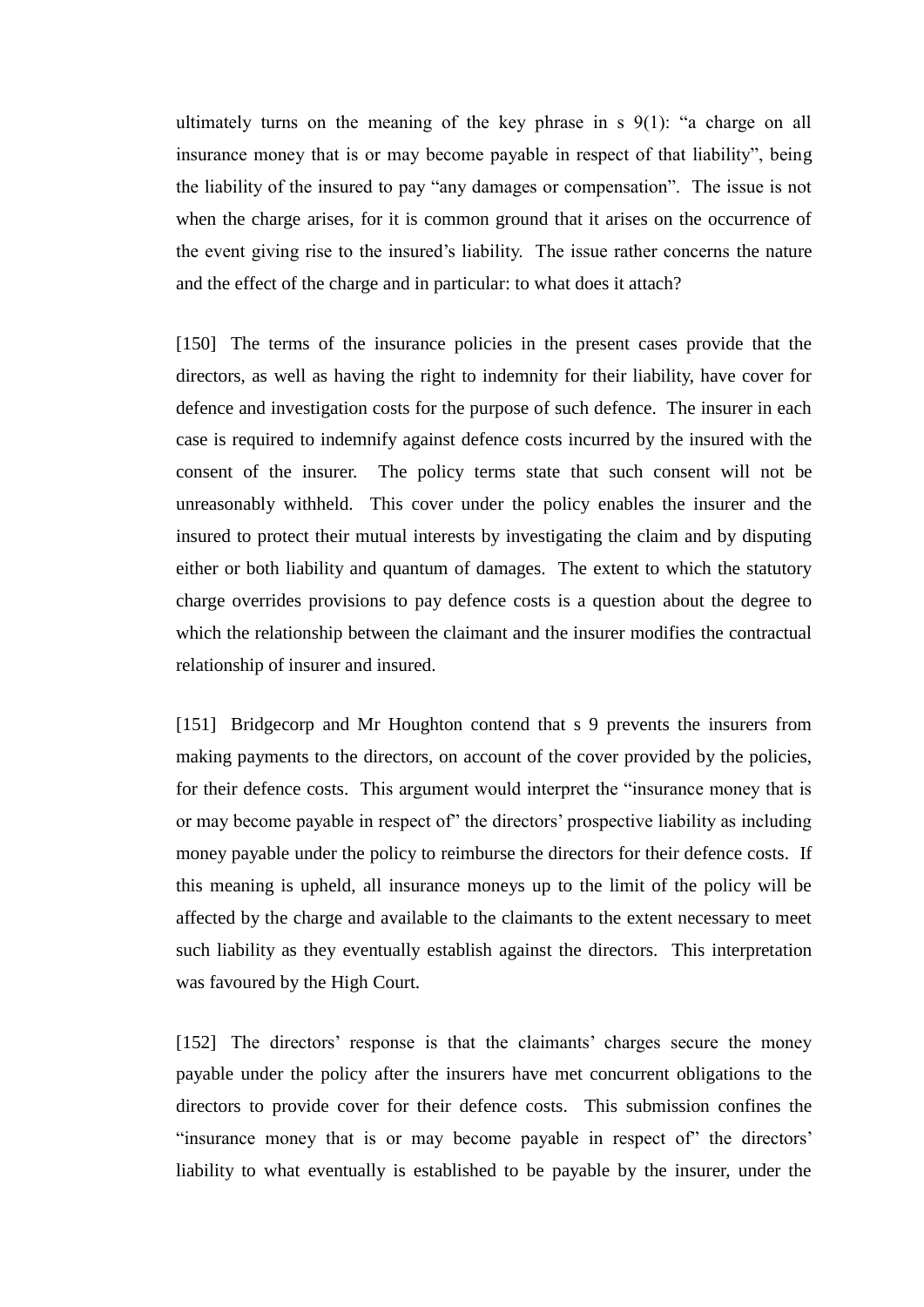ultimately turns on the meaning of the key phrase in s 9(1): "a charge on all insurance money that is or may become payable in respect of that liability", being the liability of the insured to pay "any damages or compensation". The issue is not when the charge arises, for it is common ground that it arises on the occurrence of the event giving rise to the insured's liability. The issue rather concerns the nature and the effect of the charge and in particular: to what does it attach?

[150] The terms of the insurance policies in the present cases provide that the directors, as well as having the right to indemnity for their liability, have cover for defence and investigation costs for the purpose of such defence. The insurer in each case is required to indemnify against defence costs incurred by the insured with the consent of the insurer. The policy terms state that such consent will not be unreasonably withheld. This cover under the policy enables the insurer and the insured to protect their mutual interests by investigating the claim and by disputing either or both liability and quantum of damages. The extent to which the statutory charge overrides provisions to pay defence costs is a question about the degree to which the relationship between the claimant and the insurer modifies the contractual relationship of insurer and insured.

[151] Bridgecorp and Mr Houghton contend that s 9 prevents the insurers from making payments to the directors, on account of the cover provided by the policies, for their defence costs. This argument would interpret the "insurance money that is or may become payable in respect of" the directors' prospective liability as including money payable under the policy to reimburse the directors for their defence costs. If this meaning is upheld, all insurance moneys up to the limit of the policy will be affected by the charge and available to the claimants to the extent necessary to meet such liability as they eventually establish against the directors. This interpretation was favoured by the High Court.

[152] The directors' response is that the claimants' charges secure the money payable under the policy after the insurers have met concurrent obligations to the directors to provide cover for their defence costs. This submission confines the "insurance money that is or may become payable in respect of" the directors' liability to what eventually is established to be payable by the insurer, under the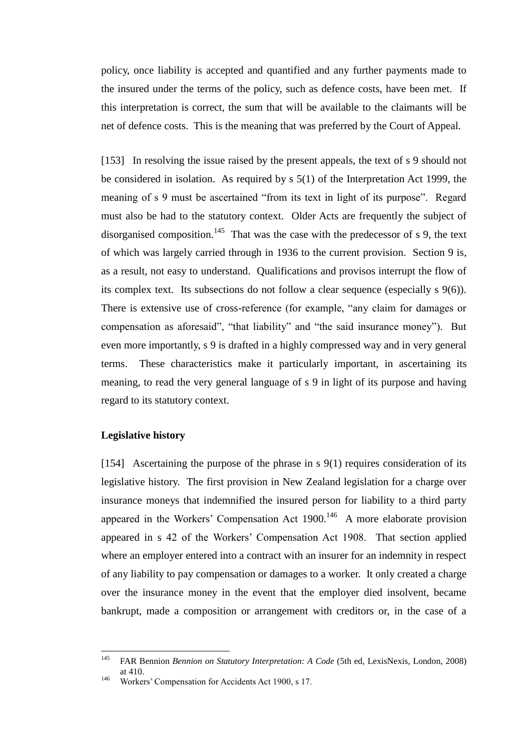policy, once liability is accepted and quantified and any further payments made to the insured under the terms of the policy, such as defence costs, have been met. If this interpretation is correct, the sum that will be available to the claimants will be net of defence costs. This is the meaning that was preferred by the Court of Appeal.

[153] In resolving the issue raised by the present appeals, the text of s 9 should not be considered in isolation. As required by s 5(1) of the Interpretation Act 1999, the meaning of s 9 must be ascertained "from its text in light of its purpose". Regard must also be had to the statutory context. Older Acts are frequently the subject of disorganised composition.[145] That was the case with the predecessor of s 9, the text of which was largely carried through in 1936 to the current provision. Section 9 is, as a result, not easy to understand. Qualifications and provisos interrupt the flow of its complex text. Its subsections do not follow a clear sequence (especially s 9(6)). There is extensive use of cross-reference (for example, "any claim for damages or compensation as aforesaid", "that liability" and "the said insurance money"). But even more importantly, s 9 is drafted in a highly compressed way and in very general terms. These characteristics make it particularly important, in ascertaining its meaning, to read the very general language of s 9 in light of its purpose and having regard to its statutory context.

**Legislative history**

[154] Ascertaining the purpose of the phrase in s 9(1) requires consideration of its legislative history. The first provision in New Zealand legislation for a charge over insurance moneys that indemnified the insured person for liability to a third party appeared in the Workers' Compensation Act 1900.[146] A more elaborate provision appeared in s 42 of the Workers' Compensation Act 1908. That section applied where an employer entered into a contract with an insurer for an indemnity in respect of any liability to pay compensation or damages to a worker. It only created a charge over the insurance money in the event that the employer died insolvent, became bankrupt, made a composition or arrangement with creditors or, in the case of a

---

[145] FAR Bennion *Bennion on Statutory Interpretation: A Code* (5th ed, LexisNexis, London, 2008) at 410.

[146] Workers' Compensation for Accidents Act 1900, s 17.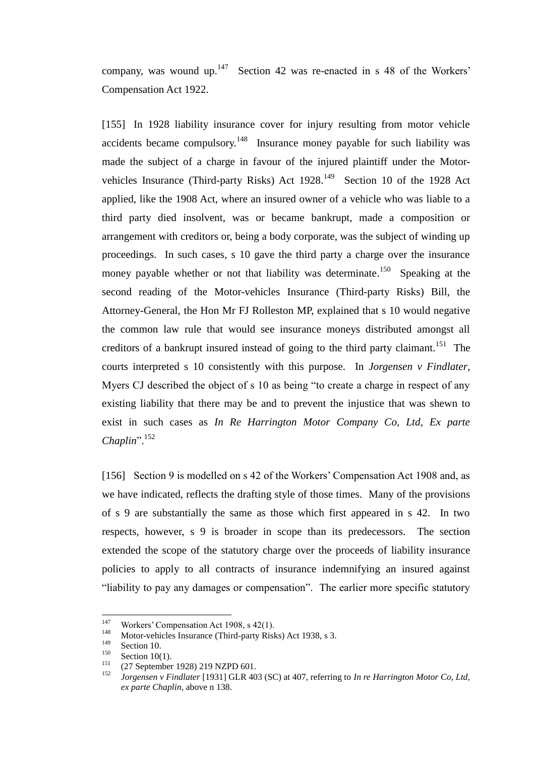company, was wound up.[147] Section 42 was re-enacted in s 48 of the Workers' Compensation Act 1922.

[155] In 1928 liability insurance cover for injury resulting from motor vehicle accidents became compulsory.[148] Insurance money payable for such liability was made the subject of a charge in favour of the injured plaintiff under the Motor-vehicles Insurance (Third-party Risks) Act 1928.[149] Section 10 of the 1928 Act applied, like the 1908 Act, where an insured owner of a vehicle who was liable to a third party died insolvent, was or became bankrupt, made a composition or arrangement with creditors or, being a body corporate, was the subject of winding up proceedings. In such cases, s 10 gave the third party a charge over the insurance money payable whether or not that liability was determinate.[150] Speaking at the second reading of the Motor-vehicles Insurance (Third-party Risks) Bill, the Attorney-General, the Hon Mr FJ Rolleston MP, explained that s 10 would negative the common law rule that would see insurance moneys distributed amongst all creditors of a bankrupt insured instead of going to the third party claimant.[151] The courts interpreted s 10 consistently with this purpose. In *Jorgensen v Findlater*, Myers CJ described the object of s 10 as being "to create a charge in respect of any existing liability that there may be and to prevent the injustice that was shewn to exist in such cases as *In Re Harrington Motor Company Co, Ltd, Ex parte Chaplin*".[152]

[156] Section 9 is modelled on s 42 of the Workers' Compensation Act 1908 and, as we have indicated, reflects the drafting style of those times. Many of the provisions of s 9 are substantially the same as those which first appeared in s 42. In two respects, however, s 9 is broader in scope than its predecessors. The section extended the scope of the statutory charge over the proceeds of liability insurance policies to apply to all contracts of insurance indemnifying an insured against "liability to pay any damages or compensation". The earlier more specific statutory

---

[147] Workers' Compensation Act 1908, s 42(1).

[148] Motor-vehicles Insurance (Third-party Risks) Act 1938, s 3.

[149] Section 10.

[150] Section 10(1).

[151] (27 September 1928) 219 NZPD 601.

[152] *Jorgensen v Findlater* [1931] GLR 403 (SC) at 407, referring to *In re Harrington Motor Co, Ltd, ex parte Chaplin*, above n 138.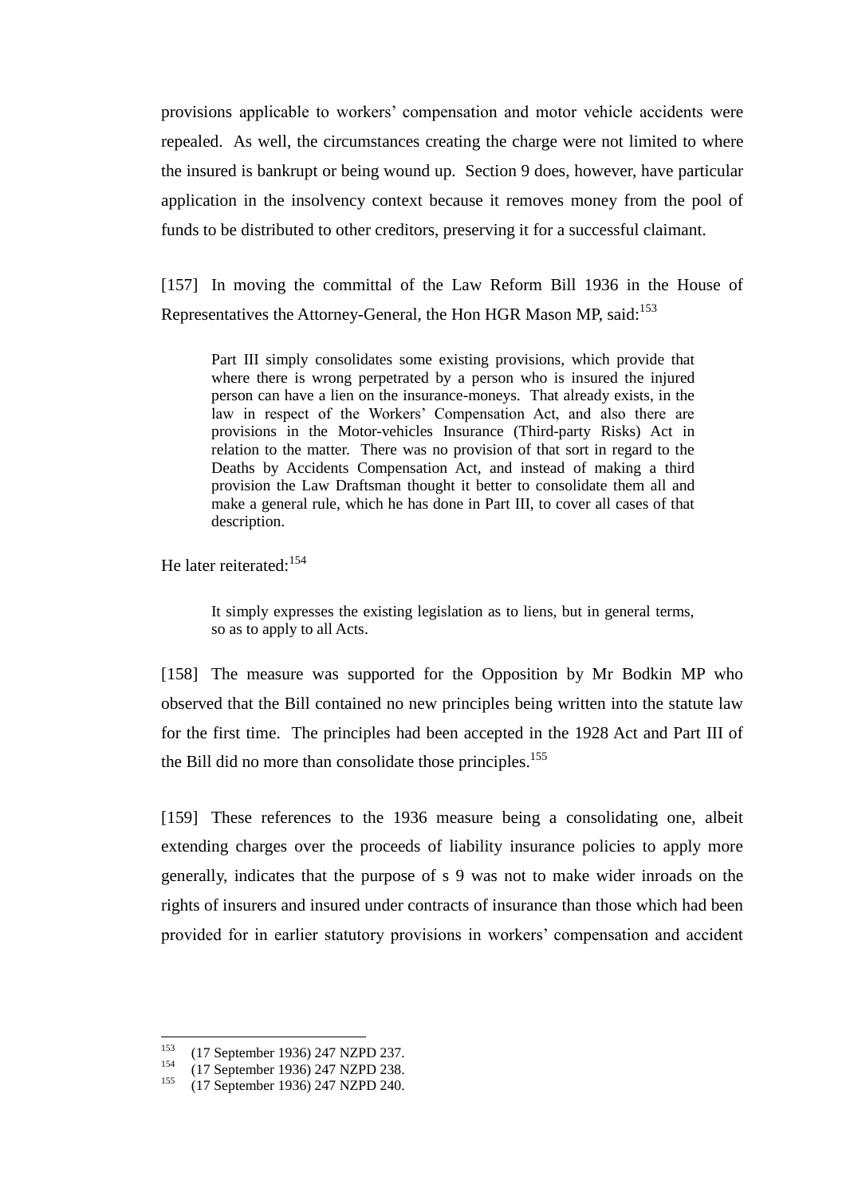provisions applicable to workers' compensation and motor vehicle accidents were repealed. As well, the circumstances creating the charge were not limited to where the insured is bankrupt or being wound up. Section 9 does, however, have particular application in the insolvency context because it removes money from the pool of funds to be distributed to other creditors, preserving it for a successful claimant.

[157] In moving the committal of the Law Reform Bill 1936 in the House of Representatives the Attorney-General, the Hon HGR Mason MP, said:[153]

> Part III simply consolidates some existing provisions, which provide that where there is wrong perpetrated by a person who is insured the injured person can have a lien on the insurance-moneys. That already exists, in the law in respect of the Workers' Compensation Act, and also there are provisions in the Motor-vehicles Insurance (Third-party Risks) Act in relation to the matter. There was no provision of that sort in regard to the Deaths by Accidents Compensation Act, and instead of making a third provision the Law Draftsman thought it better to consolidate them all and make a general rule, which he has done in Part III, to cover all cases of that description.

He later reiterated:[154]

> It simply expresses the existing legislation as to liens, but in general terms, so as to apply to all Acts.

[158] The measure was supported for the Opposition by Mr Bodkin MP who observed that the Bill contained no new principles being written into the statute law for the first time. The principles had been accepted in the 1928 Act and Part III of the Bill did no more than consolidate those principles.[155]

[159] These references to the 1936 measure being a consolidating one, albeit extending charges over the proceeds of liability insurance policies to apply more generally, indicates that the purpose of s 9 was not to make wider inroads on the rights of insurers and insured under contracts of insurance than those which had been provided for in earlier statutory provisions in workers' compensation and accident

---

[153] (17 September 1936) 247 NZPD 237.

[154] (17 September 1936) 247 NZPD 238.

[155] (17 September 1936) 247 NZPD 240.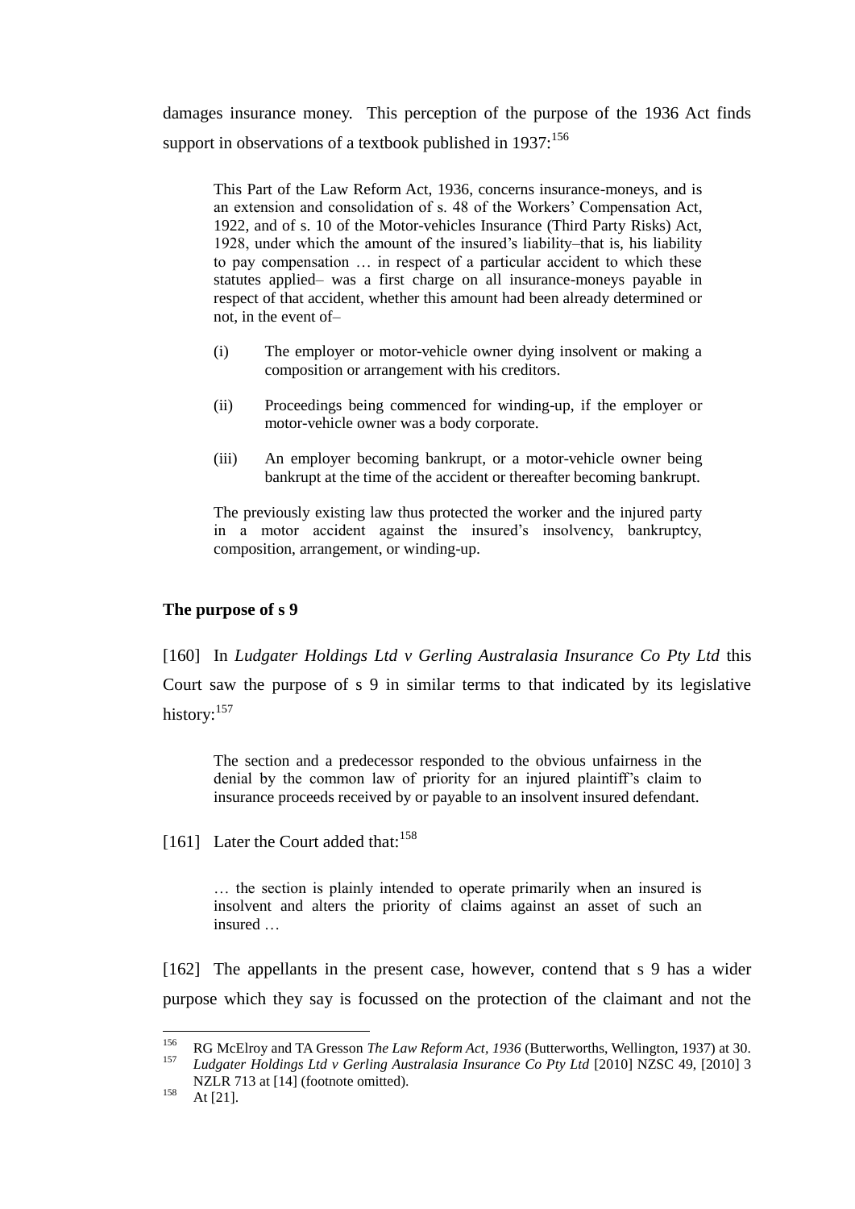damages insurance money. This perception of the purpose of the 1936 Act finds support in observations of a textbook published in 1937:[156]

> This Part of the Law Reform Act, 1936, concerns insurance-moneys, and is an extension and consolidation of s. 48 of the Workers' Compensation Act, 1922, and of s. 10 of the Motor-vehicles Insurance (Third Party Risks) Act, 1928, under which the amount of the insured's liability–that is, his liability to pay compensation … in respect of a particular accident to which these statutes applied– was a first charge on all insurance-moneys payable in respect of that accident, whether this amount had been already determined or not, in the event of–
>
> (i) The employer or motor-vehicle owner dying insolvent or making a composition or arrangement with his creditors.
>
> (ii) Proceedings being commenced for winding-up, if the employer or motor-vehicle owner was a body corporate.
>
> (iii) An employer becoming bankrupt, or a motor-vehicle owner being bankrupt at the time of the accident or thereafter becoming bankrupt.
>
> The previously existing law thus protected the worker and the injured party in a motor accident against the insured's insolvency, bankruptcy, composition, arrangement, or winding-up.

### The purpose of s 9

[160] In *Ludgater Holdings Ltd v Gerling Australasia Insurance Co Pty Ltd* this Court saw the purpose of s 9 in similar terms to that indicated by its legislative history:[157]

> The section and a predecessor responded to the obvious unfairness in the denial by the common law of priority for an injured plaintiff's claim to insurance proceeds received by or payable to an insolvent insured defendant.

[161] Later the Court added that:[158]

> … the section is plainly intended to operate primarily when an insured is insolvent and alters the priority of claims against an asset of such an insured …

[162] The appellants in the present case, however, contend that s 9 has a wider purpose which they say is focussed on the protection of the claimant and not the

---

[156] RG McElroy and TA Gresson *The Law Reform Act, 1936* (Butterworths, Wellington, 1937) at 30.

[157] *Ludgater Holdings Ltd v Gerling Australasia Insurance Co Pty Ltd* [2010] NZSC 49, [2010] 3 NZLR 713 at [14] (footnote omitted).

[158] At [21].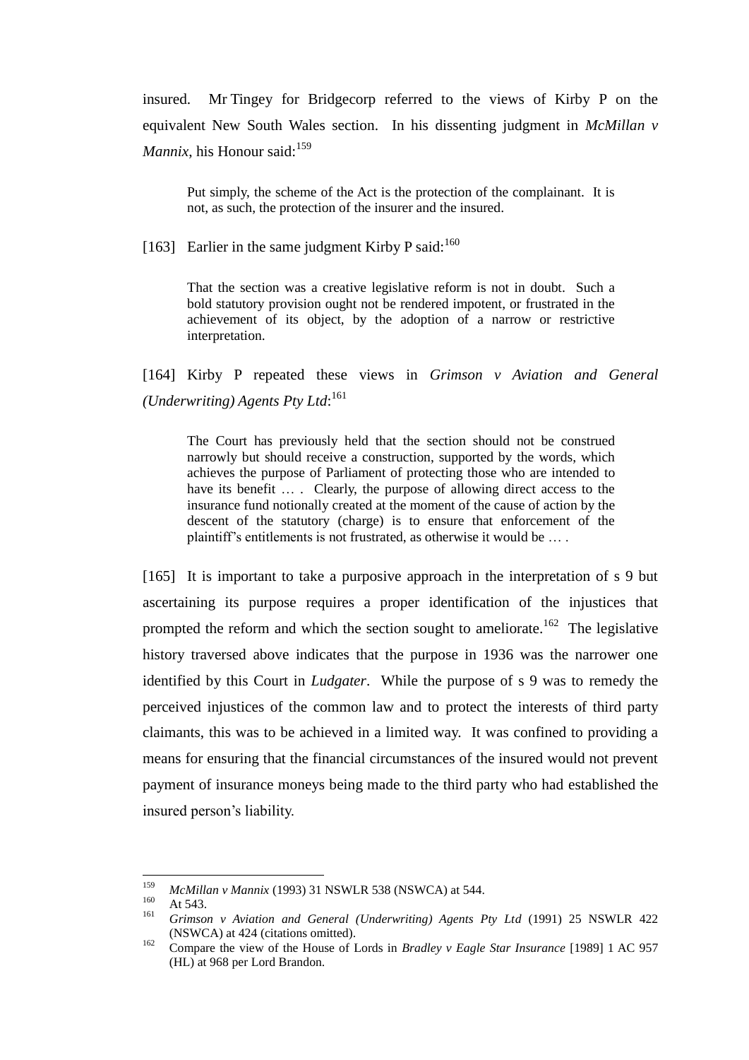insured. Mr Tingey for Bridgecorp referred to the views of Kirby P on the equivalent New South Wales section. In his dissenting judgment in *McMillan v Mannix*, his Honour said:[159]

> Put simply, the scheme of the Act is the protection of the complainant. It is not, as such, the protection of the insurer and the insured.

[163] Earlier in the same judgment Kirby P said:[160]

> That the section was a creative legislative reform is not in doubt. Such a bold statutory provision ought not be rendered impotent, or frustrated in the achievement of its object, by the adoption of a narrow or restrictive interpretation.

[164] Kirby P repeated these views in *Grimson v Aviation and General (Underwriting) Agents Pty Ltd*:[161]

> The Court has previously held that the section should not be construed narrowly but should receive a construction, supported by the words, which achieves the purpose of Parliament of protecting those who are intended to have its benefit … . Clearly, the purpose of allowing direct access to the insurance fund notionally created at the moment of the cause of action by the descent of the statutory (charge) is to ensure that enforcement of the plaintiff's entitlements is not frustrated, as otherwise it would be … .

[165] It is important to take a purposive approach in the interpretation of s 9 but ascertaining its purpose requires a proper identification of the injustices that prompted the reform and which the section sought to ameliorate.[162] The legislative history traversed above indicates that the purpose in 1936 was the narrower one identified by this Court in *Ludgater*. While the purpose of s 9 was to remedy the perceived injustices of the common law and to protect the interests of third party claimants, this was to be achieved in a limited way. It was confined to providing a means for ensuring that the financial circumstances of the insured would not prevent payment of insurance moneys being made to the third party who had established the insured person's liability.

---

[159] *McMillan v Mannix* (1993) 31 NSWLR 538 (NSWCA) at 544.

[160] At 543.

[161] *Grimson v Aviation and General (Underwriting) Agents Pty Ltd* (1991) 25 NSWLR 422 (NSWCA) at 424 (citations omitted).

[162] Compare the view of the House of Lords in *Bradley v Eagle Star Insurance* [1989] 1 AC 957 (HL) at 968 per Lord Brandon.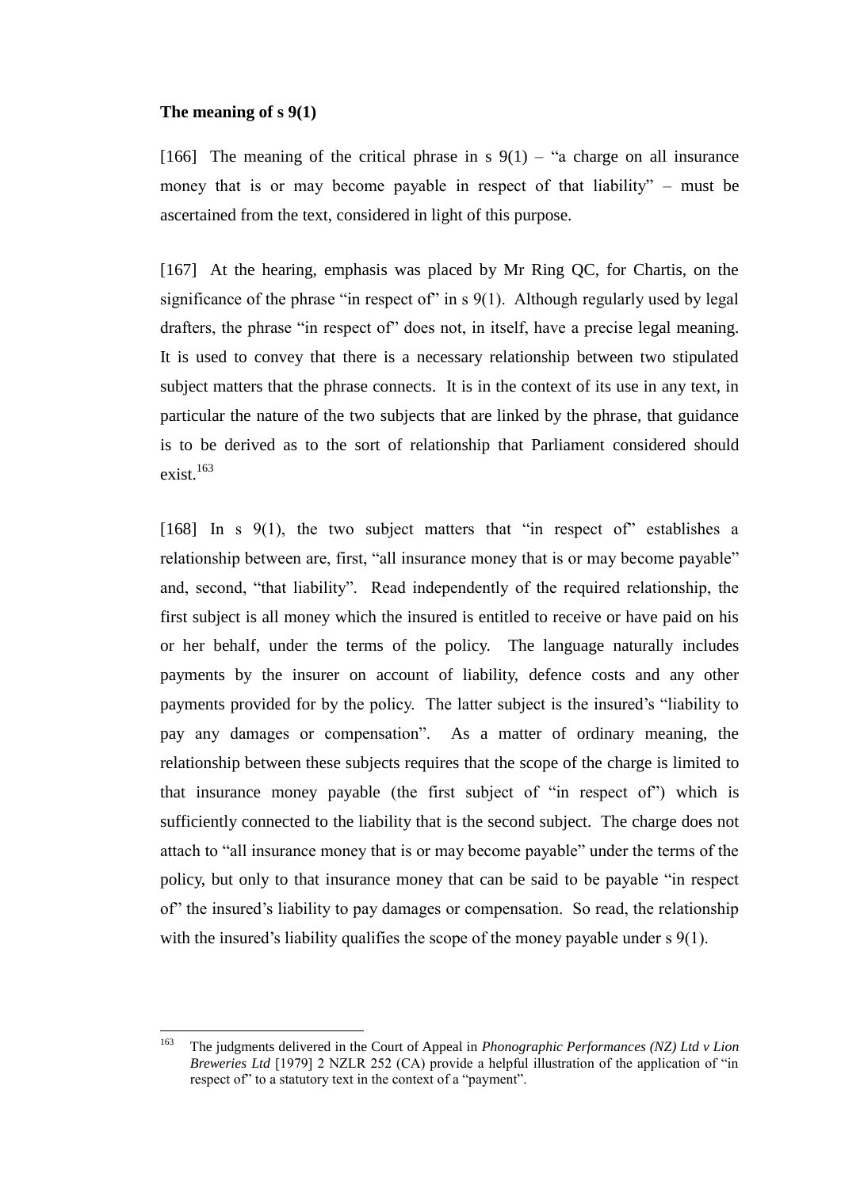**The meaning of s 9(1)**

[166] The meaning of the critical phrase in s 9(1) – "a charge on all insurance money that is or may become payable in respect of that liability" – must be ascertained from the text, considered in light of this purpose.

[167] At the hearing, emphasis was placed by Mr Ring QC, for Chartis, on the significance of the phrase "in respect of" in s 9(1). Although regularly used by legal drafters, the phrase "in respect of" does not, in itself, have a precise legal meaning. It is used to convey that there is a necessary relationship between two stipulated subject matters that the phrase connects. It is in the context of its use in any text, in particular the nature of the two subjects that are linked by the phrase, that guidance is to be derived as to the sort of relationship that Parliament considered should exist.[163]

[168] In s 9(1), the two subject matters that "in respect of" establishes a relationship between are, first, "all insurance money that is or may become payable" and, second, "that liability". Read independently of the required relationship, the first subject is all money which the insured is entitled to receive or have paid on his or her behalf, under the terms of the policy. The language naturally includes payments by the insurer on account of liability, defence costs and any other payments provided for by the policy. The latter subject is the insured's "liability to pay any damages or compensation". As a matter of ordinary meaning, the relationship between these subjects requires that the scope of the charge is limited to that insurance money payable (the first subject of "in respect of") which is sufficiently connected to the liability that is the second subject. The charge does not attach to "all insurance money that is or may become payable" under the terms of the policy, but only to that insurance money that can be said to be payable "in respect of" the insured's liability to pay damages or compensation. So read, the relationship with the insured's liability qualifies the scope of the money payable under s 9(1).

---

[163] The judgments delivered in the Court of Appeal in *Phonographic Performances (NZ) Ltd v Lion Breweries Ltd* [1979] 2 NZLR 252 (CA) provide a helpful illustration of the application of "in respect of" to a statutory text in the context of a "payment".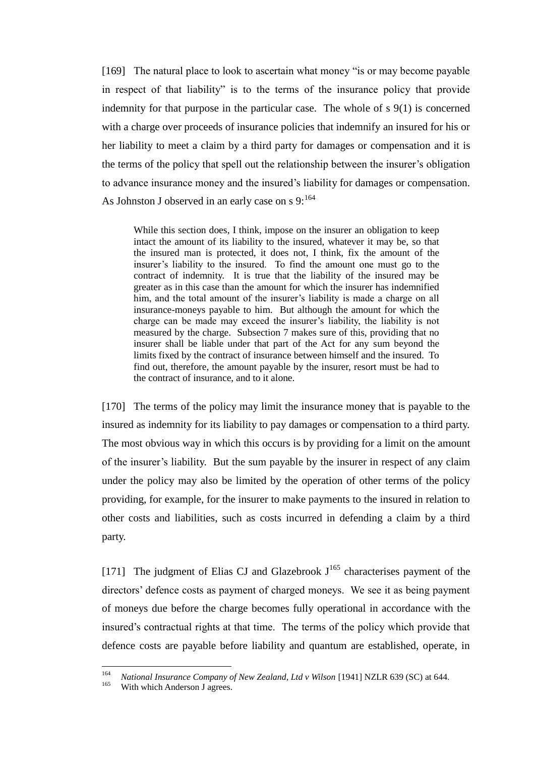[169] The natural place to look to ascertain what money "is or may become payable in respect of that liability" is to the terms of the insurance policy that provide indemnity for that purpose in the particular case. The whole of s 9(1) is concerned with a charge over proceeds of insurance policies that indemnify an insured for his or her liability to meet a claim by a third party for damages or compensation and it is the terms of the policy that spell out the relationship between the insurer's obligation to advance insurance money and the insured's liability for damages or compensation. As Johnston J observed in an early case on s 9:[164]

> While this section does, I think, impose on the insurer an obligation to keep intact the amount of its liability to the insured, whatever it may be, so that the insured man is protected, it does not, I think, fix the amount of the insurer's liability to the insured. To find the amount one must go to the contract of indemnity. It is true that the liability of the insured may be greater as in this case than the amount for which the insurer has indemnified him, and the total amount of the insurer's liability is made a charge on all insurance-moneys payable to him. But although the amount for which the charge can be made may exceed the insurer's liability, the liability is not measured by the charge. Subsection 7 makes sure of this, providing that no insurer shall be liable under that part of the Act for any sum beyond the limits fixed by the contract of insurance between himself and the insured. To find out, therefore, the amount payable by the insurer, resort must be had to the contract of insurance, and to it alone.

[170] The terms of the policy may limit the insurance money that is payable to the insured as indemnity for its liability to pay damages or compensation to a third party. The most obvious way in which this occurs is by providing for a limit on the amount of the insurer's liability. But the sum payable by the insurer in respect of any claim under the policy may also be limited by the operation of other terms of the policy providing, for example, for the insurer to make payments to the insured in relation to other costs and liabilities, such as costs incurred in defending a claim by a third party.

[171] The judgment of Elias CJ and Glazebrook J[165] characterises payment of the directors' defence costs as payment of charged moneys. We see it as being payment of moneys due before the charge becomes fully operational in accordance with the insured's contractual rights at that time. The terms of the policy which provide that defence costs are payable before liability and quantum are established, operate, in

---

[164] *National Insurance Company of New Zealand, Ltd v Wilson* [1941] NZLR 639 (SC) at 644.

[165] With which Anderson J agrees.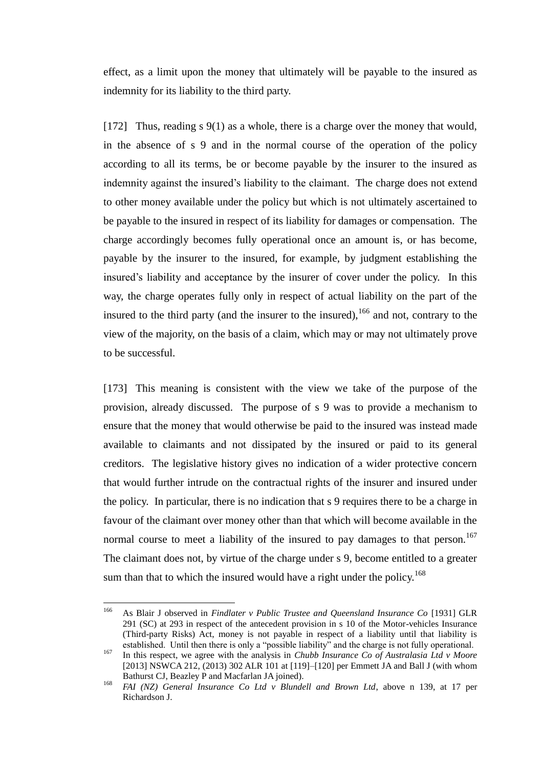effect, as a limit upon the money that ultimately will be payable to the insured as indemnity for its liability to the third party.

[172] Thus, reading s 9(1) as a whole, there is a charge over the money that would, in the absence of s 9 and in the normal course of the operation of the policy according to all its terms, be or become payable by the insurer to the insured as indemnity against the insured's liability to the claimant. The charge does not extend to other money available under the policy but which is not ultimately ascertained to be payable to the insured in respect of its liability for damages or compensation. The charge accordingly becomes fully operational once an amount is, or has become, payable by the insurer to the insured, for example, by judgment establishing the insured's liability and acceptance by the insurer of cover under the policy. In this way, the charge operates fully only in respect of actual liability on the part of the insured to the third party (and the insurer to the insured),[166] and not, contrary to the view of the majority, on the basis of a claim, which may or may not ultimately prove to be successful.

[173] This meaning is consistent with the view we take of the purpose of the provision, already discussed. The purpose of s 9 was to provide a mechanism to ensure that the money that would otherwise be paid to the insured was instead made available to claimants and not dissipated by the insured or paid to its general creditors. The legislative history gives no indication of a wider protective concern that would further intrude on the contractual rights of the insurer and insured under the policy. In particular, there is no indication that s 9 requires there to be a charge in favour of the claimant over money other than that which will become available in the normal course to meet a liability of the insured to pay damages to that person.[167] The claimant does not, by virtue of the charge under s 9, become entitled to a greater sum than that to which the insured would have a right under the policy.[168]

---

[166] As Blair J observed in *Findlater v Public Trustee and Queensland Insurance Co* [1931] GLR 291 (SC) at 293 in respect of the antecedent provision in s 10 of the Motor-vehicles Insurance (Third-party Risks) Act, money is not payable in respect of a liability until that liability is established. Until then there is only a "possible liability" and the charge is not fully operational.

[167] In this respect, we agree with the analysis in *Chubb Insurance Co of Australasia Ltd v Moore* [2013] NSWCA 212, (2013) 302 ALR 101 at [119]–[120] per Emmett JA and Ball J (with whom Bathurst CJ, Beazley P and Macfarlan JA joined).

[168] *FAI (NZ) General Insurance Co Ltd v Blundell and Brown Ltd*, above n 139, at 17 per Richardson J.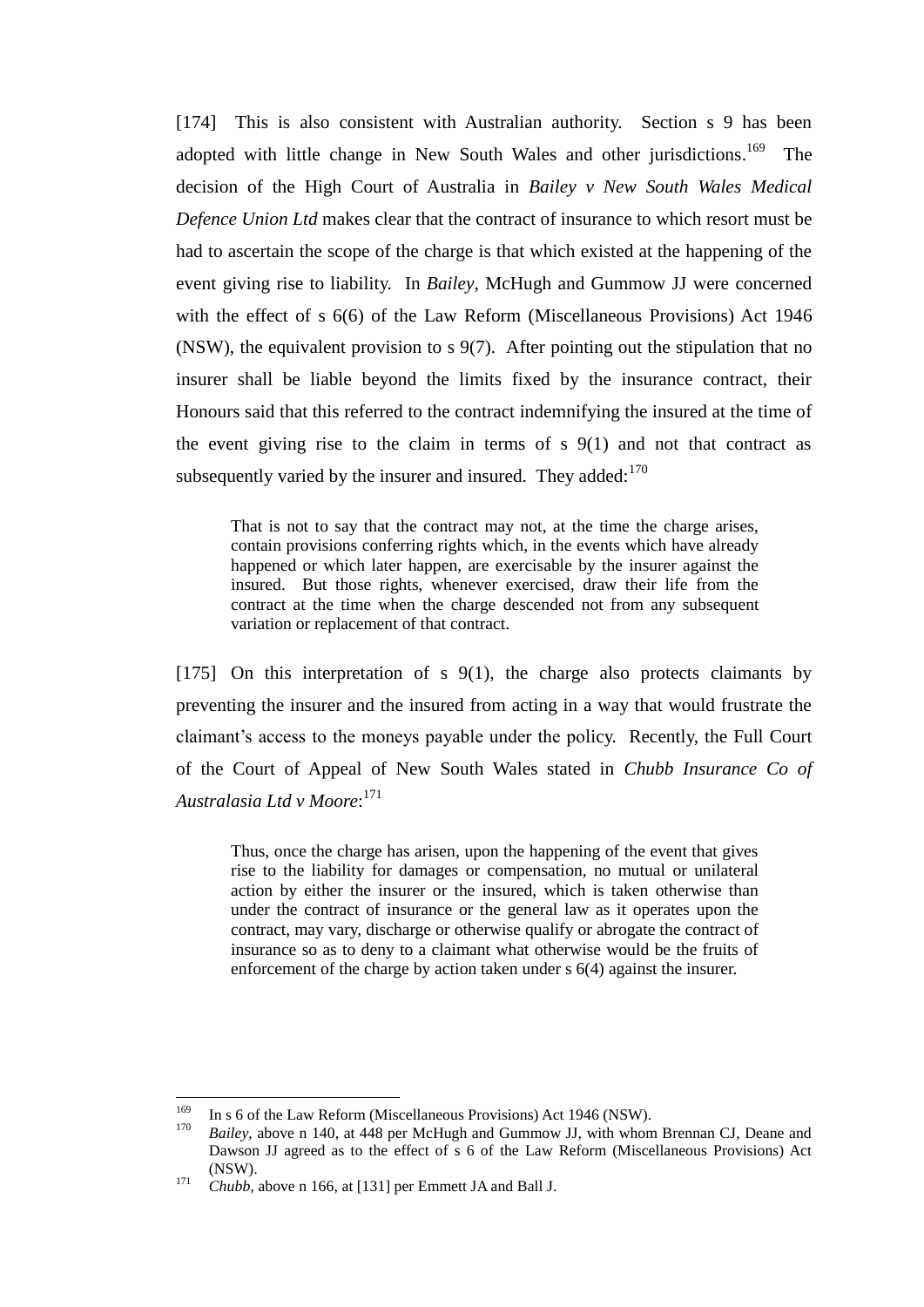[174] This is also consistent with Australian authority. Section s 9 has been adopted with little change in New South Wales and other jurisdictions.[169] The decision of the High Court of Australia in *Bailey v New South Wales Medical Defence Union Ltd* makes clear that the contract of insurance to which resort must be had to ascertain the scope of the charge is that which existed at the happening of the event giving rise to liability. In *Bailey*, McHugh and Gummow JJ were concerned with the effect of s 6(6) of the Law Reform (Miscellaneous Provisions) Act 1946 (NSW), the equivalent provision to s 9(7). After pointing out the stipulation that no insurer shall be liable beyond the limits fixed by the insurance contract, their Honours said that this referred to the contract indemnifying the insured at the time of the event giving rise to the claim in terms of s 9(1) and not that contract as subsequently varied by the insurer and insured. They added:[170]

> That is not to say that the contract may not, at the time the charge arises, contain provisions conferring rights which, in the events which have already happened or which later happen, are exercisable by the insurer against the insured. But those rights, whenever exercised, draw their life from the contract at the time when the charge descended not from any subsequent variation or replacement of that contract.

[175] On this interpretation of s 9(1), the charge also protects claimants by preventing the insurer and the insured from acting in a way that would frustrate the claimant's access to the moneys payable under the policy. Recently, the Full Court of the Court of Appeal of New South Wales stated in *Chubb Insurance Co of Australasia Ltd v Moore*:[171]

> Thus, once the charge has arisen, upon the happening of the event that gives rise to the liability for damages or compensation, no mutual or unilateral action by either the insurer or the insured, which is taken otherwise than under the contract of insurance or the general law as it operates upon the contract, may vary, discharge or otherwise qualify or abrogate the contract of insurance so as to deny to a claimant what otherwise would be the fruits of enforcement of the charge by action taken under s 6(4) against the insurer.

---

[169] In s 6 of the Law Reform (Miscellaneous Provisions) Act 1946 (NSW).

[170] *Bailey*, above n 140, at 448 per McHugh and Gummow JJ, with whom Brennan CJ, Deane and Dawson JJ agreed as to the effect of s 6 of the Law Reform (Miscellaneous Provisions) Act (NSW).

[171] *Chubb*, above n 166, at [131] per Emmett JA and Ball J.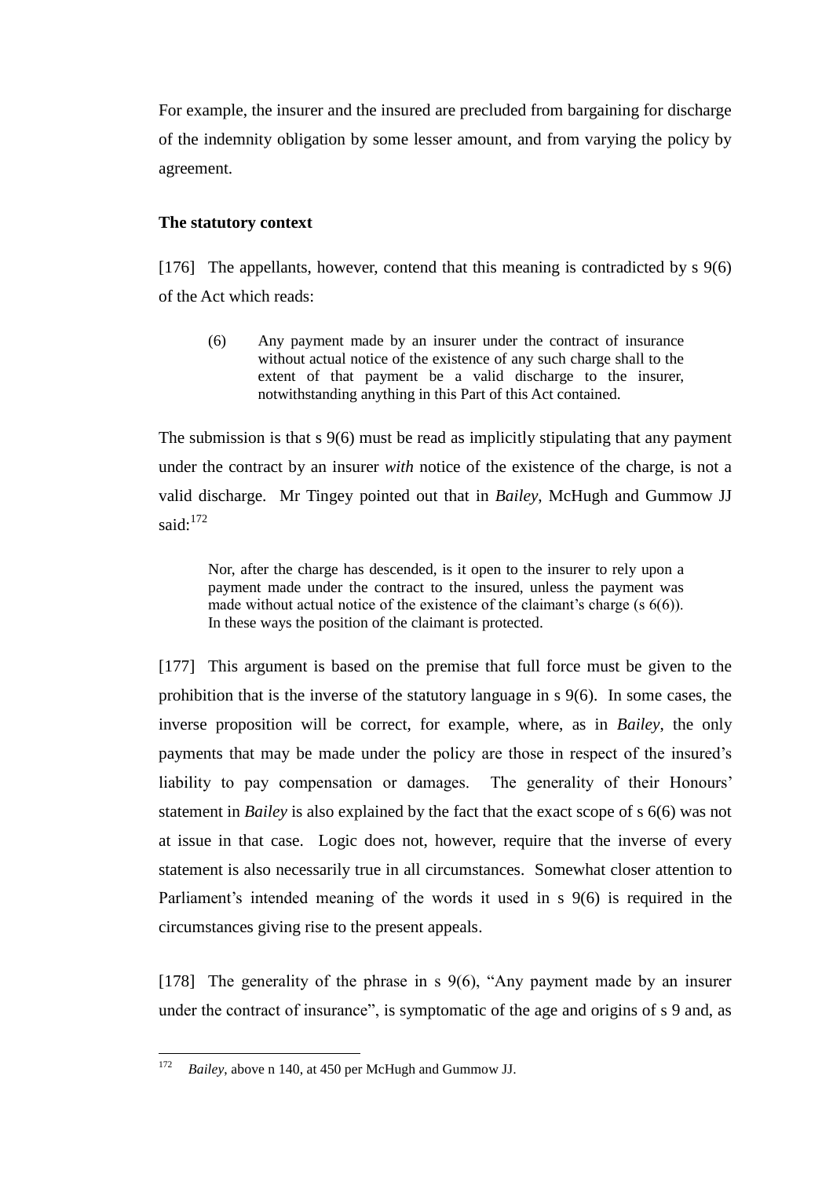For example, the insurer and the insured are precluded from bargaining for discharge of the indemnity obligation by some lesser amount, and from varying the policy by agreement.

**The statutory context**

[176] The appellants, however, contend that this meaning is contradicted by s 9(6) of the Act which reads:

> (6) Any payment made by an insurer under the contract of insurance without actual notice of the existence of any such charge shall to the extent of that payment be a valid discharge to the insurer, notwithstanding anything in this Part of this Act contained.

The submission is that s 9(6) must be read as implicitly stipulating that any payment under the contract by an insurer *with* notice of the existence of the charge, is not a valid discharge. Mr Tingey pointed out that in *Bailey*, McHugh and Gummow JJ said:[172]

> Nor, after the charge has descended, is it open to the insurer to rely upon a payment made under the contract to the insured, unless the payment was made without actual notice of the existence of the claimant's charge (s 6(6)). In these ways the position of the claimant is protected.

[177] This argument is based on the premise that full force must be given to the prohibition that is the inverse of the statutory language in s 9(6). In some cases, the inverse proposition will be correct, for example, where, as in *Bailey*, the only payments that may be made under the policy are those in respect of the insured's liability to pay compensation or damages. The generality of their Honours' statement in *Bailey* is also explained by the fact that the exact scope of s 6(6) was not at issue in that case. Logic does not, however, require that the inverse of every statement is also necessarily true in all circumstances. Somewhat closer attention to Parliament's intended meaning of the words it used in s 9(6) is required in the circumstances giving rise to the present appeals.

[178] The generality of the phrase in s 9(6), "Any payment made by an insurer under the contract of insurance", is symptomatic of the age and origins of s 9 and, as

---

[172] *Bailey*, above n 140, at 450 per McHugh and Gummow JJ.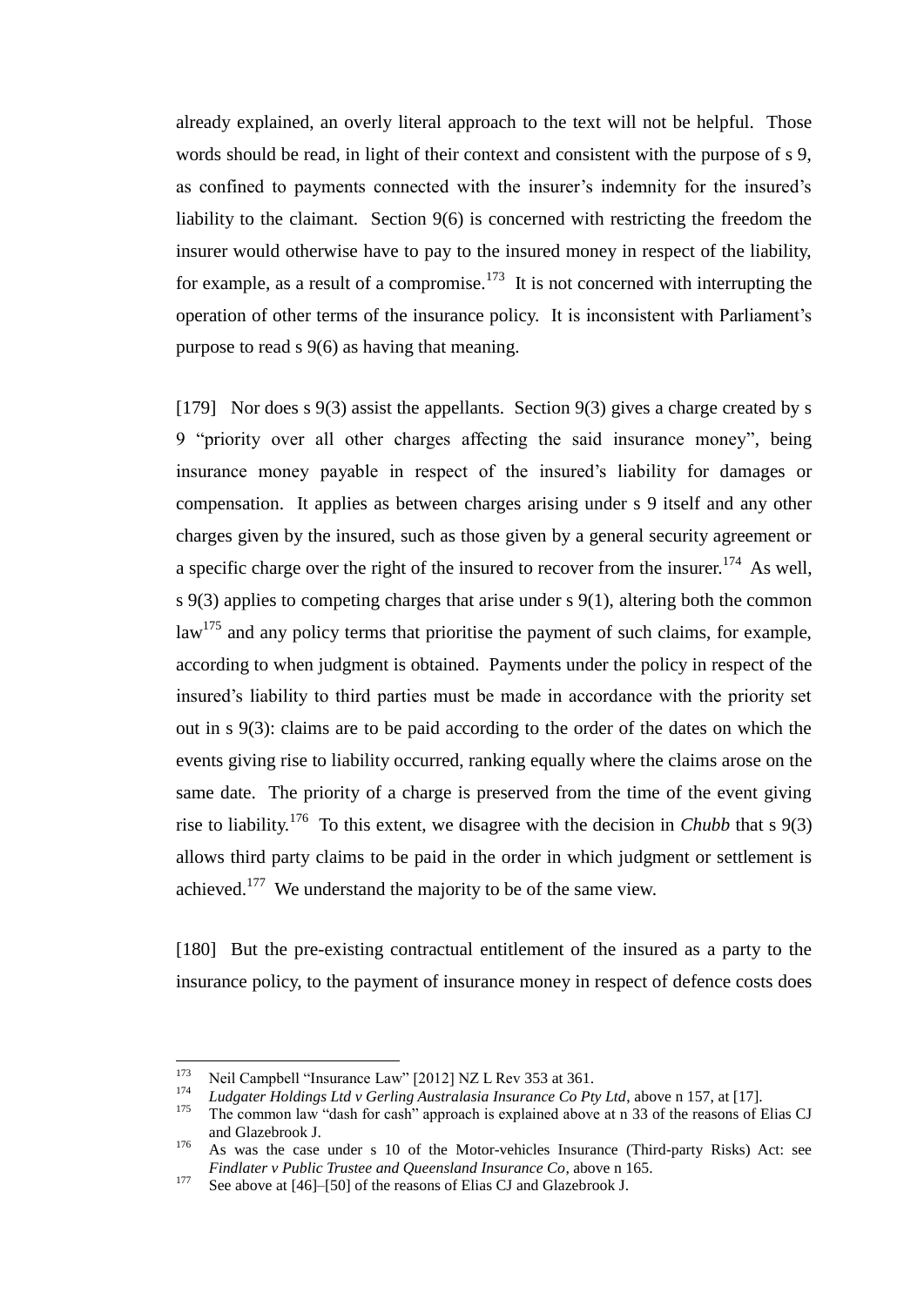already explained, an overly literal approach to the text will not be helpful. Those words should be read, in light of their context and consistent with the purpose of s 9, as confined to payments connected with the insurer's indemnity for the insured's liability to the claimant. Section 9(6) is concerned with restricting the freedom the insurer would otherwise have to pay to the insured money in respect of the liability, for example, as a result of a compromise.[173] It is not concerned with interrupting the operation of other terms of the insurance policy. It is inconsistent with Parliament's purpose to read s 9(6) as having that meaning.

[179] Nor does s 9(3) assist the appellants. Section 9(3) gives a charge created by s 9 "priority over all other charges affecting the said insurance money", being insurance money payable in respect of the insured's liability for damages or compensation. It applies as between charges arising under s 9 itself and any other charges given by the insured, such as those given by a general security agreement or a specific charge over the right of the insured to recover from the insurer.[174] As well, s 9(3) applies to competing charges that arise under s 9(1), altering both the common law[175] and any policy terms that prioritise the payment of such claims, for example, according to when judgment is obtained. Payments under the policy in respect of the insured's liability to third parties must be made in accordance with the priority set out in s 9(3): claims are to be paid according to the order of the dates on which the events giving rise to liability occurred, ranking equally where the claims arose on the same date. The priority of a charge is preserved from the time of the event giving rise to liability.[176] To this extent, we disagree with the decision in *Chubb* that s 9(3) allows third party claims to be paid in the order in which judgment or settlement is achieved.[177] We understand the majority to be of the same view.

[180] But the pre-existing contractual entitlement of the insured as a party to the insurance policy, to the payment of insurance money in respect of defence costs does

---

[173] Neil Campbell "Insurance Law" [2012] NZ L Rev 353 at 361.

[174] *Ludgater Holdings Ltd v Gerling Australasia Insurance Co Pty Ltd*, above n 157, at [17].

[175] The common law "dash for cash" approach is explained above at n 33 of the reasons of Elias CJ and Glazebrook J.

[176] As was the case under s 10 of the Motor-vehicles Insurance (Third-party Risks) Act: see *Findlater v Public Trustee and Queensland Insurance Co*, above n 165.

[177] See above at [46]–[50] of the reasons of Elias CJ and Glazebrook J.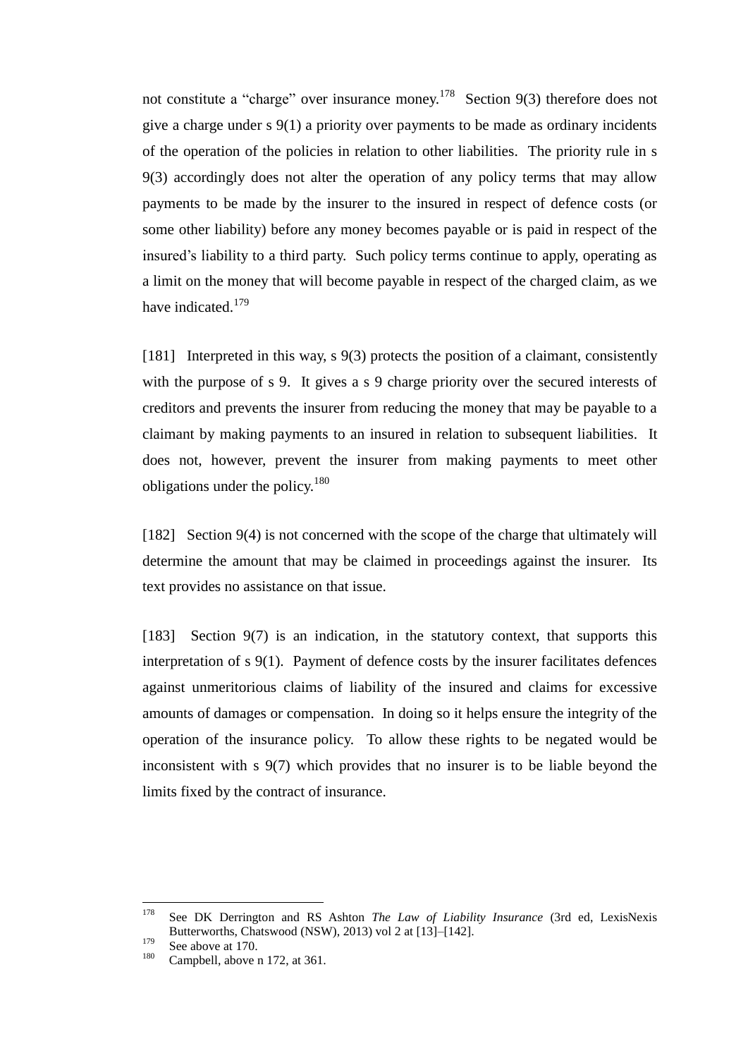not constitute a "charge" over insurance money.[178] Section 9(3) therefore does not give a charge under s 9(1) a priority over payments to be made as ordinary incidents of the operation of the policies in relation to other liabilities. The priority rule in s 9(3) accordingly does not alter the operation of any policy terms that may allow payments to be made by the insurer to the insured in respect of defence costs (or some other liability) before any money becomes payable or is paid in respect of the insured's liability to a third party. Such policy terms continue to apply, operating as a limit on the money that will become payable in respect of the charged claim, as we have indicated.[179]

[181] Interpreted in this way, s 9(3) protects the position of a claimant, consistently with the purpose of s 9. It gives a s 9 charge priority over the secured interests of creditors and prevents the insurer from reducing the money that may be payable to a claimant by making payments to an insured in relation to subsequent liabilities. It does not, however, prevent the insurer from making payments to meet other obligations under the policy.[180]

[182] Section 9(4) is not concerned with the scope of the charge that ultimately will determine the amount that may be claimed in proceedings against the insurer. Its text provides no assistance on that issue.

[183] Section 9(7) is an indication, in the statutory context, that supports this interpretation of s 9(1). Payment of defence costs by the insurer facilitates defences against unmeritorious claims of liability of the insured and claims for excessive amounts of damages or compensation. In doing so it helps ensure the integrity of the operation of the insurance policy. To allow these rights to be negated would be inconsistent with s 9(7) which provides that no insurer is to be liable beyond the limits fixed by the contract of insurance.

---

[178] See DK Derrington and RS Ashton *The Law of Liability Insurance* (3rd ed, LexisNexis Butterworths, Chatswood (NSW), 2013) vol 2 at [13]–[142].

[179] See above at 170.

[180] Campbell, above n 172, at 361.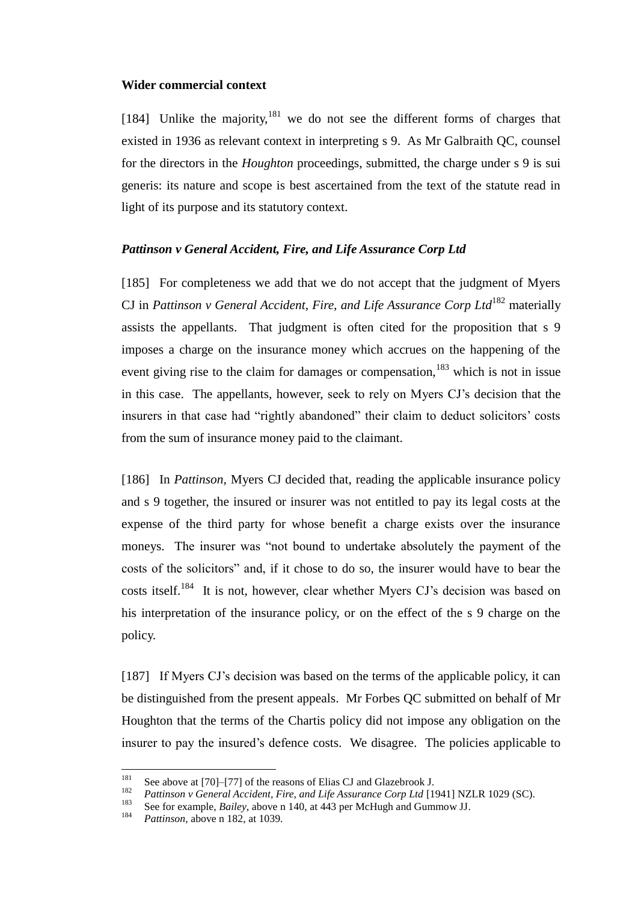**Wider commercial context**

[184] Unlike the majority,[181] we do not see the different forms of charges that existed in 1936 as relevant context in interpreting s 9. As Mr Galbraith QC, counsel for the directors in the *Houghton* proceedings, submitted, the charge under s 9 is sui generis: its nature and scope is best ascertained from the text of the statute read in light of its purpose and its statutory context.

***Pattinson v General Accident, Fire, and Life Assurance Corp Ltd***

[185] For completeness we add that we do not accept that the judgment of Myers CJ in *Pattinson v General Accident, Fire, and Life Assurance Corp Ltd*[182] materially assists the appellants. That judgment is often cited for the proposition that s 9 imposes a charge on the insurance money which accrues on the happening of the event giving rise to the claim for damages or compensation,[183] which is not in issue in this case. The appellants, however, seek to rely on Myers CJ's decision that the insurers in that case had "rightly abandoned" their claim to deduct solicitors' costs from the sum of insurance money paid to the claimant.

[186] In *Pattinson*, Myers CJ decided that, reading the applicable insurance policy and s 9 together, the insured or insurer was not entitled to pay its legal costs at the expense of the third party for whose benefit a charge exists over the insurance moneys. The insurer was "not bound to undertake absolutely the payment of the costs of the solicitors" and, if it chose to do so, the insurer would have to bear the costs itself.[184] It is not, however, clear whether Myers CJ's decision was based on his interpretation of the insurance policy, or on the effect of the s 9 charge on the policy.

[187] If Myers CJ's decision was based on the terms of the applicable policy, it can be distinguished from the present appeals. Mr Forbes QC submitted on behalf of Mr Houghton that the terms of the Chartis policy did not impose any obligation on the insurer to pay the insured's defence costs. We disagree. The policies applicable to

---

[181] See above at [70]–[77] of the reasons of Elias CJ and Glazebrook J.

[182] *Pattinson v General Accident, Fire, and Life Assurance Corp Ltd* [1941] NZLR 1029 (SC).

[183] See for example, *Bailey*, above n 140, at 443 per McHugh and Gummow JJ.

[184] *Pattinson*, above n 182, at 1039.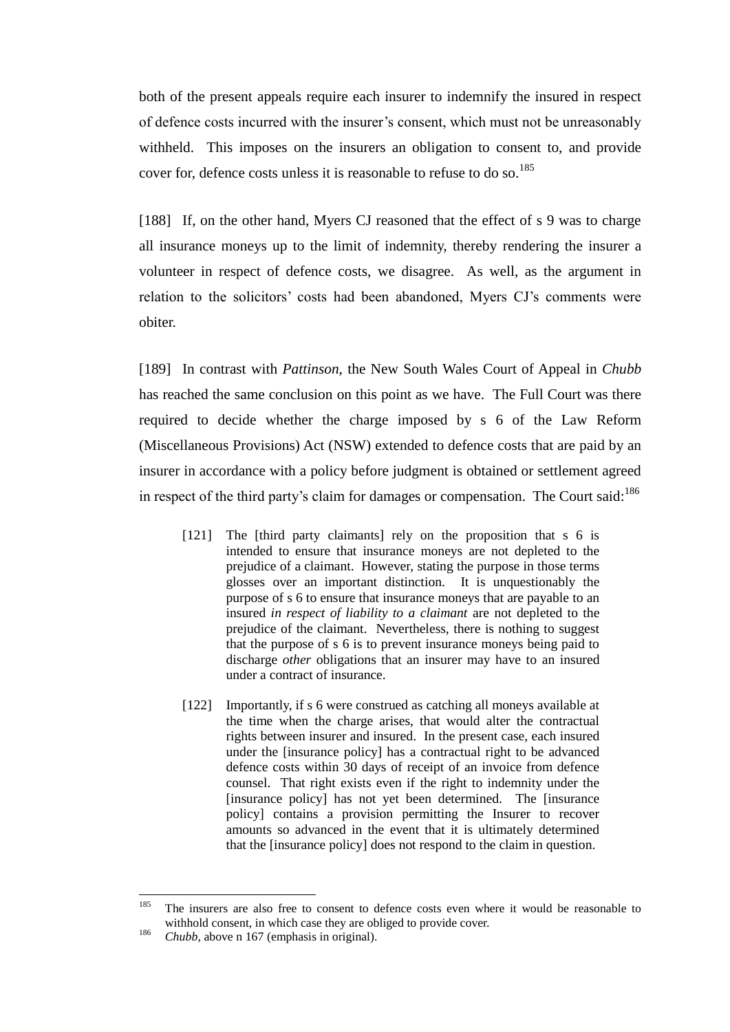both of the present appeals require each insurer to indemnify the insured in respect of defence costs incurred with the insurer's consent, which must not be unreasonably withheld. This imposes on the insurers an obligation to consent to, and provide cover for, defence costs unless it is reasonable to refuse to do so.[185]

[188] If, on the other hand, Myers CJ reasoned that the effect of s 9 was to charge all insurance moneys up to the limit of indemnity, thereby rendering the insurer a volunteer in respect of defence costs, we disagree. As well, as the argument in relation to the solicitors' costs had been abandoned, Myers CJ's comments were obiter.

[189] In contrast with *Pattinson*, the New South Wales Court of Appeal in *Chubb* has reached the same conclusion on this point as we have. The Full Court was there required to decide whether the charge imposed by s 6 of the Law Reform (Miscellaneous Provisions) Act (NSW) extended to defence costs that are paid by an insurer in accordance with a policy before judgment is obtained or settlement agreed in respect of the third party's claim for damages or compensation. The Court said:[186]

> [121] The [third party claimants] rely on the proposition that s 6 is intended to ensure that insurance moneys are not depleted to the prejudice of a claimant. However, stating the purpose in those terms glosses over an important distinction. It is unquestionably the purpose of s 6 to ensure that insurance moneys that are payable to an insured *in respect of liability to a claimant* are not depleted to the prejudice of the claimant. Nevertheless, there is nothing to suggest that the purpose of s 6 is to prevent insurance moneys being paid to discharge *other* obligations that an insurer may have to an insured under a contract of insurance.
>
> [122] Importantly, if s 6 were construed as catching all moneys available at the time when the charge arises, that would alter the contractual rights between insurer and insured. In the present case, each insured under the [insurance policy] has a contractual right to be advanced defence costs within 30 days of receipt of an invoice from defence counsel. That right exists even if the right to indemnity under the [insurance policy] has not yet been determined. The [insurance policy] contains a provision permitting the Insurer to recover amounts so advanced in the event that it is ultimately determined that the [insurance policy] does not respond to the claim in question.

---

[185] The insurers are also free to consent to defence costs even where it would be reasonable to withhold consent, in which case they are obliged to provide cover.

[186] *Chubb*, above n 167 (emphasis in original).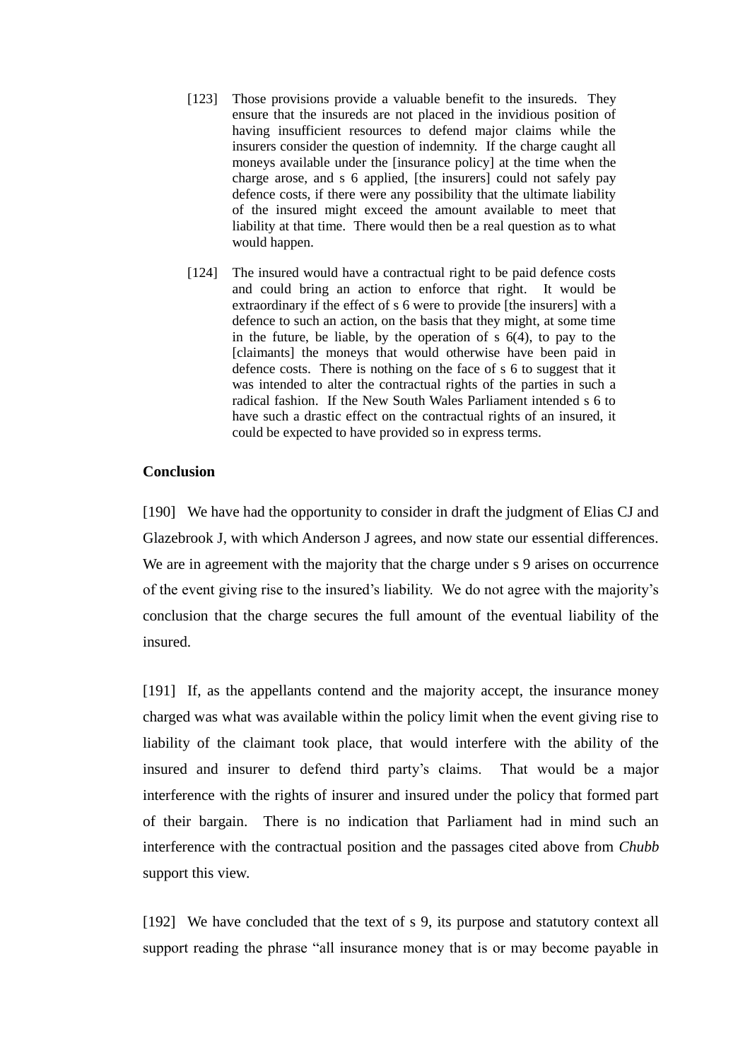> [123] Those provisions provide a valuable benefit to the insureds. They ensure that the insureds are not placed in the invidious position of having insufficient resources to defend major claims while the insurers consider the question of indemnity. If the charge caught all moneys available under the [insurance policy] at the time when the charge arose, and s 6 applied, [the insurers] could not safely pay defence costs, if there were any possibility that the ultimate liability of the insured might exceed the amount available to meet that liability at that time. There would then be a real question as to what would happen.
>
> [124] The insured would have a contractual right to be paid defence costs and could bring an action to enforce that right. It would be extraordinary if the effect of s 6 were to provide [the insurers] with a defence to such an action, on the basis that they might, at some time in the future, be liable, by the operation of s 6(4), to pay to the [claimants] the moneys that would otherwise have been paid in defence costs. There is nothing on the face of s 6 to suggest that it was intended to alter the contractual rights of the parties in such a radical fashion. If the New South Wales Parliament intended s 6 to have such a drastic effect on the contractual rights of an insured, it could be expected to have provided so in express terms.

**Conclusion**

[190] We have had the opportunity to consider in draft the judgment of Elias CJ and Glazebrook J, with which Anderson J agrees, and now state our essential differences. We are in agreement with the majority that the charge under s 9 arises on occurrence of the event giving rise to the insured's liability. We do not agree with the majority's conclusion that the charge secures the full amount of the eventual liability of the insured.

[191] If, as the appellants contend and the majority accept, the insurance money charged was what was available within the policy limit when the event giving rise to liability of the claimant took place, that would interfere with the ability of the insured and insurer to defend third party's claims. That would be a major interference with the rights of insurer and insured under the policy that formed part of their bargain. There is no indication that Parliament had in mind such an interference with the contractual position and the passages cited above from *Chubb* support this view.

[192] We have concluded that the text of s 9, its purpose and statutory context all support reading the phrase "all insurance money that is or may become payable in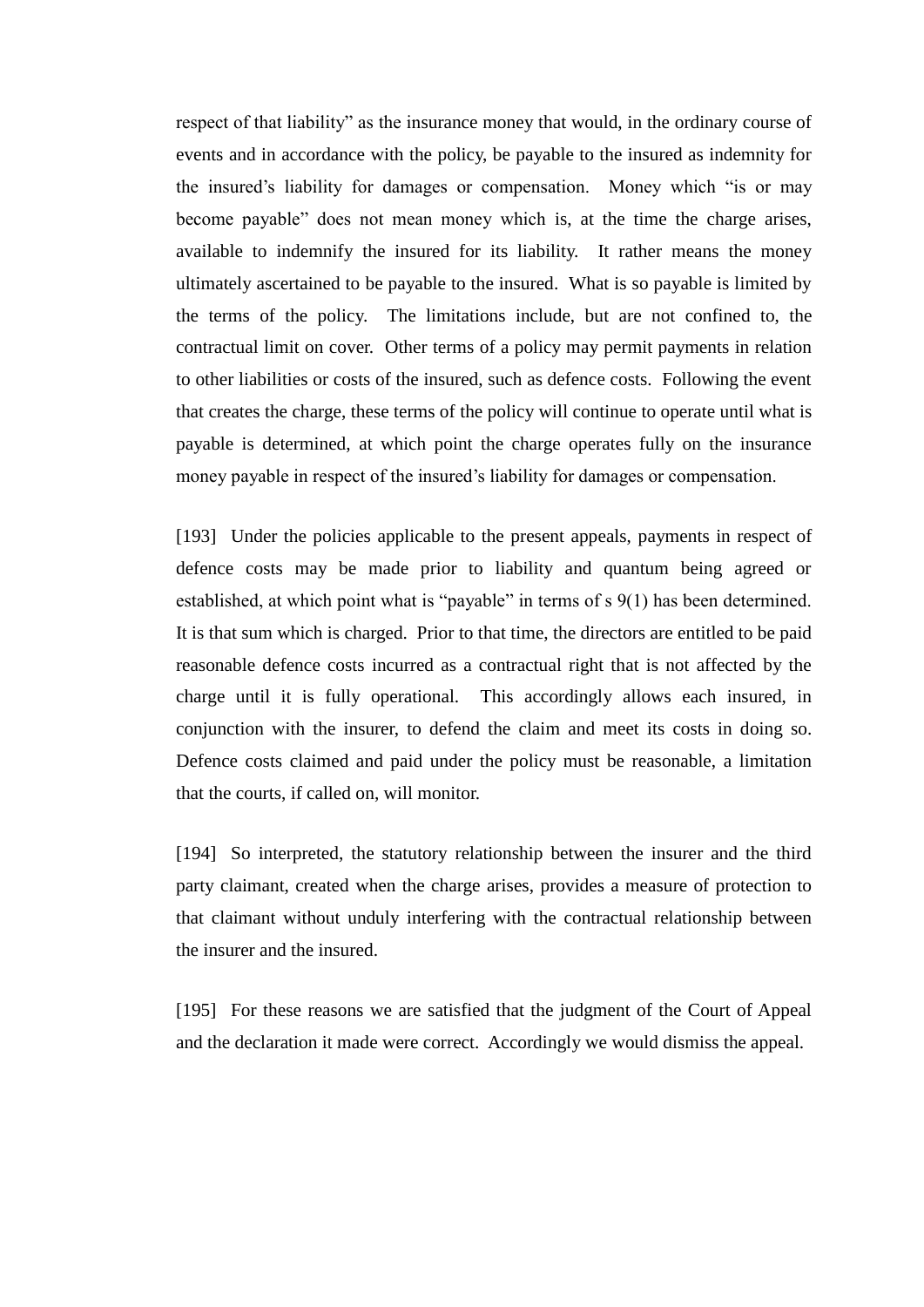respect of that liability" as the insurance money that would, in the ordinary course of events and in accordance with the policy, be payable to the insured as indemnity for the insured's liability for damages or compensation. Money which "is or may become payable" does not mean money which is, at the time the charge arises, available to indemnify the insured for its liability. It rather means the money ultimately ascertained to be payable to the insured. What is so payable is limited by the terms of the policy. The limitations include, but are not confined to, the contractual limit on cover. Other terms of a policy may permit payments in relation to other liabilities or costs of the insured, such as defence costs. Following the event that creates the charge, these terms of the policy will continue to operate until what is payable is determined, at which point the charge operates fully on the insurance money payable in respect of the insured's liability for damages or compensation.

[193] Under the policies applicable to the present appeals, payments in respect of defence costs may be made prior to liability and quantum being agreed or established, at which point what is "payable" in terms of s 9(1) has been determined. It is that sum which is charged. Prior to that time, the directors are entitled to be paid reasonable defence costs incurred as a contractual right that is not affected by the charge until it is fully operational. This accordingly allows each insured, in conjunction with the insurer, to defend the claim and meet its costs in doing so. Defence costs claimed and paid under the policy must be reasonable, a limitation that the courts, if called on, will monitor.

[194] So interpreted, the statutory relationship between the insurer and the third party claimant, created when the charge arises, provides a measure of protection to that claimant without unduly interfering with the contractual relationship between the insurer and the insured.

[195] For these reasons we are satisfied that the judgment of the Court of Appeal and the declaration it made were correct. Accordingly we would dismiss the appeal.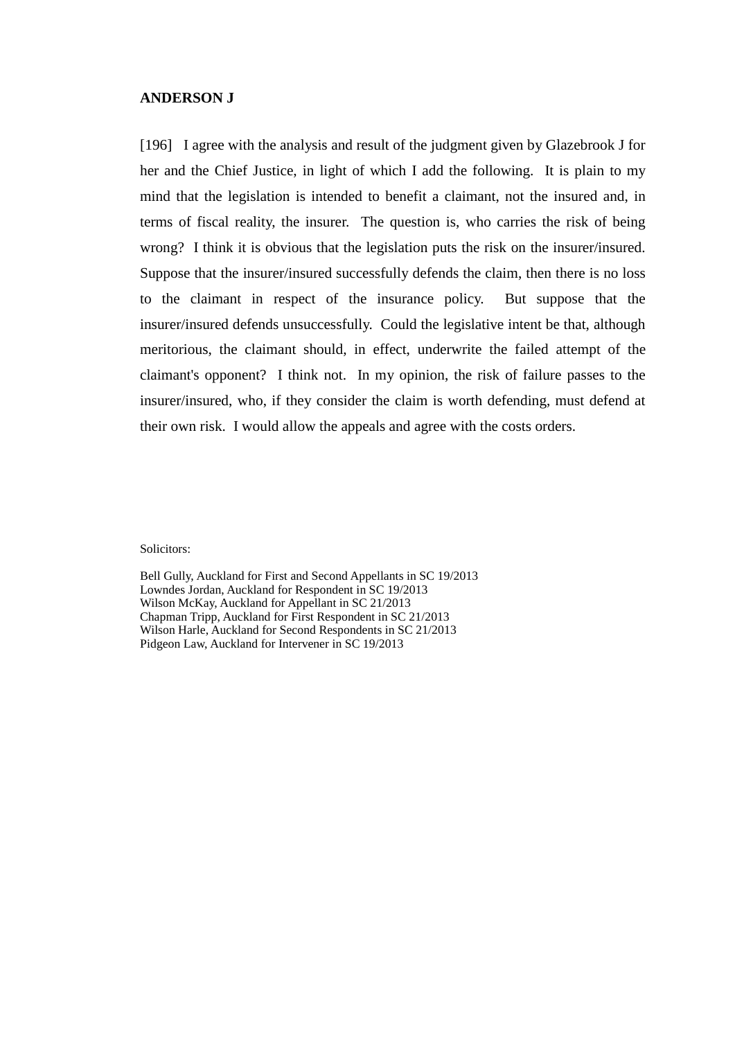**ANDERSON J**

[196] I agree with the analysis and result of the judgment given by Glazebrook J for her and the Chief Justice, in light of which I add the following. It is plain to my mind that the legislation is intended to benefit a claimant, not the insured and, in terms of fiscal reality, the insurer. The question is, who carries the risk of being wrong? I think it is obvious that the legislation puts the risk on the insurer/insured. Suppose that the insurer/insured successfully defends the claim, then there is no loss to the claimant in respect of the insurance policy. But suppose that the insurer/insured defends unsuccessfully. Could the legislative intent be that, although meritorious, the claimant should, in effect, underwrite the failed attempt of the claimant's opponent? I think not. In my opinion, the risk of failure passes to the insurer/insured, who, if they consider the claim is worth defending, must defend at their own risk. I would allow the appeals and agree with the costs orders.

Solicitors:

Bell Gully, Auckland for First and Second Appellants in SC 19/2013
Lowndes Jordan, Auckland for Respondent in SC 19/2013
Wilson McKay, Auckland for Appellant in SC 21/2013
Chapman Tripp, Auckland for First Respondent in SC 21/2013
Wilson Harle, Auckland for Second Respondents in SC 21/2013
Pidgeon Law, Auckland for Intervener in SC 19/2013